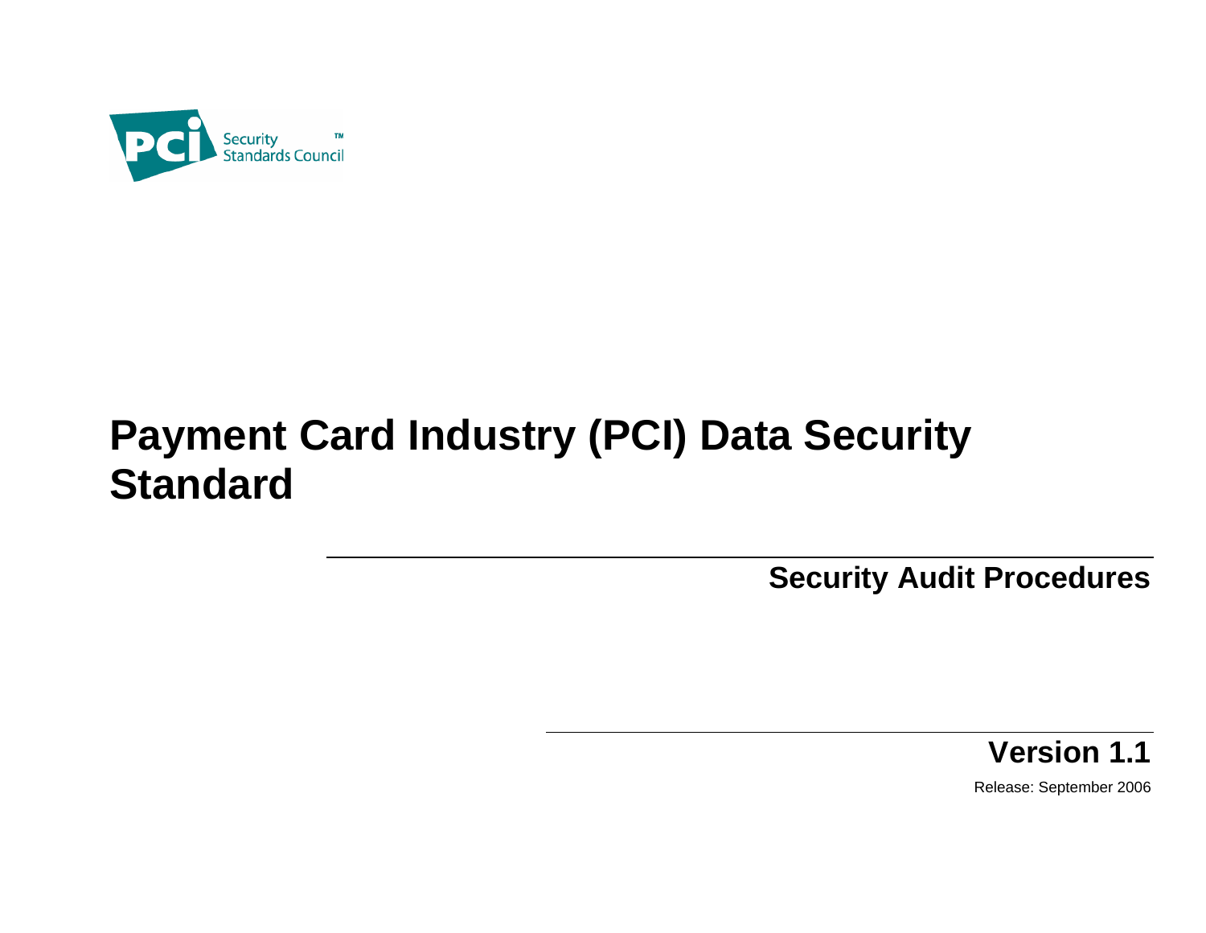PCI Security Standards Council™

# Payment Card Industry (PCI) Data Security Standard

## Security Audit Procedures

## Version 1.1

Release: September 2006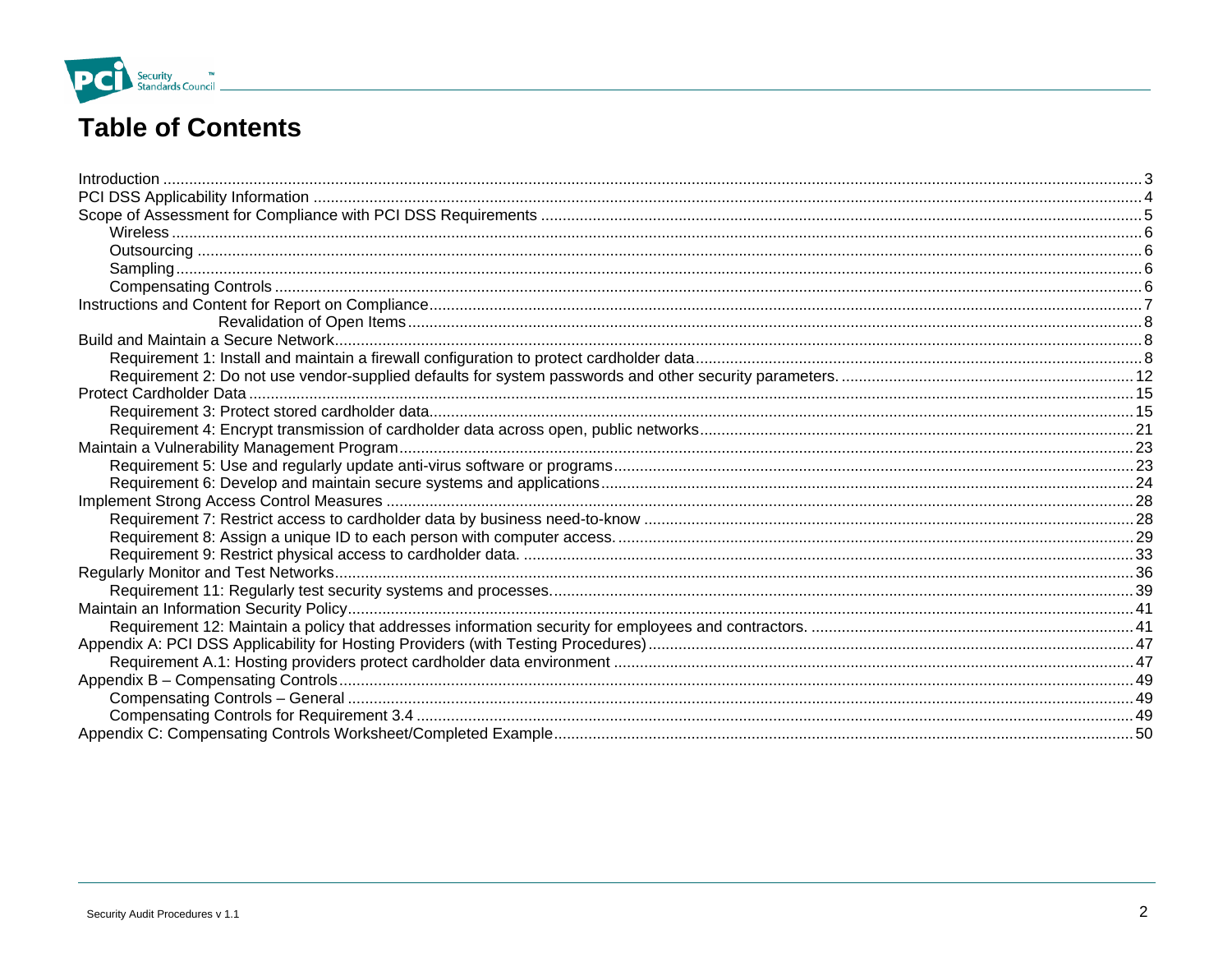# Table of Contents

| | |
|---|---|
| Introduction | 3 |
| PCI DSS Applicability Information | 4 |
| Scope of Assessment for Compliance with PCI DSS Requirements | 5 |
| Wireless | 6 |
| Outsourcing | 6 |
| Sampling | 6 |
| Compensating Controls | 6 |
| Instructions and Content for Report on Compliance | 7 |
| Revalidation of Open Items | 8 |
| Build and Maintain a Secure Network | 8 |
| Requirement 1: Install and maintain a firewall configuration to protect cardholder data | 8 |
| Requirement 2: Do not use vendor-supplied defaults for system passwords and other security parameters. | 12 |
| Protect Cardholder Data | 15 |
| Requirement 3: Protect stored cardholder data. | 15 |
| Requirement 4: Encrypt transmission of cardholder data across open, public networks | 21 |
| Maintain a Vulnerability Management Program | 23 |
| Requirement 5: Use and regularly update anti-virus software or programs | 23 |
| Requirement 6: Develop and maintain secure systems and applications | 24 |
| Implement Strong Access Control Measures | 28 |
| Requirement 7: Restrict access to cardholder data by business need-to-know | 28 |
| Requirement 8: Assign a unique ID to each person with computer access. | 29 |
| Requirement 9: Restrict physical access to cardholder data. | 33 |
| Regularly Monitor and Test Networks | 36 |
| Requirement 11: Regularly test security systems and processes. | 39 |
| Maintain an Information Security Policy | 41 |
| Requirement 12: Maintain a policy that addresses information security for employees and contractors. | 41 |
| Appendix A: PCI DSS Applicability for Hosting Providers (with Testing Procedures) | 47 |
| Requirement A.1: Hosting providers protect cardholder data environment | 47 |
| Appendix B – Compensating Controls | 49 |
| Compensating Controls – General | 49 |
| Compensating Controls for Requirement 3.4 | 49 |
| Appendix C: Compensating Controls Worksheet/Completed Example | 50 |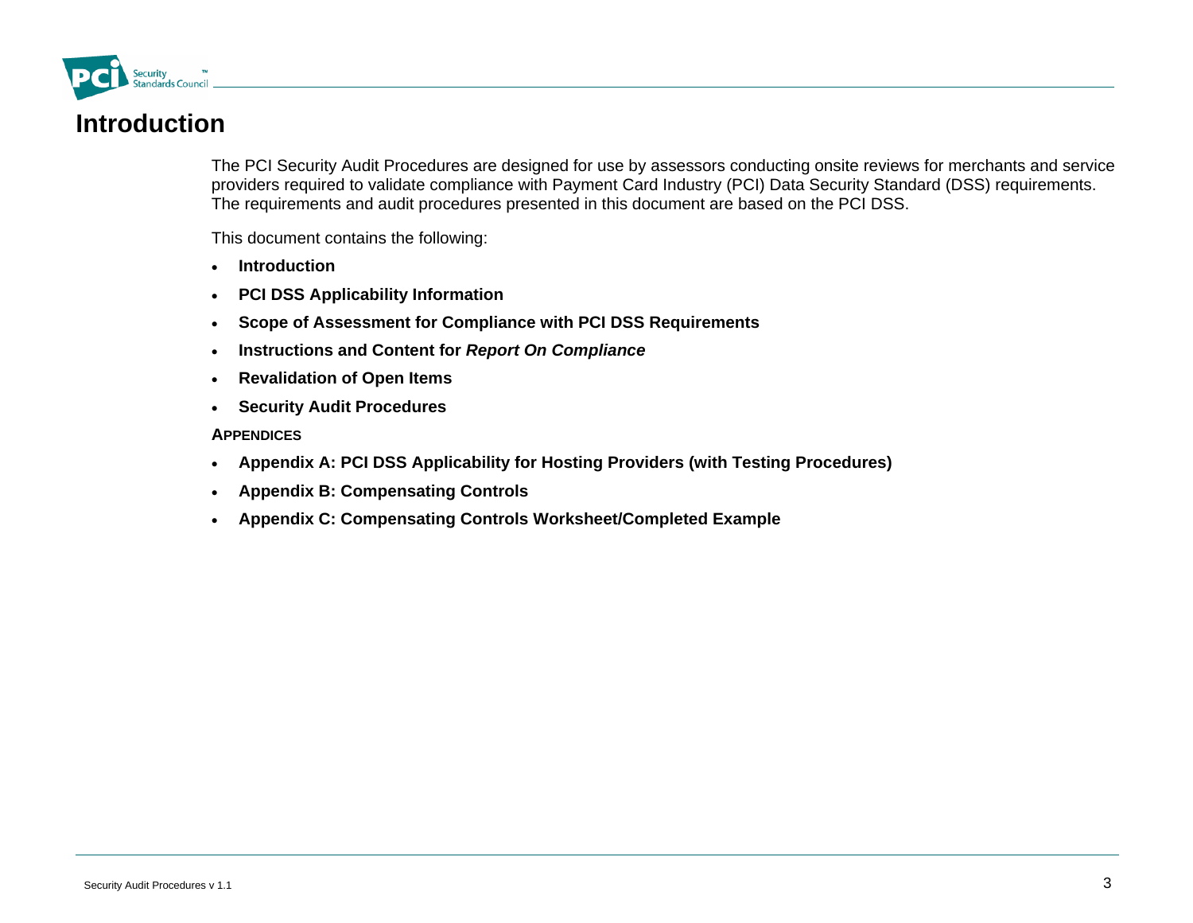# Introduction

The PCI Security Audit Procedures are designed for use by assessors conducting onsite reviews for merchants and service providers required to validate compliance with Payment Card Industry (PCI) Data Security Standard (DSS) requirements. The requirements and audit procedures presented in this document are based on the PCI DSS.

This document contains the following:

- **Introduction**
- **PCI DSS Applicability Information**
- **Scope of Assessment for Compliance with PCI DSS Requirements**
- **Instructions and Content for *Report On Compliance***
- **Revalidation of Open Items**
- **Security Audit Procedures**

**APPENDICES**

- **Appendix A: PCI DSS Applicability for Hosting Providers (with Testing Procedures)**
- **Appendix B: Compensating Controls**
- **Appendix C: Compensating Controls Worksheet/Completed Example**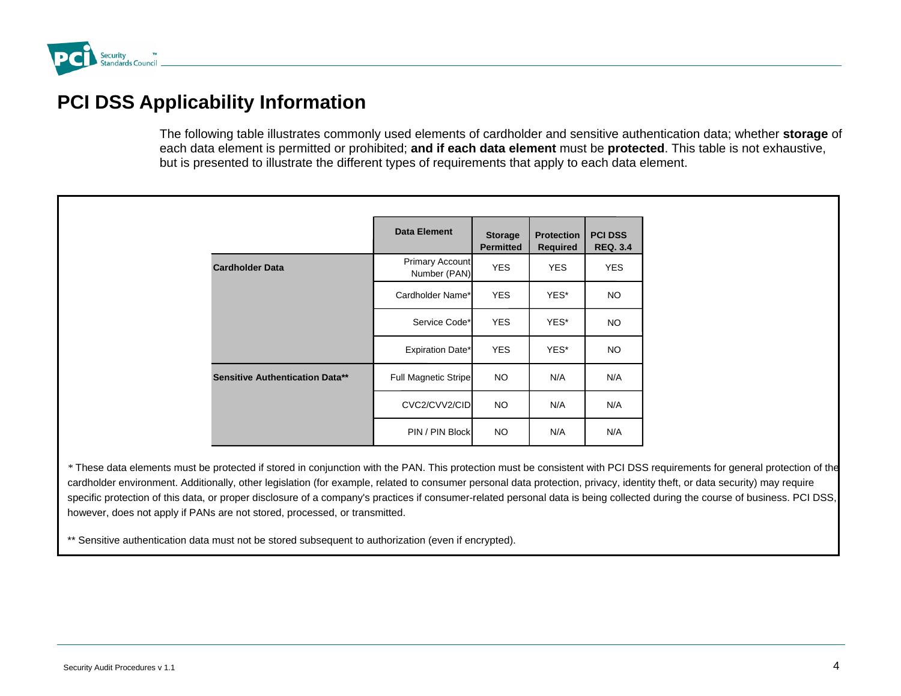# PCI DSS Applicability Information

The following table illustrates commonly used elements of cardholder and sensitive authentication data; whether **storage** of each data element is permitted or prohibited; **and if each data element** must be **protected**. This table is not exhaustive, but is presented to illustrate the different types of requirements that apply to each data element.

| | Data Element | Storage Permitted | Protection Required | PCI DSS REQ. 3.4 |
|---|---|---|---|---|
| **Cardholder Data** | Primary Account Number (PAN) | YES | YES | YES |
| | Cardholder Name* | YES | YES* | NO |
| | Service Code* | YES | YES* | NO |
| | Expiration Date* | YES | YES* | NO |
| **Sensitive Authentication Data**** | Full Magnetic Stripe | NO | N/A | N/A |
| | CVC2/CVV2/CID | NO | N/A | N/A |
| | PIN / PIN Block | NO | N/A | N/A |

* These data elements must be protected if stored in conjunction with the PAN. This protection must be consistent with PCI DSS requirements for general protection of the cardholder environment. Additionally, other legislation (for example, related to consumer personal data protection, privacy, identity theft, or data security) may require specific protection of this data, or proper disclosure of a company's practices if consumer-related personal data is being collected during the course of business. PCI DSS, however, does not apply if PANs are not stored, processed, or transmitted.

** Sensitive authentication data must not be stored subsequent to authorization (even if encrypted).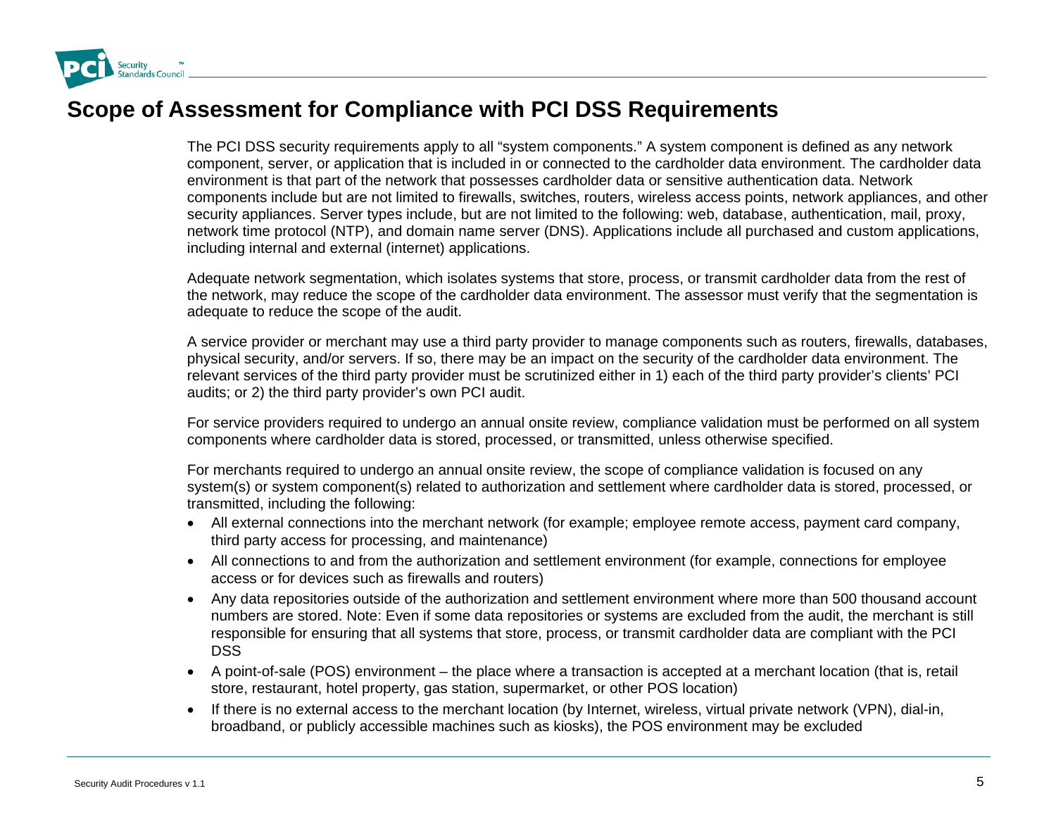# Scope of Assessment for Compliance with PCI DSS Requirements

The PCI DSS security requirements apply to all "system components." A system component is defined as any network component, server, or application that is included in or connected to the cardholder data environment. The cardholder data environment is that part of the network that possesses cardholder data or sensitive authentication data. Network components include but are not limited to firewalls, switches, routers, wireless access points, network appliances, and other security appliances. Server types include, but are not limited to the following: web, database, authentication, mail, proxy, network time protocol (NTP), and domain name server (DNS). Applications include all purchased and custom applications, including internal and external (internet) applications.

Adequate network segmentation, which isolates systems that store, process, or transmit cardholder data from the rest of the network, may reduce the scope of the cardholder data environment. The assessor must verify that the segmentation is adequate to reduce the scope of the audit.

A service provider or merchant may use a third party provider to manage components such as routers, firewalls, databases, physical security, and/or servers. If so, there may be an impact on the security of the cardholder data environment. The relevant services of the third party provider must be scrutinized either in 1) each of the third party provider's clients' PCI audits; or 2) the third party provider's own PCI audit.

For service providers required to undergo an annual onsite review, compliance validation must be performed on all system components where cardholder data is stored, processed, or transmitted, unless otherwise specified.

For merchants required to undergo an annual onsite review, the scope of compliance validation is focused on any system(s) or system component(s) related to authorization and settlement where cardholder data is stored, processed, or transmitted, including the following:

- All external connections into the merchant network (for example; employee remote access, payment card company, third party access for processing, and maintenance)
- All connections to and from the authorization and settlement environment (for example, connections for employee access or for devices such as firewalls and routers)
- Any data repositories outside of the authorization and settlement environment where more than 500 thousand account numbers are stored. Note: Even if some data repositories or systems are excluded from the audit, the merchant is still responsible for ensuring that all systems that store, process, or transmit cardholder data are compliant with the PCI DSS
- A point-of-sale (POS) environment – the place where a transaction is accepted at a merchant location (that is, retail store, restaurant, hotel property, gas station, supermarket, or other POS location)
- If there is no external access to the merchant location (by Internet, wireless, virtual private network (VPN), dial-in, broadband, or publicly accessible machines such as kiosks), the POS environment may be excluded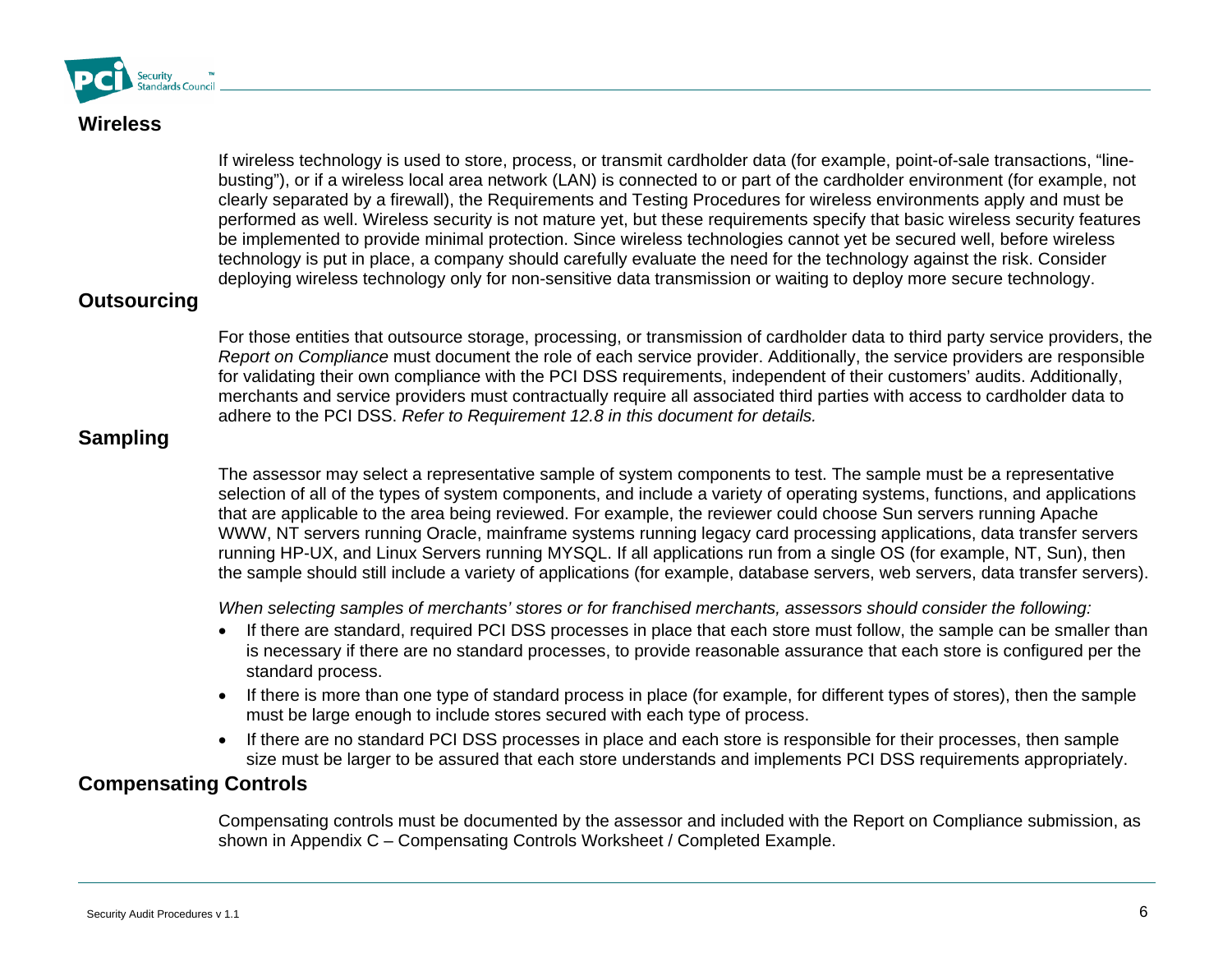## Wireless

If wireless technology is used to store, process, or transmit cardholder data (for example, point-of-sale transactions, "line-busting"), or if a wireless local area network (LAN) is connected to or part of the cardholder environment (for example, not clearly separated by a firewall), the Requirements and Testing Procedures for wireless environments apply and must be performed as well. Wireless security is not mature yet, but these requirements specify that basic wireless security features be implemented to provide minimal protection. Since wireless technologies cannot yet be secured well, before wireless technology is put in place, a company should carefully evaluate the need for the technology against the risk. Consider deploying wireless technology only for non-sensitive data transmission or waiting to deploy more secure technology.

## Outsourcing

For those entities that outsource storage, processing, or transmission of cardholder data to third party service providers, the *Report on Compliance* must document the role of each service provider. Additionally, the service providers are responsible for validating their own compliance with the PCI DSS requirements, independent of their customers' audits. Additionally, merchants and service providers must contractually require all associated third parties with access to cardholder data to adhere to the PCI DSS. *Refer to Requirement 12.8 in this document for details.*

## Sampling

The assessor may select a representative sample of system components to test. The sample must be a representative selection of all of the types of system components, and include a variety of operating systems, functions, and applications that are applicable to the area being reviewed. For example, the reviewer could choose Sun servers running Apache WWW, NT servers running Oracle, mainframe systems running legacy card processing applications, data transfer servers running HP-UX, and Linux Servers running MYSQL. If all applications run from a single OS (for example, NT, Sun), then the sample should still include a variety of applications (for example, database servers, web servers, data transfer servers).

*When selecting samples of merchants' stores or for franchised merchants, assessors should consider the following:*

- If there are standard, required PCI DSS processes in place that each store must follow, the sample can be smaller than is necessary if there are no standard processes, to provide reasonable assurance that each store is configured per the standard process.
- If there is more than one type of standard process in place (for example, for different types of stores), then the sample must be large enough to include stores secured with each type of process.
- If there are no standard PCI DSS processes in place and each store is responsible for their processes, then sample size must be larger to be assured that each store understands and implements PCI DSS requirements appropriately.

## Compensating Controls

Compensating controls must be documented by the assessor and included with the Report on Compliance submission, as shown in Appendix C – Compensating Controls Worksheet / Completed Example.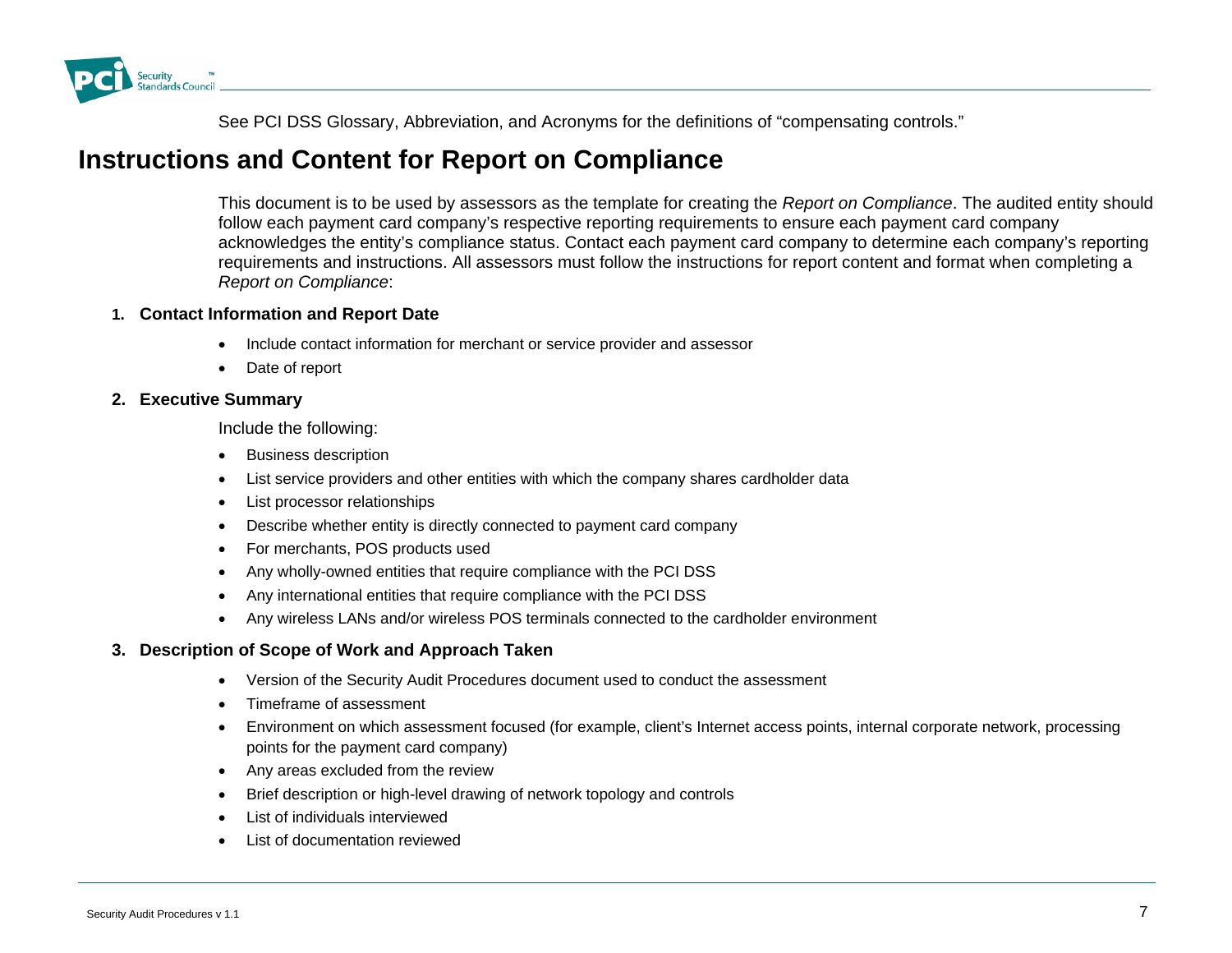See PCI DSS Glossary, Abbreviation, and Acronyms for the definitions of "compensating controls."

# Instructions and Content for Report on Compliance

This document is to be used by assessors as the template for creating the *Report on Compliance*. The audited entity should follow each payment card company's respective reporting requirements to ensure each payment card company acknowledges the entity's compliance status. Contact each payment card company to determine each company's reporting requirements and instructions. All assessors must follow the instructions for report content and format when completing a *Report on Compliance*:

### 1. Contact Information and Report Date

- Include contact information for merchant or service provider and assessor
- Date of report

### 2. Executive Summary

Include the following:

- Business description
- List service providers and other entities with which the company shares cardholder data
- List processor relationships
- Describe whether entity is directly connected to payment card company
- For merchants, POS products used
- Any wholly-owned entities that require compliance with the PCI DSS
- Any international entities that require compliance with the PCI DSS
- Any wireless LANs and/or wireless POS terminals connected to the cardholder environment

### 3. Description of Scope of Work and Approach Taken

- Version of the Security Audit Procedures document used to conduct the assessment
- Timeframe of assessment
- Environment on which assessment focused (for example, client's Internet access points, internal corporate network, processing points for the payment card company)
- Any areas excluded from the review
- Brief description or high-level drawing of network topology and controls
- List of individuals interviewed
- List of documentation reviewed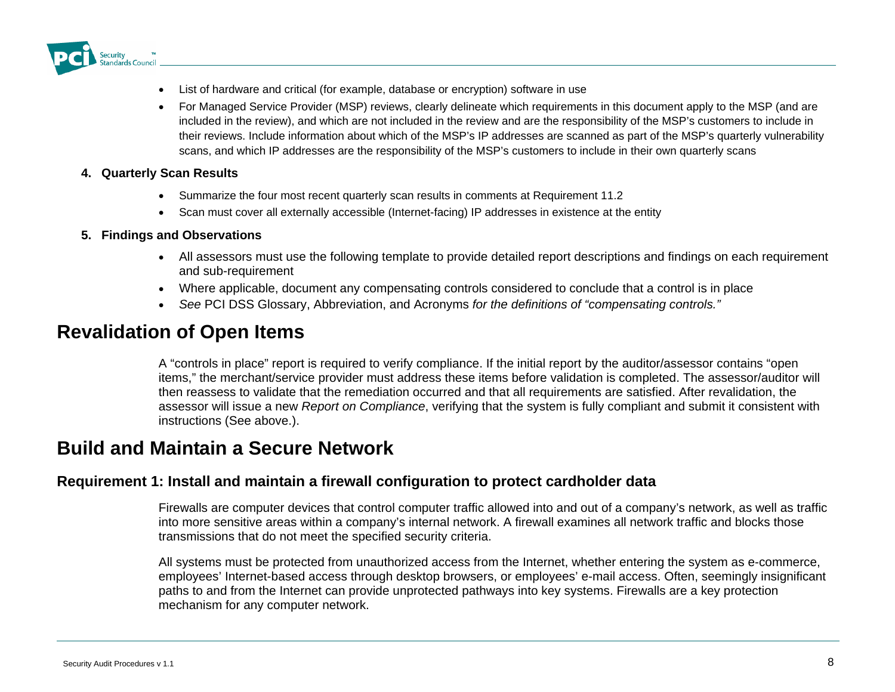- List of hardware and critical (for example, database or encryption) software in use
- For Managed Service Provider (MSP) reviews, clearly delineate which requirements in this document apply to the MSP (and are included in the review), and which are not included in the review and are the responsibility of the MSP's customers to include in their reviews. Include information about which of the MSP's IP addresses are scanned as part of the MSP's quarterly vulnerability scans, and which IP addresses are the responsibility of the MSP's customers to include in their own quarterly scans

**4. Quarterly Scan Results**

- Summarize the four most recent quarterly scan results in comments at Requirement 11.2
- Scan must cover all externally accessible (Internet-facing) IP addresses in existence at the entity

**5. Findings and Observations**

- All assessors must use the following template to provide detailed report descriptions and findings on each requirement and sub-requirement
- Where applicable, document any compensating controls considered to conclude that a control is in place
- *See* PCI DSS Glossary, Abbreviation, and Acronyms *for the definitions of "compensating controls."*

## Revalidation of Open Items

A "controls in place" report is required to verify compliance. If the initial report by the auditor/assessor contains "open items," the merchant/service provider must address these items before validation is completed. The assessor/auditor will then reassess to validate that the remediation occurred and that all requirements are satisfied. After revalidation, the assessor will issue a new *Report on Compliance*, verifying that the system is fully compliant and submit it consistent with instructions (See above.).

## Build and Maintain a Secure Network

### Requirement 1: Install and maintain a firewall configuration to protect cardholder data

Firewalls are computer devices that control computer traffic allowed into and out of a company's network, as well as traffic into more sensitive areas within a company's internal network. A firewall examines all network traffic and blocks those transmissions that do not meet the specified security criteria.

All systems must be protected from unauthorized access from the Internet, whether entering the system as e-commerce, employees' Internet-based access through desktop browsers, or employees' e-mail access. Often, seemingly insignificant paths to and from the Internet can provide unprotected pathways into key systems. Firewalls are a key protection mechanism for any computer network.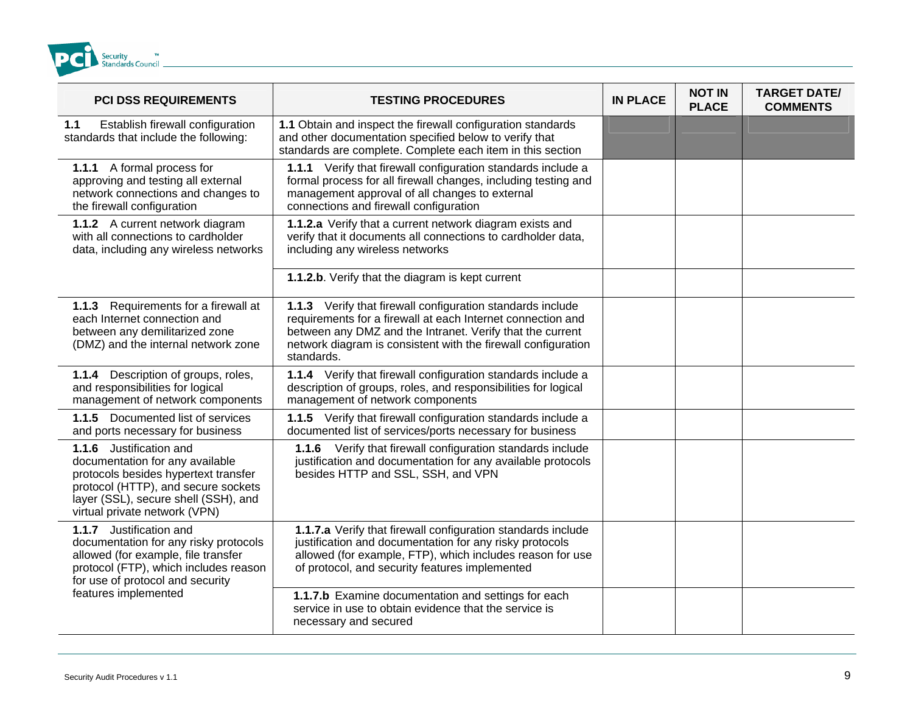| PCI DSS REQUIREMENTS | TESTING PROCEDURES | IN PLACE | NOT IN PLACE | TARGET DATE/ COMMENTS |
|---|---|---|---|---|
| **1.1** Establish firewall configuration standards that include the following: | **1.1** Obtain and inspect the firewall configuration standards and other documentation specified below to verify that standards are complete. Complete each item in this section | | | |
| **1.1.1** A formal process for approving and testing all external network connections and changes to the firewall configuration | **1.1.1** Verify that firewall configuration standards include a formal process for all firewall changes, including testing and management approval of all changes to external connections and firewall configuration | | | |
| **1.1.2** A current network diagram with all connections to cardholder data, including any wireless networks | **1.1.2.a** Verify that a current network diagram exists and verify that it documents all connections to cardholder data, including any wireless networks | | | |
| | **1.1.2.b**. Verify that the diagram is kept current | | | |
| **1.1.3** Requirements for a firewall at each Internet connection and between any demilitarized zone (DMZ) and the internal network zone | **1.1.3** Verify that firewall configuration standards include requirements for a firewall at each Internet connection and between any DMZ and the Intranet. Verify that the current network diagram is consistent with the firewall configuration standards. | | | |
| **1.1.4** Description of groups, roles, and responsibilities for logical management of network components | **1.1.4** Verify that firewall configuration standards include a description of groups, roles, and responsibilities for logical management of network components | | | |
| **1.1.5** Documented list of services and ports necessary for business | **1.1.5** Verify that firewall configuration standards include a documented list of services/ports necessary for business | | | |
| **1.1.6** Justification and documentation for any available protocols besides hypertext transfer protocol (HTTP), and secure sockets layer (SSL), secure shell (SSH), and virtual private network (VPN) | **1.1.6** Verify that firewall configuration standards include justification and documentation for any available protocols besides HTTP and SSL, SSH, and VPN | | | |
| **1.1.7** Justification and documentation for any risky protocols allowed (for example, file transfer protocol (FTP), which includes reason for use of protocol and security features implemented | **1.1.7.a** Verify that firewall configuration standards include justification and documentation for any risky protocols allowed (for example, FTP), which includes reason for use of protocol, and security features implemented | | | |
| | **1.1.7.b** Examine documentation and settings for each service in use to obtain evidence that the service is necessary and secured | | | |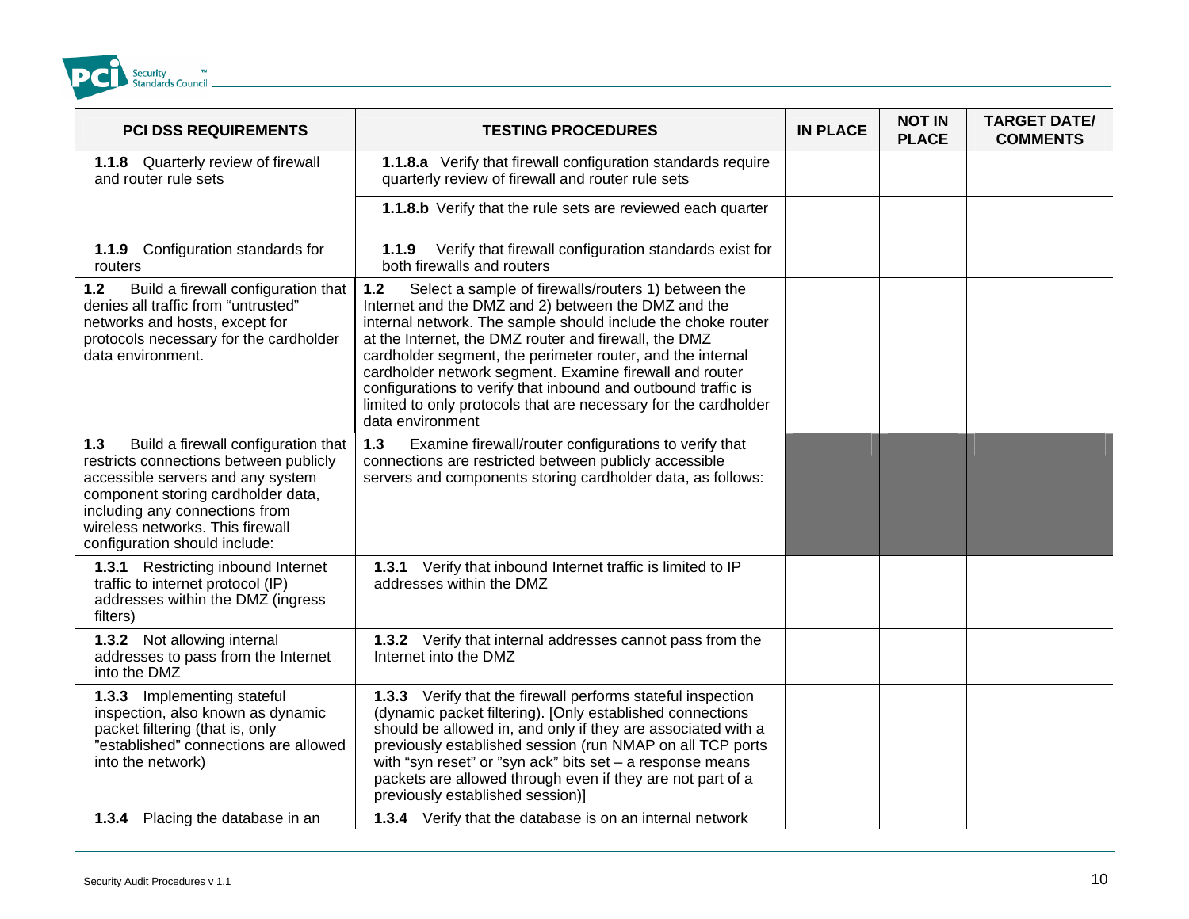| PCI DSS REQUIREMENTS | TESTING PROCEDURES | IN PLACE | NOT IN PLACE | TARGET DATE/ COMMENTS |
|---|---|---|---|---|
| **1.1.8** Quarterly review of firewall and router rule sets | **1.1.8.a** Verify that firewall configuration standards require quarterly review of firewall and router rule sets | | | |
| | **1.1.8.b** Verify that the rule sets are reviewed each quarter | | | |
| **1.1.9** Configuration standards for routers | **1.1.9** Verify that firewall configuration standards exist for both firewalls and routers | | | |
| **1.2** Build a firewall configuration that denies all traffic from "untrusted" networks and hosts, except for protocols necessary for the cardholder data environment. | **1.2** Select a sample of firewalls/routers 1) between the Internet and the DMZ and 2) between the DMZ and the internal network. The sample should include the choke router at the Internet, the DMZ router and firewall, the DMZ cardholder segment, the perimeter router, and the internal cardholder network segment. Examine firewall and router configurations to verify that inbound and outbound traffic is limited to only protocols that are necessary for the cardholder data environment | | | |
| **1.3** Build a firewall configuration that restricts connections between publicly accessible servers and any system component storing cardholder data, including any connections from wireless networks. This firewall configuration should include: | **1.3** Examine firewall/router configurations to verify that connections are restricted between publicly accessible servers and components storing cardholder data, as follows: | | | |
| **1.3.1** Restricting inbound Internet traffic to internet protocol (IP) addresses within the DMZ (ingress filters) | **1.3.1** Verify that inbound Internet traffic is limited to IP addresses within the DMZ | | | |
| **1.3.2** Not allowing internal addresses to pass from the Internet into the DMZ | **1.3.2** Verify that internal addresses cannot pass from the Internet into the DMZ | | | |
| **1.3.3** Implementing stateful inspection, also known as dynamic packet filtering (that is, only "established" connections are allowed into the network) | **1.3.3** Verify that the firewall performs stateful inspection (dynamic packet filtering). [Only established connections should be allowed in, and only if they are associated with a previously established session (run NMAP on all TCP ports with "syn reset" or "syn ack" bits set – a response means packets are allowed through even if they are not part of a previously established session)] | | | |
| **1.3.4** Placing the database in an | **1.3.4** Verify that the database is on an internal network | | | |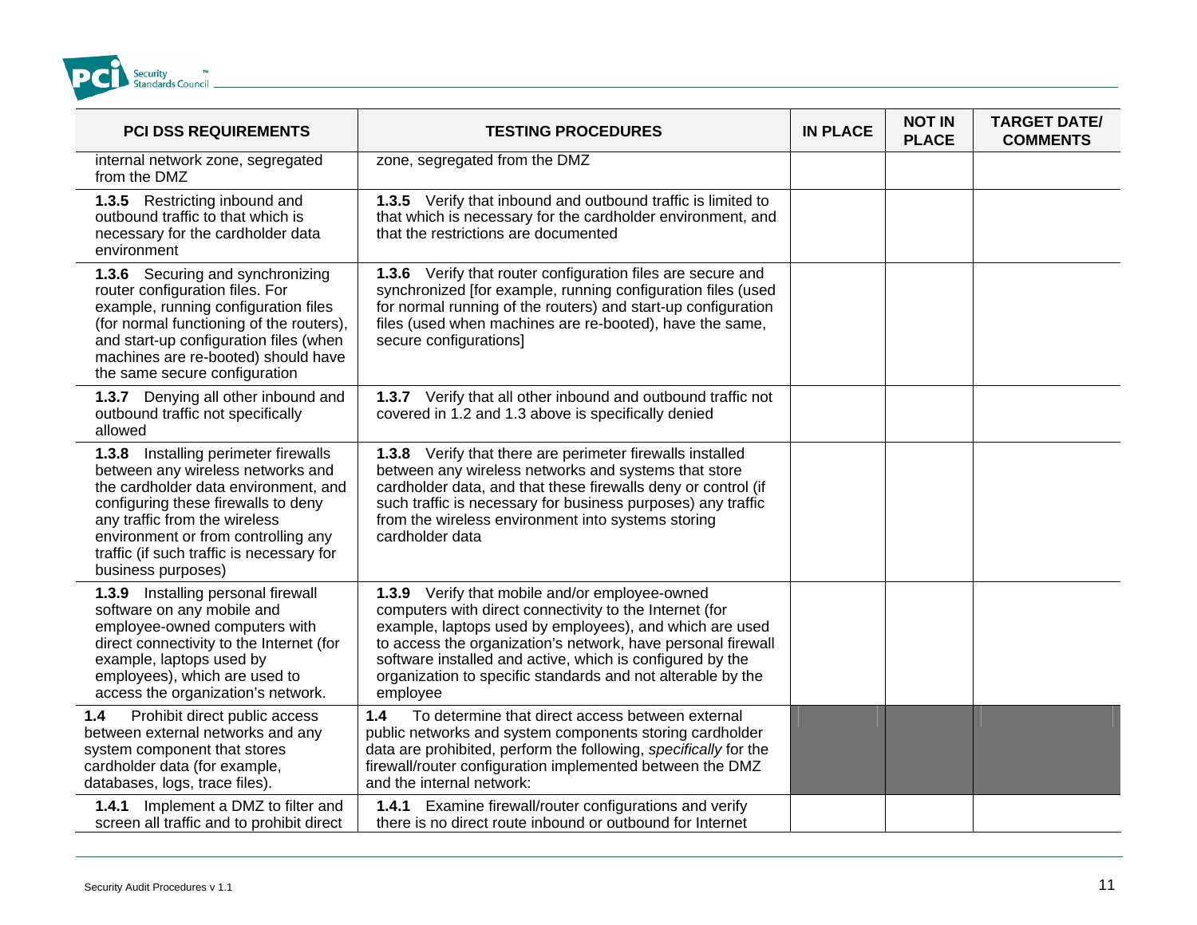| PCI DSS REQUIREMENTS | TESTING PROCEDURES | IN PLACE | NOT IN PLACE | TARGET DATE/ COMMENTS |
|---|---|---|---|---|
| internal network zone, segregated from the DMZ | zone, segregated from the DMZ | | | |
| **1.3.5** Restricting inbound and outbound traffic to that which is necessary for the cardholder data environment | **1.3.5** Verify that inbound and outbound traffic is limited to that which is necessary for the cardholder environment, and that the restrictions are documented | | | |
| **1.3.6** Securing and synchronizing router configuration files. For example, running configuration files (for normal functioning of the routers), and start-up configuration files (when machines are re-booted) should have the same secure configuration | **1.3.6** Verify that router configuration files are secure and synchronized [for example, running configuration files (used for normal running of the routers) and start-up configuration files (used when machines are re-booted), have the same, secure configurations] | | | |
| **1.3.7** Denying all other inbound and outbound traffic not specifically allowed | **1.3.7** Verify that all other inbound and outbound traffic not covered in 1.2 and 1.3 above is specifically denied | | | |
| **1.3.8** Installing perimeter firewalls between any wireless networks and the cardholder data environment, and configuring these firewalls to deny any traffic from the wireless environment or from controlling any traffic (if such traffic is necessary for business purposes) | **1.3.8** Verify that there are perimeter firewalls installed between any wireless networks and systems that store cardholder data, and that these firewalls deny or control (if such traffic is necessary for business purposes) any traffic from the wireless environment into systems storing cardholder data | | | |
| **1.3.9** Installing personal firewall software on any mobile and employee-owned computers with direct connectivity to the Internet (for example, laptops used by employees), which are used to access the organization's network. | **1.3.9** Verify that mobile and/or employee-owned computers with direct connectivity to the Internet (for example, laptops used by employees), and which are used to access the organization's network, have personal firewall software installed and active, which is configured by the organization to specific standards and not alterable by the employee | | | |
| **1.4** Prohibit direct public access between external networks and any system component that stores cardholder data (for example, databases, logs, trace files). | **1.4** To determine that direct access between external public networks and system components storing cardholder data are prohibited, perform the following, *specifically* for the firewall/router configuration implemented between the DMZ and the internal network: | | | |
| **1.4.1** Implement a DMZ to filter and screen all traffic and to prohibit direct | **1.4.1** Examine firewall/router configurations and verify there is no direct route inbound or outbound for Internet | | | |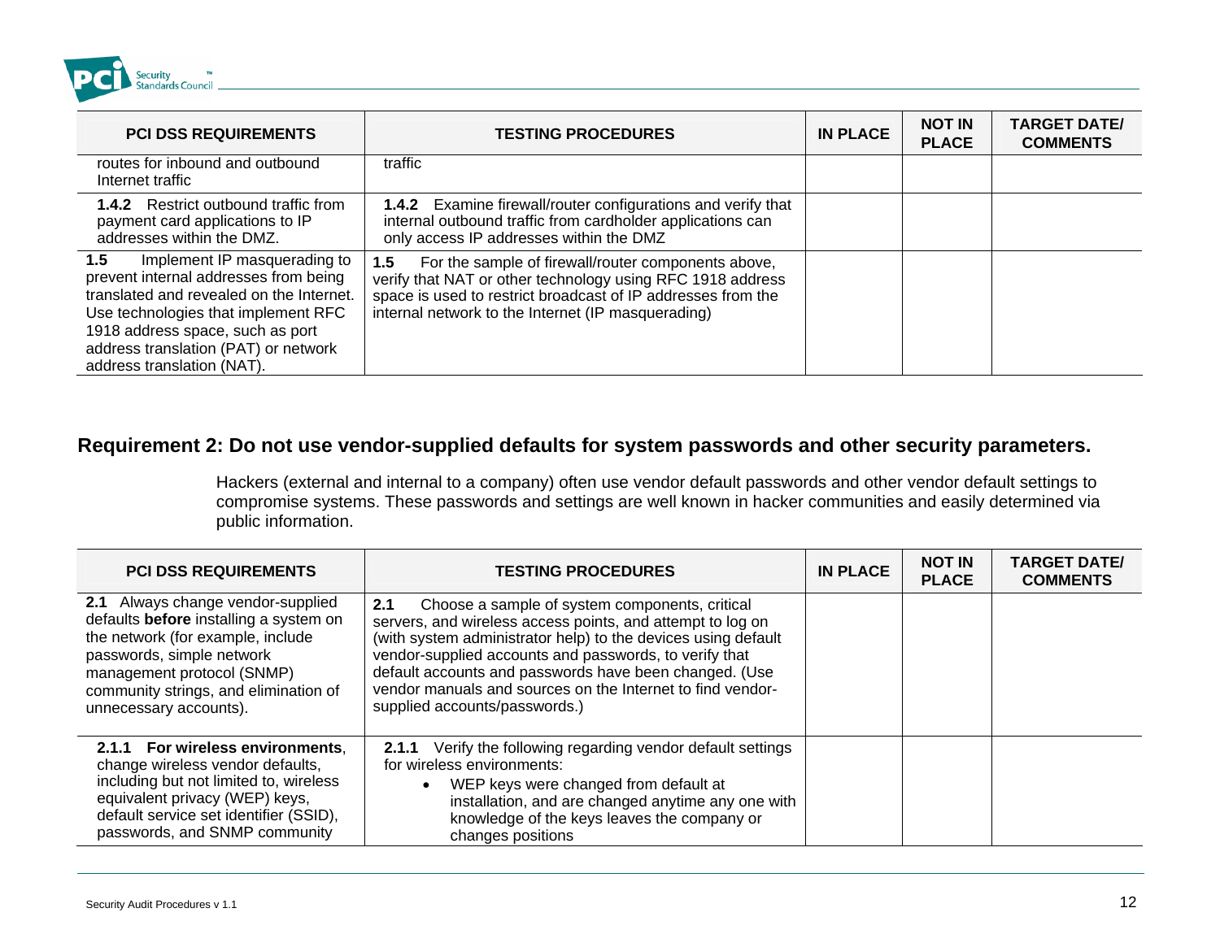| PCI DSS REQUIREMENTS | TESTING PROCEDURES | IN PLACE | NOT IN PLACE | TARGET DATE/ COMMENTS |
|---|---|---|---|---|
| routes for inbound and outbound Internet traffic | traffic | | | |
| **1.4.2** Restrict outbound traffic from payment card applications to IP addresses within the DMZ. | **1.4.2** Examine firewall/router configurations and verify that internal outbound traffic from cardholder applications can only access IP addresses within the DMZ | | | |
| **1.5** Implement IP masquerading to prevent internal addresses from being translated and revealed on the Internet. Use technologies that implement RFC 1918 address space, such as port address translation (PAT) or network address translation (NAT). | **1.5** For the sample of firewall/router components above, verify that NAT or other technology using RFC 1918 address space is used to restrict broadcast of IP addresses from the internal network to the Internet (IP masquerading) | | | |

## Requirement 2: Do not use vendor-supplied defaults for system passwords and other security parameters.

Hackers (external and internal to a company) often use vendor default passwords and other vendor default settings to compromise systems. These passwords and settings are well known in hacker communities and easily determined via public information.

| PCI DSS REQUIREMENTS | TESTING PROCEDURES | IN PLACE | NOT IN PLACE | TARGET DATE/ COMMENTS |
|---|---|---|---|---|
| **2.1** Always change vendor-supplied defaults **before** installing a system on the network (for example, include passwords, simple network management protocol (SNMP) community strings, and elimination of unnecessary accounts). | **2.1** Choose a sample of system components, critical servers, and wireless access points, and attempt to log on (with system administrator help) to the devices using default vendor-supplied accounts and passwords, to verify that default accounts and passwords have been changed. (Use vendor manuals and sources on the Internet to find vendor-supplied accounts/passwords.) | | | |
| **2.1.1 For wireless environments**, change wireless vendor defaults, including but not limited to, wireless equivalent privacy (WEP) keys, default service set identifier (SSID), passwords, and SNMP community | **2.1.1** Verify the following regarding vendor default settings for wireless environments:<br>• WEP keys were changed from default at installation, and are changed anytime any one with knowledge of the keys leaves the company or changes positions | | | |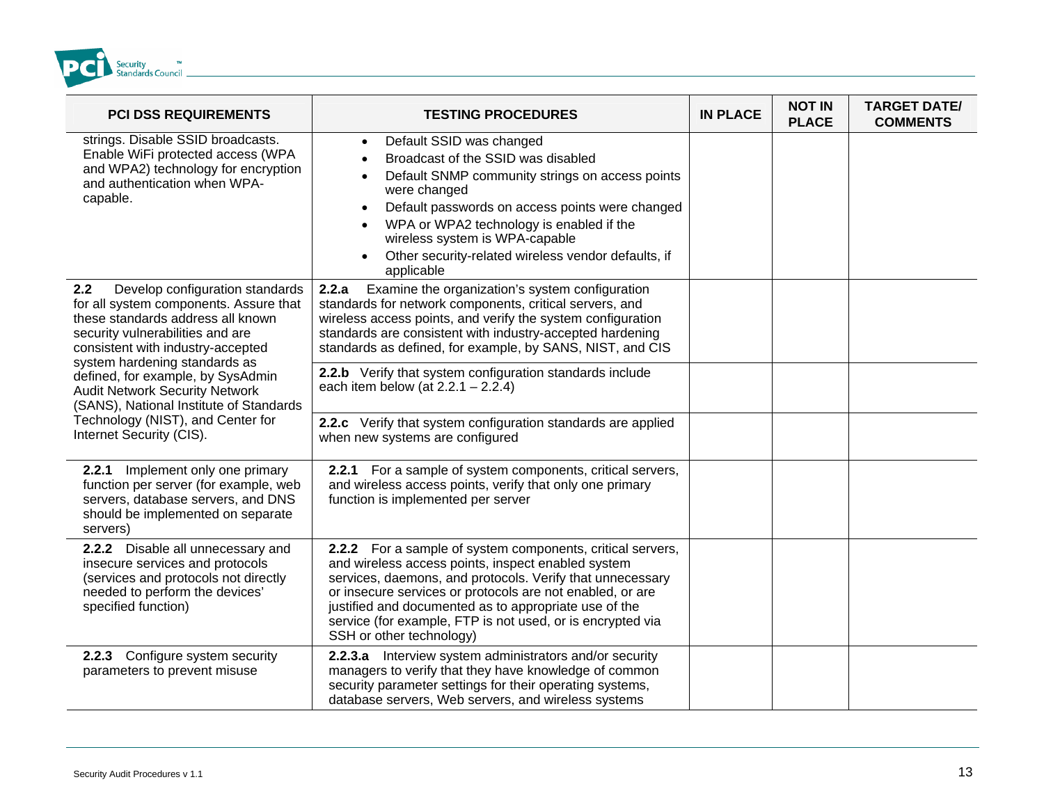| PCI DSS REQUIREMENTS | TESTING PROCEDURES | IN PLACE | NOT IN PLACE | TARGET DATE/ COMMENTS |
|---|---|---|---|---|
| strings. Disable SSID broadcasts. Enable WiFi protected access (WPA and WPA2) technology for encryption and authentication when WPA-capable. | • Default SSID was changed<br>• Broadcast of the SSID was disabled<br>• Default SNMP community strings on access points were changed<br>• Default passwords on access points were changed<br>• WPA or WPA2 technology is enabled if the wireless system is WPA-capable<br>• Other security-related wireless vendor defaults, if applicable | | | |
| **2.2** Develop configuration standards for all system components. Assure that these standards address all known security vulnerabilities and are consistent with industry-accepted system hardening standards as defined, for example, by SysAdmin Audit Network Security Network (SANS), National Institute of Standards Technology (NIST), and Center for Internet Security (CIS). | **2.2.a** Examine the organization's system configuration standards for network components, critical servers, and wireless access points, and verify the system configuration standards are consistent with industry-accepted hardening standards as defined, for example, by SANS, NIST, and CIS | | | |
| | **2.2.b** Verify that system configuration standards include each item below (at 2.2.1 – 2.2.4) | | | |
| | **2.2.c** Verify that system configuration standards are applied when new systems are configured | | | |
| **2.2.1** Implement only one primary function per server (for example, web servers, database servers, and DNS should be implemented on separate servers) | **2.2.1** For a sample of system components, critical servers, and wireless access points, verify that only one primary function is implemented per server | | | |
| **2.2.2** Disable all unnecessary and insecure services and protocols (services and protocols not directly needed to perform the devices' specified function) | **2.2.2** For a sample of system components, critical servers, and wireless access points, inspect enabled system services, daemons, and protocols. Verify that unnecessary or insecure services or protocols are not enabled, or are justified and documented as to appropriate use of the service (for example, FTP is not used, or is encrypted via SSH or other technology) | | | |
| **2.2.3** Configure system security parameters to prevent misuse | **2.2.3.a** Interview system administrators and/or security managers to verify that they have knowledge of common security parameter settings for their operating systems, database servers, Web servers, and wireless systems | | | |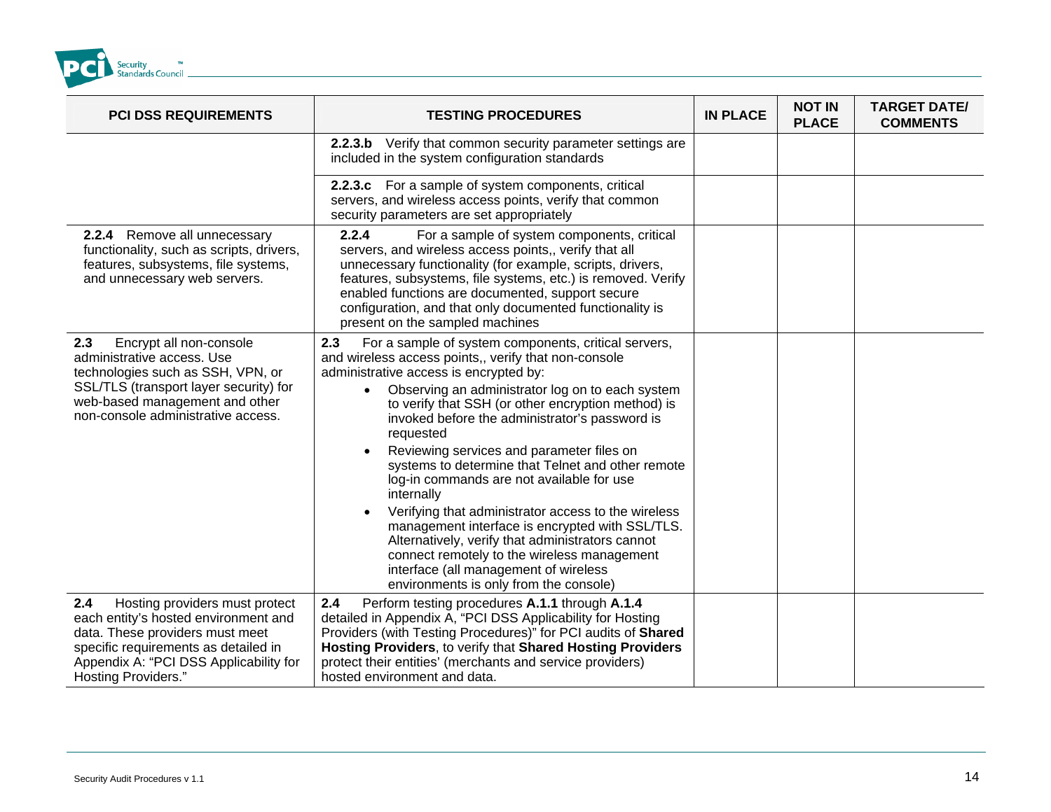| PCI DSS REQUIREMENTS | TESTING PROCEDURES | IN PLACE | NOT IN PLACE | TARGET DATE/ COMMENTS |
|---|---|---|---|---|
| | **2.2.3.b** Verify that common security parameter settings are included in the system configuration standards | | | |
| | **2.2.3.c** For a sample of system components, critical servers, and wireless access points, verify that common security parameters are set appropriately | | | |
| **2.2.4** Remove all unnecessary functionality, such as scripts, drivers, features, subsystems, file systems, and unnecessary web servers. | **2.2.4** For a sample of system components, critical servers, and wireless access points,, verify that all unnecessary functionality (for example, scripts, drivers, features, subsystems, file systems, etc.) is removed. Verify enabled functions are documented, support secure configuration, and that only documented functionality is present on the sampled machines | | | |
| **2.3** Encrypt all non-console administrative access. Use technologies such as SSH, VPN, or SSL/TLS (transport layer security) for web-based management and other non-console administrative access. | **2.3** For a sample of system components, critical servers, and wireless access points,, verify that non-console administrative access is encrypted by:<br>• Observing an administrator log on to each system to verify that SSH (or other encryption method) is invoked before the administrator's password is requested<br>• Reviewing services and parameter files on systems to determine that Telnet and other remote log-in commands are not available for use internally<br>• Verifying that administrator access to the wireless management interface is encrypted with SSL/TLS. Alternatively, verify that administrators cannot connect remotely to the wireless management interface (all management of wireless environments is only from the console) | | | |
| **2.4** Hosting providers must protect each entity's hosted environment and data. These providers must meet specific requirements as detailed in Appendix A: "PCI DSS Applicability for Hosting Providers." | **2.4** Perform testing procedures **A.1.1** through **A.1.4** detailed in Appendix A, "PCI DSS Applicability for Hosting Providers (with Testing Procedures)" for PCI audits of **Shared Hosting Providers**, to verify that **Shared Hosting Providers** protect their entities' (merchants and service providers) hosted environment and data. | | | |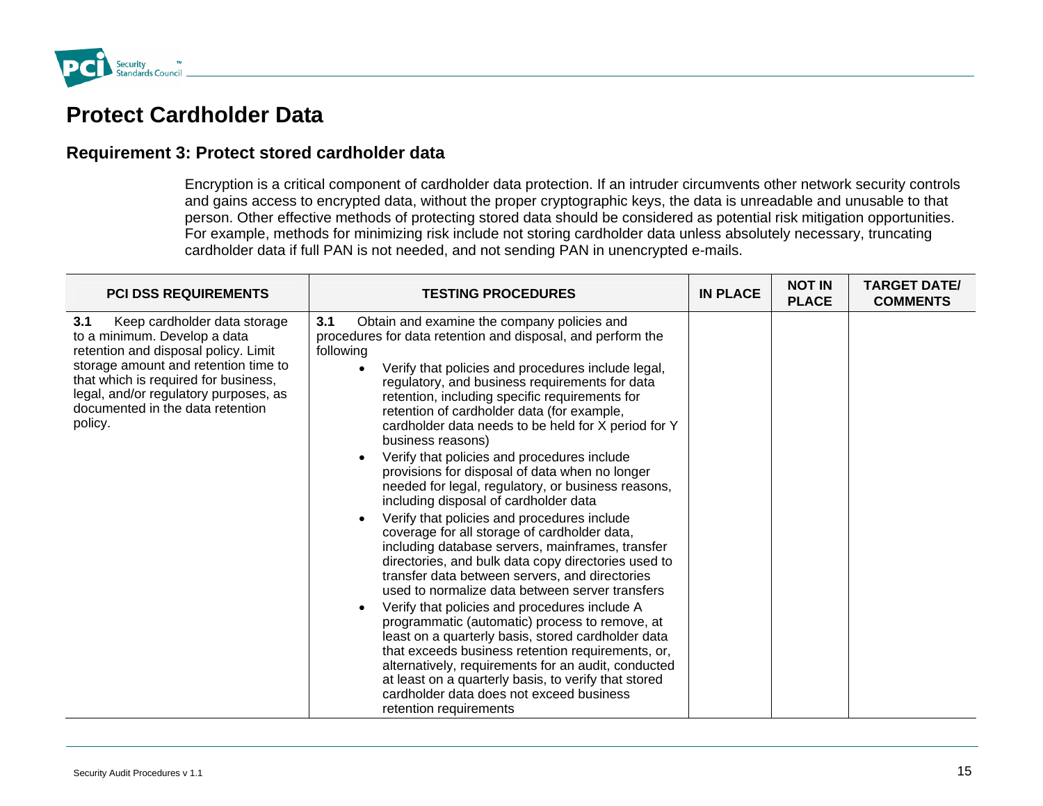# Protect Cardholder Data

## Requirement 3: Protect stored cardholder data

Encryption is a critical component of cardholder data protection. If an intruder circumvents other network security controls and gains access to encrypted data, without the proper cryptographic keys, the data is unreadable and unusable to that person. Other effective methods of protecting stored data should be considered as potential risk mitigation opportunities. For example, methods for minimizing risk include not storing cardholder data unless absolutely necessary, truncating cardholder data if full PAN is not needed, and not sending PAN in unencrypted e-mails.

| PCI DSS REQUIREMENTS | TESTING PROCEDURES | IN PLACE | NOT IN PLACE | TARGET DATE/ COMMENTS |
|---|---|---|---|---|
| **3.1** Keep cardholder data storage to a minimum. Develop a data retention and disposal policy. Limit storage amount and retention time to that which is required for business, legal, and/or regulatory purposes, as documented in the data retention policy. | **3.1** Obtain and examine the company policies and procedures for data retention and disposal, and perform the following<br>• Verify that policies and procedures include legal, regulatory, and business requirements for data retention, including specific requirements for retention of cardholder data (for example, cardholder data needs to be held for X period for Y business reasons)<br>• Verify that policies and procedures include provisions for disposal of data when no longer needed for legal, regulatory, or business reasons, including disposal of cardholder data<br>• Verify that policies and procedures include coverage for all storage of cardholder data, including database servers, mainframes, transfer directories, and bulk data copy directories used to transfer data between servers, and directories used to normalize data between server transfers<br>• Verify that policies and procedures include A programmatic (automatic) process to remove, at least on a quarterly basis, stored cardholder data that exceeds business retention requirements, or, alternatively, requirements for an audit, conducted at least on a quarterly basis, to verify that stored cardholder data does not exceed business retention requirements | | | |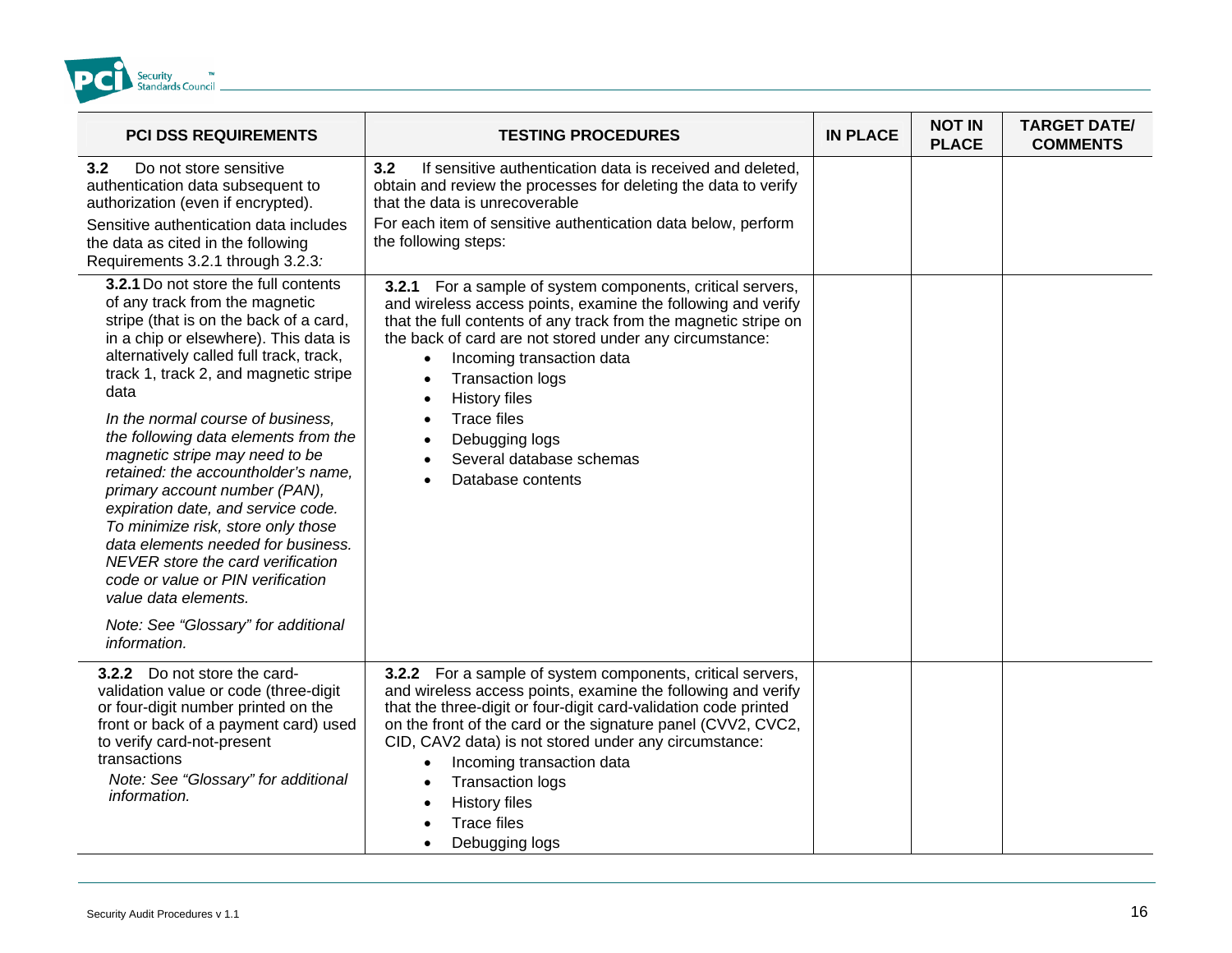| PCI DSS REQUIREMENTS | TESTING PROCEDURES | IN PLACE | NOT IN PLACE | TARGET DATE/ COMMENTS |
|---|---|---|---|---|
| **3.2** Do not store sensitive authentication data subsequent to authorization (even if encrypted).<br>Sensitive authentication data includes the data as cited in the following Requirements 3.2.1 through 3.2.3*:* | **3.2** If sensitive authentication data is received and deleted, obtain and review the processes for deleting the data to verify that the data is unrecoverable<br>For each item of sensitive authentication data below, perform the following steps: | | | |
| **3.2.1** Do not store the full contents of any track from the magnetic stripe (that is on the back of a card, in a chip or elsewhere). This data is alternatively called full track, track, track 1, track 2, and magnetic stripe data<br>*In the normal course of business, the following data elements from the magnetic stripe may need to be retained: the accountholder's name, primary account number (PAN), expiration date, and service code. To minimize risk, store only those data elements needed for business. NEVER store the card verification code or value or PIN verification value data elements.*<br>*Note: See "Glossary" for additional information.* | **3.2.1** For a sample of system components, critical servers, and wireless access points, examine the following and verify that the full contents of any track from the magnetic stripe on the back of card are not stored under any circumstance:<br>• Incoming transaction data<br>• Transaction logs<br>• History files<br>• Trace files<br>• Debugging logs<br>• Several database schemas<br>• Database contents | | | |
| **3.2.2** Do not store the card-validation value or code (three-digit or four-digit number printed on the front or back of a payment card) used to verify card-not-present transactions<br>*Note: See "Glossary" for additional information.* | **3.2.2** For a sample of system components, critical servers, and wireless access points, examine the following and verify that the three-digit or four-digit card-validation code printed on the front of the card or the signature panel (CVV2, CVC2, CID, CAV2 data) is not stored under any circumstance:<br>• Incoming transaction data<br>• Transaction logs<br>• History files<br>• Trace files<br>• Debugging logs | | | |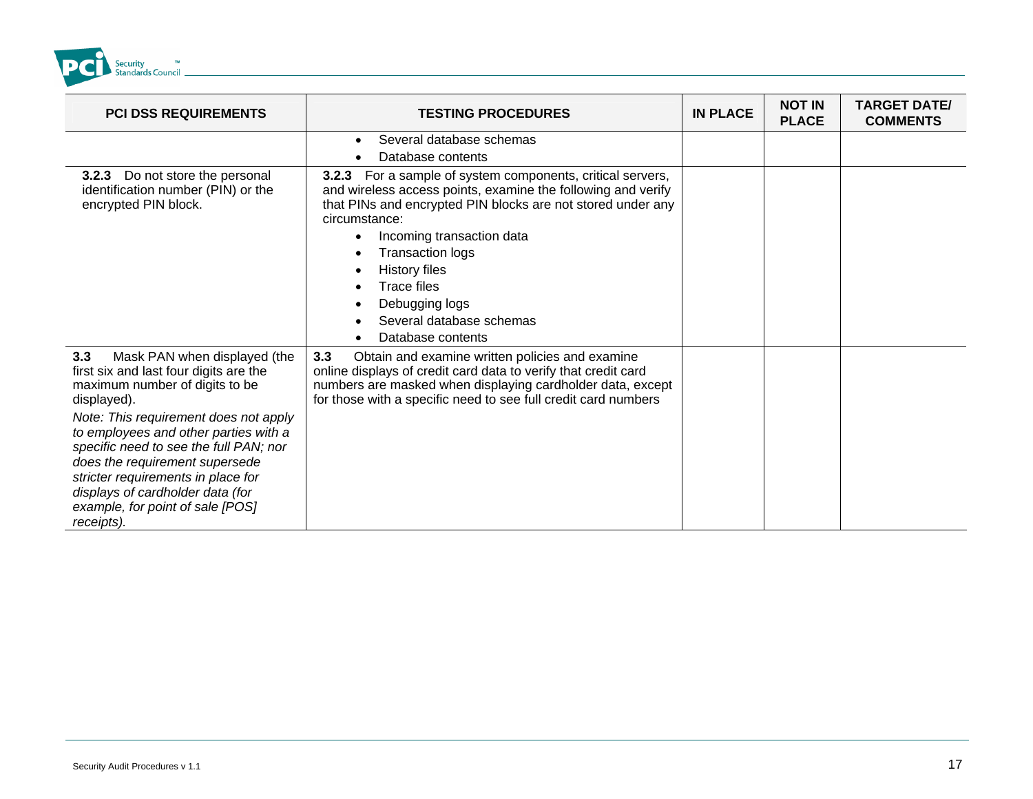| PCI DSS REQUIREMENTS | TESTING PROCEDURES | IN PLACE | NOT IN PLACE | TARGET DATE/ COMMENTS |
|---|---|---|---|---|
| | • Several database schemas<br>• Database contents | | | |
| **3.2.3** Do not store the personal identification number (PIN) or the encrypted PIN block. | **3.2.3** For a sample of system components, critical servers, and wireless access points, examine the following and verify that PINs and encrypted PIN blocks are not stored under any circumstance:<br>• Incoming transaction data<br>• Transaction logs<br>• History files<br>• Trace files<br>• Debugging logs<br>• Several database schemas<br>• Database contents | | | |
| **3.3** Mask PAN when displayed (the first six and last four digits are the maximum number of digits to be displayed).<br>*Note: This requirement does not apply to employees and other parties with a specific need to see the full PAN; nor does the requirement supersede stricter requirements in place for displays of cardholder data (for example, for point of sale [POS] receipts).* | **3.3** Obtain and examine written policies and examine online displays of credit card data to verify that credit card numbers are masked when displaying cardholder data, except for those with a specific need to see full credit card numbers | | | |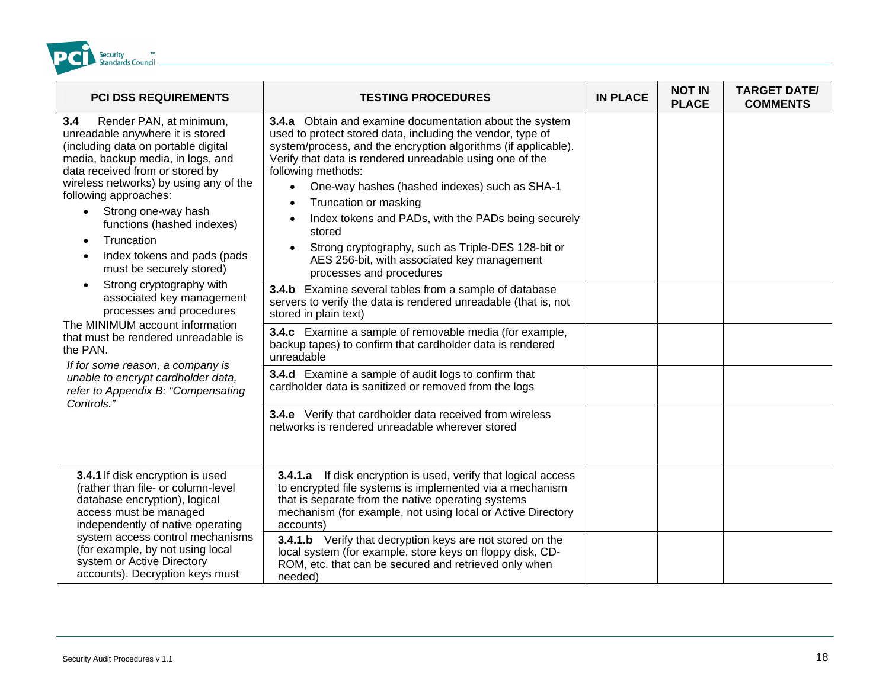| PCI DSS REQUIREMENTS | TESTING PROCEDURES | IN PLACE | NOT IN PLACE | TARGET DATE/ COMMENTS |
|---|---|---|---|---|
| **3.4** Render PAN, at minimum, unreadable anywhere it is stored (including data on portable digital media, backup media, in logs, and data received from or stored by wireless networks) by using any of the following approaches:<br>• Strong one-way hash functions (hashed indexes)<br>• Truncation<br>• Index tokens and pads (pads must be securely stored)<br>• Strong cryptography with associated key management processes and procedures<br>The MINIMUM account information that must be rendered unreadable is the PAN.<br>*If for some reason, a company is unable to encrypt cardholder data, refer to Appendix B: "Compensating Controls."* | **3.4.a** Obtain and examine documentation about the system used to protect stored data, including the vendor, type of system/process, and the encryption algorithms (if applicable). Verify that data is rendered unreadable using one of the following methods:<br>• One-way hashes (hashed indexes) such as SHA-1<br>• Truncation or masking<br>• Index tokens and PADs, with the PADs being securely stored<br>• Strong cryptography, such as Triple-DES 128-bit or AES 256-bit, with associated key management processes and procedures | | | |
| | **3.4.b** Examine several tables from a sample of database servers to verify the data is rendered unreadable (that is, not stored in plain text) | | | |
| | **3.4.c** Examine a sample of removable media (for example, backup tapes) to confirm that cardholder data is rendered unreadable | | | |
| | **3.4.d** Examine a sample of audit logs to confirm that cardholder data is sanitized or removed from the logs | | | |
| | **3.4.e** Verify that cardholder data received from wireless networks is rendered unreadable wherever stored | | | |
| **3.4.1** If disk encryption is used (rather than file- or column-level database encryption), logical access must be managed independently of native operating system access control mechanisms (for example, by not using local system or Active Directory accounts). Decryption keys must | **3.4.1.a** If disk encryption is used, verify that logical access to encrypted file systems is implemented via a mechanism that is separate from the native operating systems mechanism (for example, not using local or Active Directory accounts) | | | |
| | **3.4.1.b** Verify that decryption keys are not stored on the local system (for example, store keys on floppy disk, CD-ROM, etc. that can be secured and retrieved only when needed) | | | |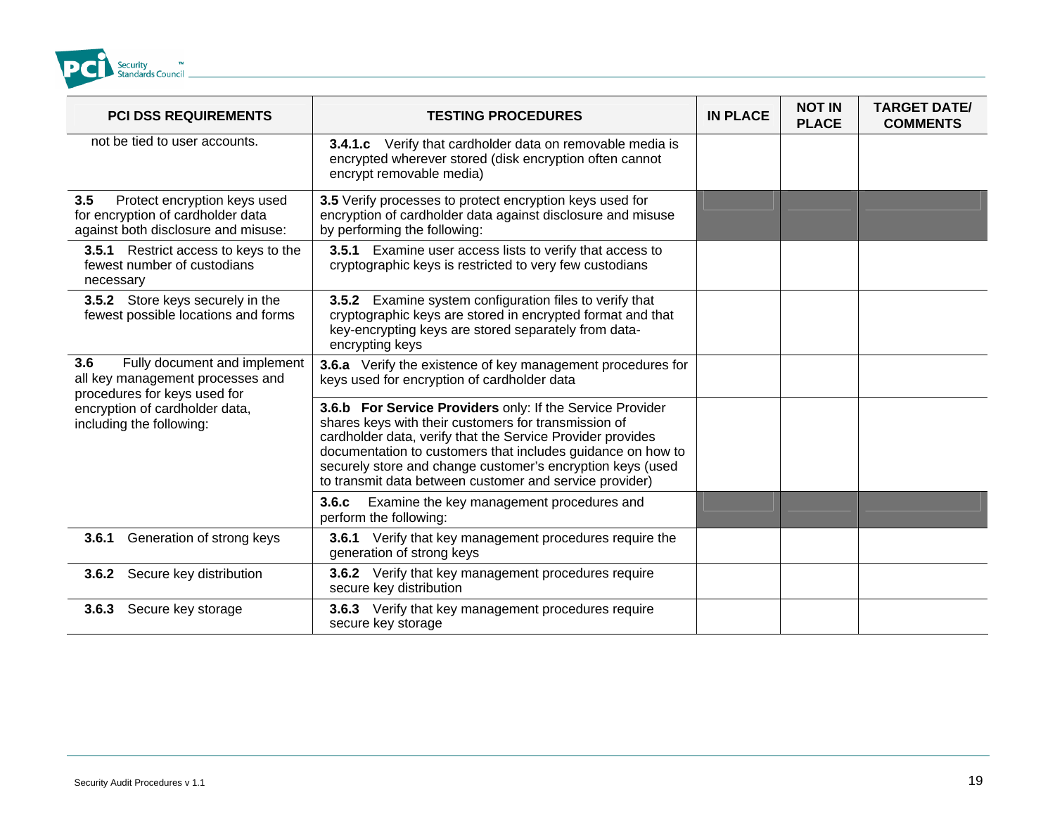| PCI DSS REQUIREMENTS | TESTING PROCEDURES | IN PLACE | NOT IN PLACE | TARGET DATE/ COMMENTS |
|---|---|---|---|---|
| not be tied to user accounts. | **3.4.1.c** Verify that cardholder data on removable media is encrypted wherever stored (disk encryption often cannot encrypt removable media) | | | |
| **3.5** Protect encryption keys used for encryption of cardholder data against both disclosure and misuse: | **3.5** Verify processes to protect encryption keys used for encryption of cardholder data against disclosure and misuse by performing the following: | | | |
| **3.5.1** Restrict access to keys to the fewest number of custodians necessary | **3.5.1** Examine user access lists to verify that access to cryptographic keys is restricted to very few custodians | | | |
| **3.5.2** Store keys securely in the fewest possible locations and forms | **3.5.2** Examine system configuration files to verify that cryptographic keys are stored in encrypted format and that key-encrypting keys are stored separately from data-encrypting keys | | | |
| **3.6** Fully document and implement all key management processes and procedures for keys used for encryption of cardholder data, including the following: | **3.6.a** Verify the existence of key management procedures for keys used for encryption of cardholder data | | | |
| | **3.6.b** **For Service Providers** only: If the Service Provider shares keys with their customers for transmission of cardholder data, verify that the Service Provider provides documentation to customers that includes guidance on how to securely store and change customer's encryption keys (used to transmit data between customer and service provider) | | | |
| | **3.6.c** Examine the key management procedures and perform the following: | | | |
| **3.6.1** Generation of strong keys | **3.6.1** Verify that key management procedures require the generation of strong keys | | | |
| **3.6.2** Secure key distribution | **3.6.2** Verify that key management procedures require secure key distribution | | | |
| **3.6.3** Secure key storage | **3.6.3** Verify that key management procedures require secure key storage | | | |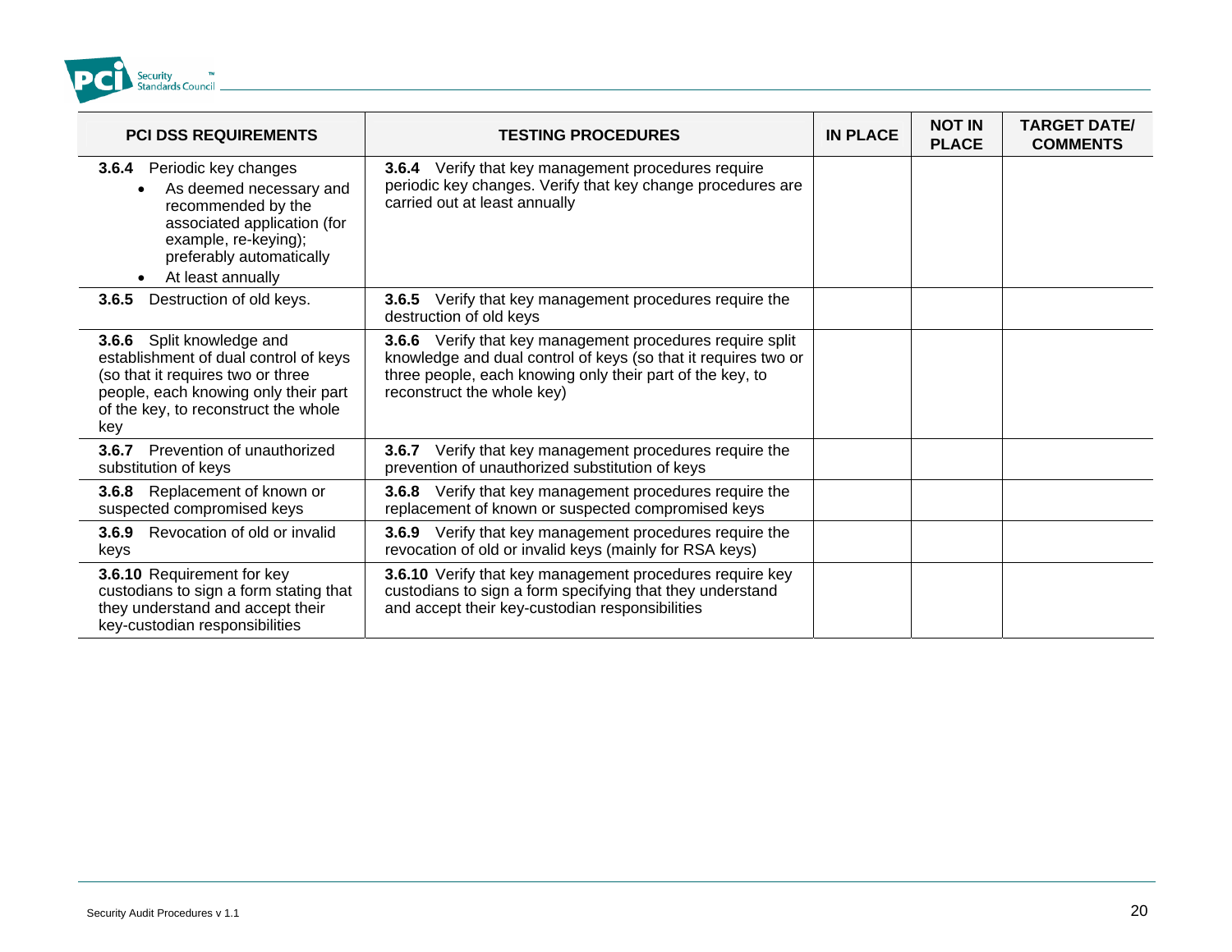| PCI DSS REQUIREMENTS | TESTING PROCEDURES | IN PLACE | NOT IN PLACE | TARGET DATE/ COMMENTS |
|---|---|---|---|---|
| **3.6.4** Periodic key changes<br>• As deemed necessary and recommended by the associated application (for example, re-keying); preferably automatically<br>• At least annually | **3.6.4** Verify that key management procedures require periodic key changes. Verify that key change procedures are carried out at least annually | | | |
| **3.6.5** Destruction of old keys. | **3.6.5** Verify that key management procedures require the destruction of old keys | | | |
| **3.6.6** Split knowledge and establishment of dual control of keys (so that it requires two or three people, each knowing only their part of the key, to reconstruct the whole key | **3.6.6** Verify that key management procedures require split knowledge and dual control of keys (so that it requires two or three people, each knowing only their part of the key, to reconstruct the whole key) | | | |
| **3.6.7** Prevention of unauthorized substitution of keys | **3.6.7** Verify that key management procedures require the prevention of unauthorized substitution of keys | | | |
| **3.6.8** Replacement of known or suspected compromised keys | **3.6.8** Verify that key management procedures require the replacement of known or suspected compromised keys | | | |
| **3.6.9** Revocation of old or invalid keys | **3.6.9** Verify that key management procedures require the revocation of old or invalid keys (mainly for RSA keys) | | | |
| **3.6.10** Requirement for key custodians to sign a form stating that they understand and accept their key-custodian responsibilities | **3.6.10** Verify that key management procedures require key custodians to sign a form specifying that they understand and accept their key-custodian responsibilities | | | |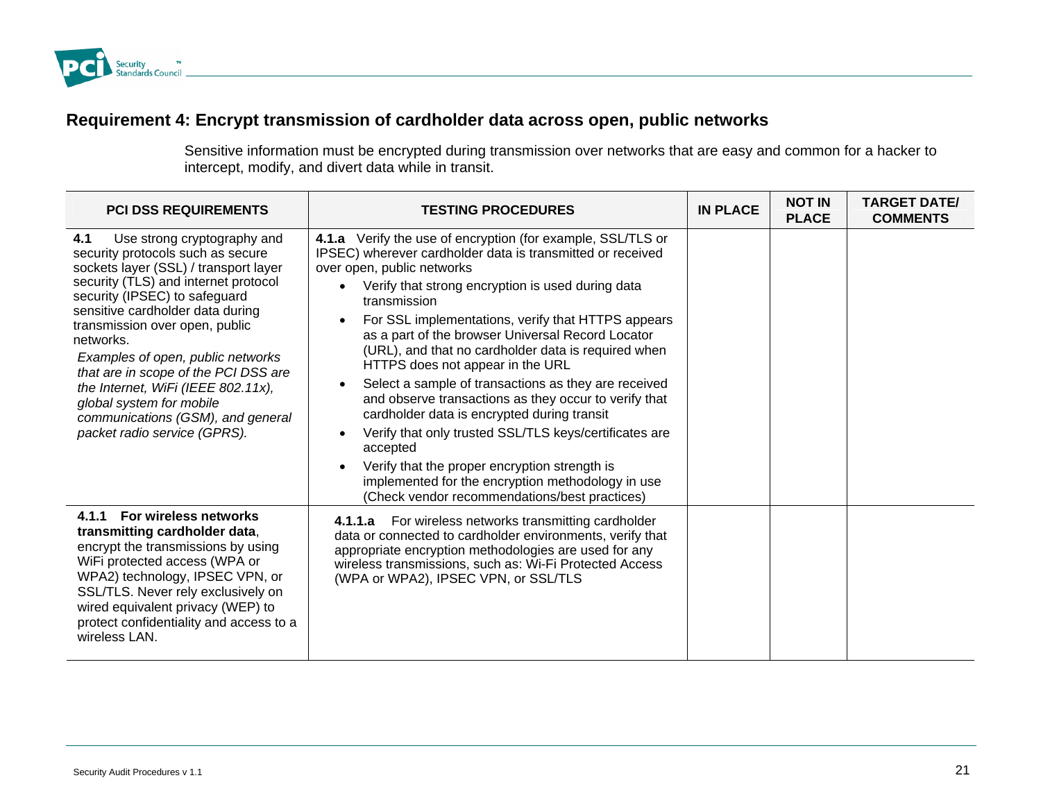## Requirement 4: Encrypt transmission of cardholder data across open, public networks

Sensitive information must be encrypted during transmission over networks that are easy and common for a hacker to intercept, modify, and divert data while in transit.

| PCI DSS REQUIREMENTS | TESTING PROCEDURES | IN PLACE | NOT IN PLACE | TARGET DATE/ COMMENTS |
|---|---|---|---|---|
| **4.1** Use strong cryptography and security protocols such as secure sockets layer (SSL) / transport layer security (TLS) and internet protocol security (IPSEC) to safeguard sensitive cardholder data during transmission over open, public networks.<br>*Examples of open, public networks that are in scope of the PCI DSS are the Internet, WiFi (IEEE 802.11x), global system for mobile communications (GSM), and general packet radio service (GPRS).* | **4.1.a** Verify the use of encryption (for example, SSL/TLS or IPSEC) wherever cardholder data is transmitted or received over open, public networks<br>• Verify that strong encryption is used during data transmission<br>• For SSL implementations, verify that HTTPS appears as a part of the browser Universal Record Locator (URL), and that no cardholder data is required when HTTPS does not appear in the URL<br>• Select a sample of transactions as they are received and observe transactions as they occur to verify that cardholder data is encrypted during transit<br>• Verify that only trusted SSL/TLS keys/certificates are accepted<br>• Verify that the proper encryption strength is implemented for the encryption methodology in use (Check vendor recommendations/best practices) | | | |
| **4.1.1 For wireless networks transmitting cardholder data**, encrypt the transmissions by using WiFi protected access (WPA or WPA2) technology, IPSEC VPN, or SSL/TLS. Never rely exclusively on wired equivalent privacy (WEP) to protect confidentiality and access to a wireless LAN. | **4.1.1.a** For wireless networks transmitting cardholder data or connected to cardholder environments, verify that appropriate encryption methodologies are used for any wireless transmissions, such as: Wi-Fi Protected Access (WPA or WPA2), IPSEC VPN, or SSL/TLS | | | |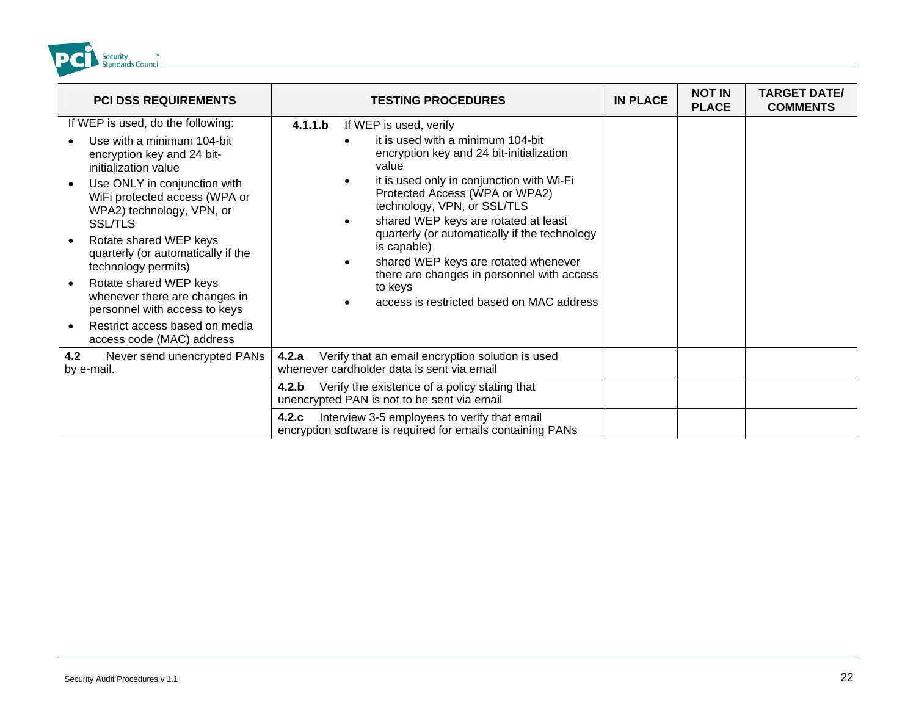| PCI DSS REQUIREMENTS | TESTING PROCEDURES | IN PLACE | NOT IN PLACE | TARGET DATE/ COMMENTS |
|---|---|---|---|---|
| If WEP is used, do the following:<br>• Use with a minimum 104-bit encryption key and 24 bit-initialization value<br>• Use ONLY in conjunction with WiFi protected access (WPA or WPA2) technology, VPN, or SSL/TLS<br>• Rotate shared WEP keys quarterly (or automatically if the technology permits)<br>• Rotate shared WEP keys whenever there are changes in personnel with access to keys<br>• Restrict access based on media access code (MAC) address | **4.1.1.b** If WEP is used, verify<br>• it is used with a minimum 104-bit encryption key and 24 bit-initialization value<br>• it is used only in conjunction with Wi-Fi Protected Access (WPA or WPA2) technology, VPN, or SSL/TLS<br>• shared WEP keys are rotated at least quarterly (or automatically if the technology is capable)<br>• shared WEP keys are rotated whenever there are changes in personnel with access to keys<br>• access is restricted based on MAC address | | | |
| **4.2** Never send unencrypted PANs by e-mail. | **4.2.a** Verify that an email encryption solution is used whenever cardholder data is sent via email | | | |
| | **4.2.b** Verify the existence of a policy stating that unencrypted PAN is not to be sent via email | | | |
| | **4.2.c** Interview 3-5 employees to verify that email encryption software is required for emails containing PANs | | | |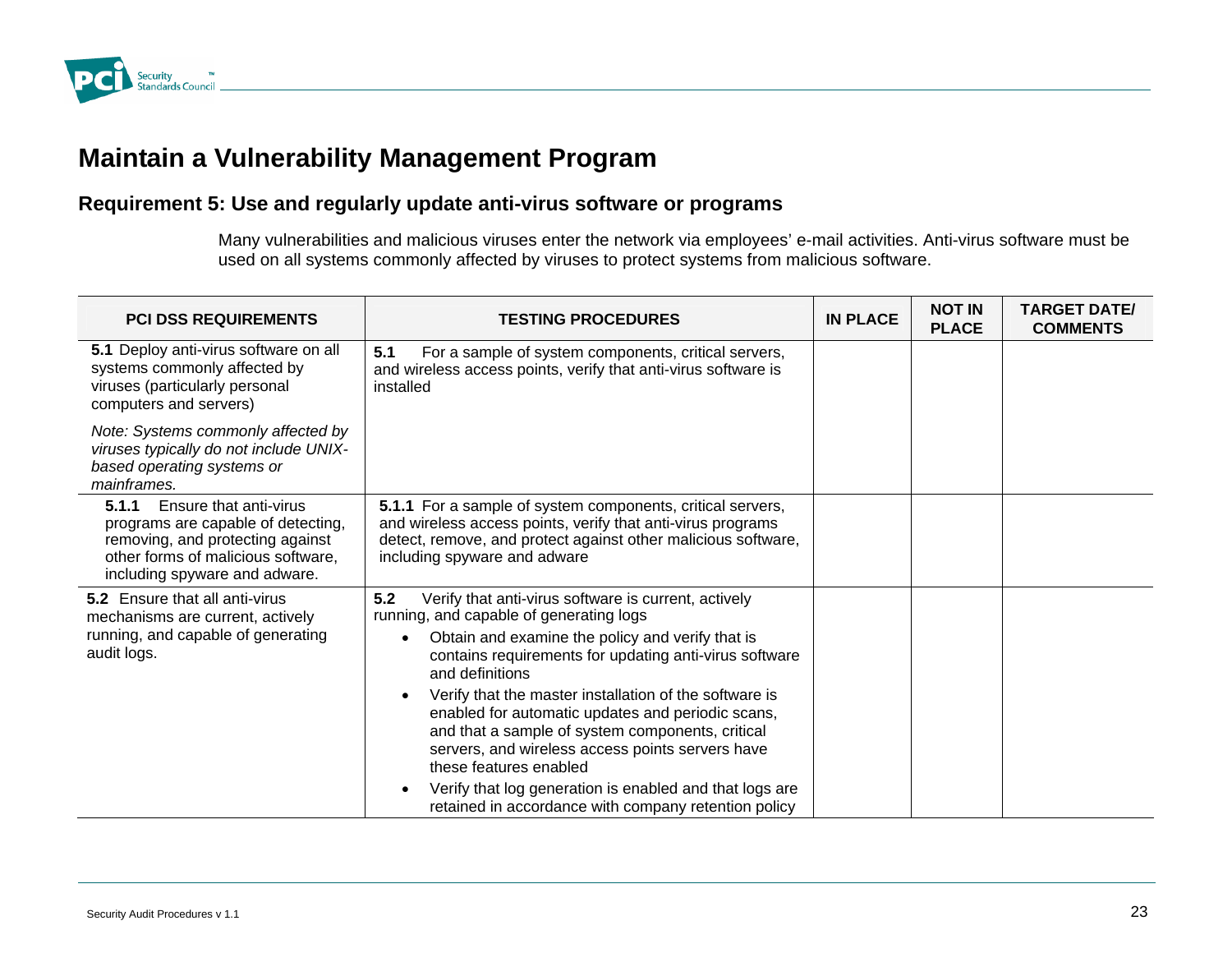# Maintain a Vulnerability Management Program

## Requirement 5: Use and regularly update anti-virus software or programs

Many vulnerabilities and malicious viruses enter the network via employees' e-mail activities. Anti-virus software must be used on all systems commonly affected by viruses to protect systems from malicious software.

| PCI DSS REQUIREMENTS | TESTING PROCEDURES | IN PLACE | NOT IN PLACE | TARGET DATE/ COMMENTS |
|---|---|---|---|---|
| **5.1** Deploy anti-virus software on all systems commonly affected by viruses (particularly personal computers and servers)<br><br>*Note: Systems commonly affected by viruses typically do not include UNIX-based operating systems or mainframes.* | **5.1** For a sample of system components, critical servers, and wireless access points, verify that anti-virus software is installed | | | |
| **5.1.1** Ensure that anti-virus programs are capable of detecting, removing, and protecting against other forms of malicious software, including spyware and adware. | **5.1.1** For a sample of system components, critical servers, and wireless access points, verify that anti-virus programs detect, remove, and protect against other malicious software, including spyware and adware | | | |
| **5.2** Ensure that all anti-virus mechanisms are current, actively running, and capable of generating audit logs. | **5.2** Verify that anti-virus software is current, actively running, and capable of generating logs<br>• Obtain and examine the policy and verify that is contains requirements for updating anti-virus software and definitions<br>• Verify that the master installation of the software is enabled for automatic updates and periodic scans, and that a sample of system components, critical servers, and wireless access points servers have these features enabled<br>• Verify that log generation is enabled and that logs are retained in accordance with company retention policy | | | |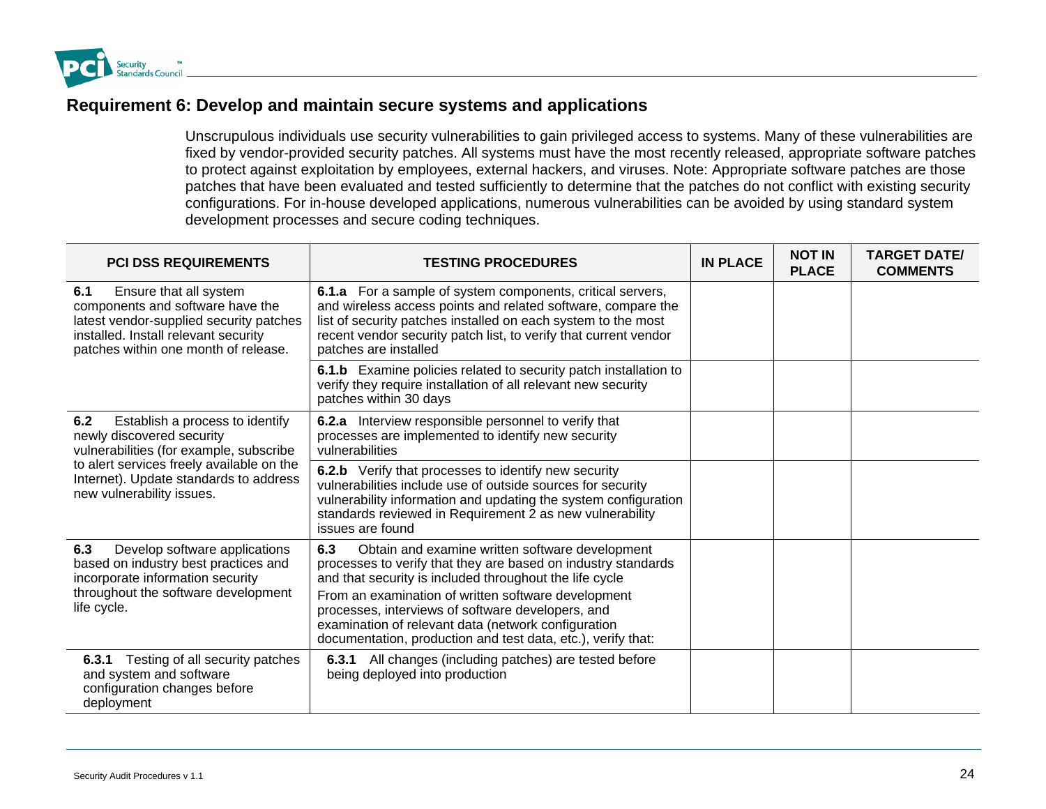## Requirement 6: Develop and maintain secure systems and applications

Unscrupulous individuals use security vulnerabilities to gain privileged access to systems. Many of these vulnerabilities are fixed by vendor-provided security patches. All systems must have the most recently released, appropriate software patches to protect against exploitation by employees, external hackers, and viruses. Note: Appropriate software patches are those patches that have been evaluated and tested sufficiently to determine that the patches do not conflict with existing security configurations. For in-house developed applications, numerous vulnerabilities can be avoided by using standard system development processes and secure coding techniques.

| PCI DSS REQUIREMENTS | TESTING PROCEDURES | IN PLACE | NOT IN PLACE | TARGET DATE/ COMMENTS |
|---|---|---|---|---|
| **6.1** Ensure that all system components and software have the latest vendor-supplied security patches installed. Install relevant security patches within one month of release. | **6.1.a** For a sample of system components, critical servers, and wireless access points and related software, compare the list of security patches installed on each system to the most recent vendor security patch list, to verify that current vendor patches are installed | | | |
| | **6.1.b** Examine policies related to security patch installation to verify they require installation of all relevant new security patches within 30 days | | | |
| **6.2** Establish a process to identify newly discovered security vulnerabilities (for example, subscribe to alert services freely available on the Internet). Update standards to address new vulnerability issues. | **6.2.a** Interview responsible personnel to verify that processes are implemented to identify new security vulnerabilities | | | |
| | **6.2.b** Verify that processes to identify new security vulnerabilities include use of outside sources for security vulnerability information and updating the system configuration standards reviewed in Requirement 2 as new vulnerability issues are found | | | |
| **6.3** Develop software applications based on industry best practices and incorporate information security throughout the software development life cycle. | **6.3** Obtain and examine written software development processes to verify that they are based on industry standards and that security is included throughout the life cycle<br>From an examination of written software development processes, interviews of software developers, and examination of relevant data (network configuration documentation, production and test data, etc.), verify that: | | | |
| **6.3.1** Testing of all security patches and system and software configuration changes before deployment | **6.3.1** All changes (including patches) are tested before being deployed into production | | | |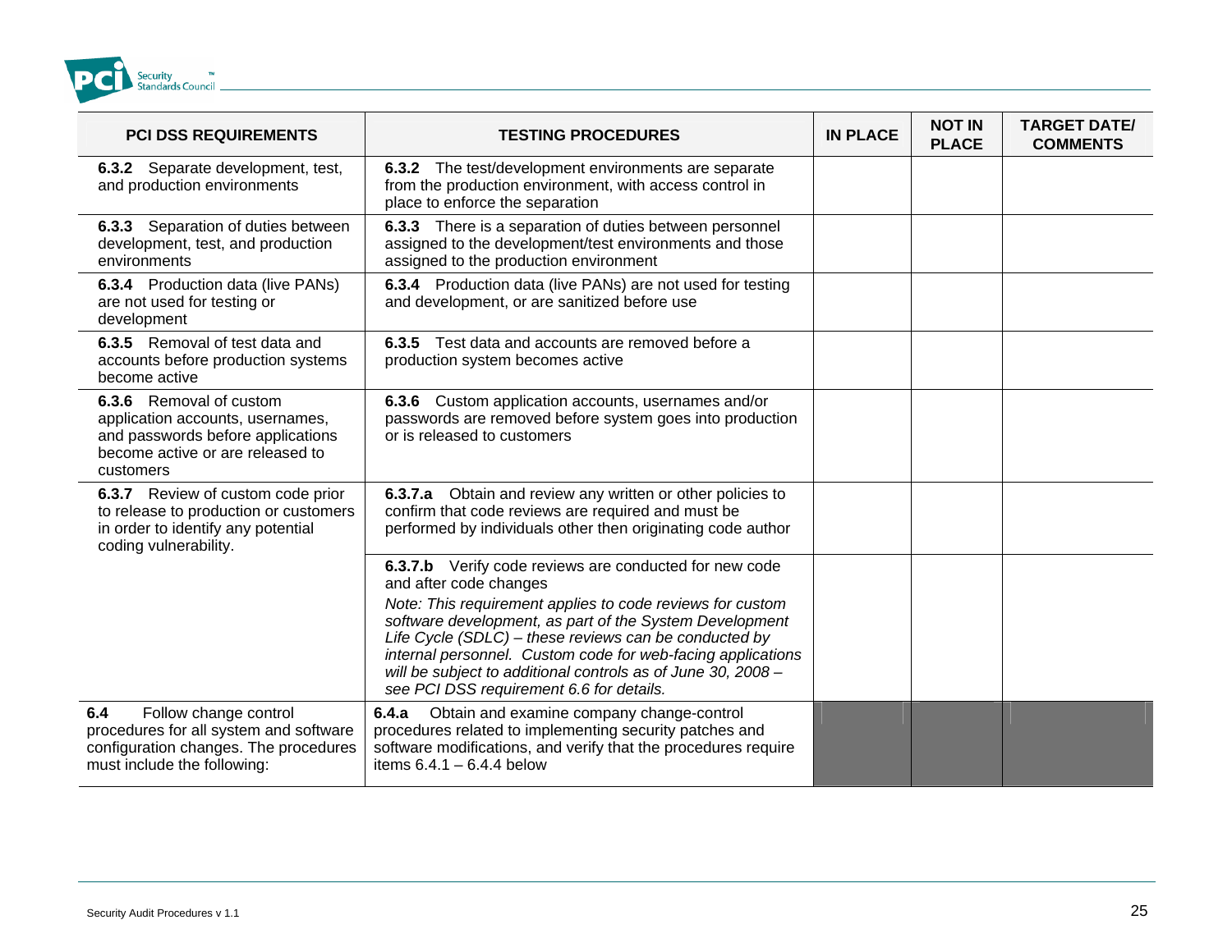| PCI DSS REQUIREMENTS | TESTING PROCEDURES | IN PLACE | NOT IN PLACE | TARGET DATE/ COMMENTS |
|---|---|---|---|---|
| **6.3.2** Separate development, test, and production environments | **6.3.2** The test/development environments are separate from the production environment, with access control in place to enforce the separation | | | |
| **6.3.3** Separation of duties between development, test, and production environments | **6.3.3** There is a separation of duties between personnel assigned to the development/test environments and those assigned to the production environment | | | |
| **6.3.4** Production data (live PANs) are not used for testing or development | **6.3.4** Production data (live PANs) are not used for testing and development, or are sanitized before use | | | |
| **6.3.5** Removal of test data and accounts before production systems become active | **6.3.5** Test data and accounts are removed before a production system becomes active | | | |
| **6.3.6** Removal of custom application accounts, usernames, and passwords before applications become active or are released to customers | **6.3.6** Custom application accounts, usernames and/or passwords are removed before system goes into production or is released to customers | | | |
| **6.3.7** Review of custom code prior to release to production or customers in order to identify any potential coding vulnerability. | **6.3.7.a** Obtain and review any written or other policies to confirm that code reviews are required and must be performed by individuals other then originating code author | | | |
| | **6.3.7.b** Verify code reviews are conducted for new code and after code changes<br>*Note: This requirement applies to code reviews for custom software development, as part of the System Development Life Cycle (SDLC) – these reviews can be conducted by internal personnel. Custom code for web-facing applications will be subject to additional controls as of June 30, 2008 – see PCI DSS requirement 6.6 for details.* | | | |
| **6.4** Follow change control procedures for all system and software configuration changes. The procedures must include the following: | **6.4.a** Obtain and examine company change-control procedures related to implementing security patches and software modifications, and verify that the procedures require items 6.4.1 – 6.4.4 below | | | |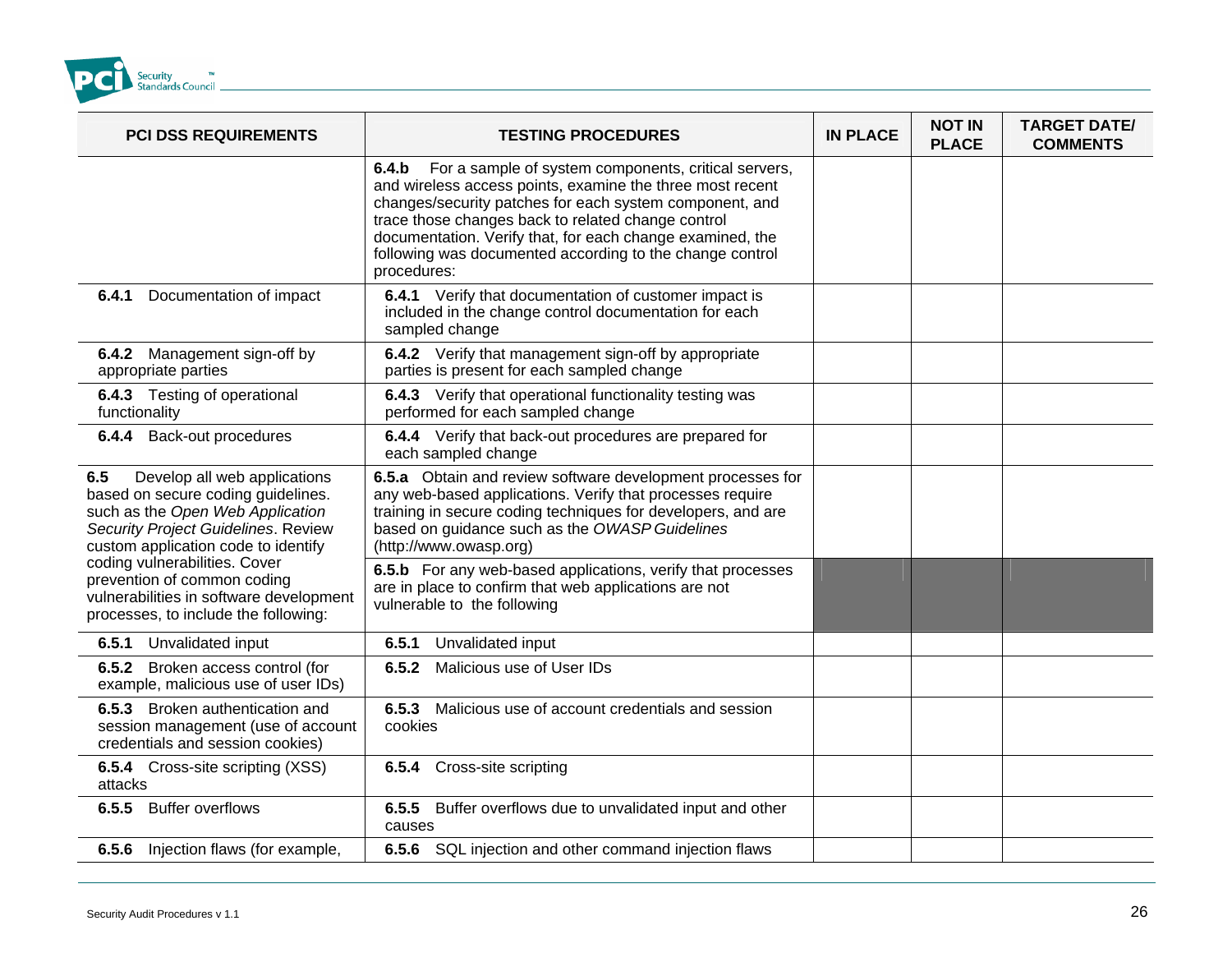| PCI DSS REQUIREMENTS | TESTING PROCEDURES | IN PLACE | NOT IN PLACE | TARGET DATE/ COMMENTS |
|---|---|---|---|---|
| | **6.4.b** For a sample of system components, critical servers, and wireless access points, examine the three most recent changes/security patches for each system component, and trace those changes back to related change control documentation. Verify that, for each change examined, the following was documented according to the change control procedures: | | | |
| **6.4.1** Documentation of impact | **6.4.1** Verify that documentation of customer impact is included in the change control documentation for each sampled change | | | |
| **6.4.2** Management sign-off by appropriate parties | **6.4.2** Verify that management sign-off by appropriate parties is present for each sampled change | | | |
| **6.4.3** Testing of operational functionality | **6.4.3** Verify that operational functionality testing was performed for each sampled change | | | |
| **6.4.4** Back-out procedures | **6.4.4** Verify that back-out procedures are prepared for each sampled change | | | |
| **6.5** Develop all web applications based on secure coding guidelines. such as the *Open Web Application Security Project Guidelines*. Review custom application code to identify coding vulnerabilities. Cover prevention of common coding vulnerabilities in software development processes, to include the following: | **6.5.a** Obtain and review software development processes for any web-based applications. Verify that processes require training in secure coding techniques for developers, and are based on guidance such as the *OWASP Guidelines* (http://www.owasp.org) | | | |
| | **6.5.b** For any web-based applications, verify that processes are in place to confirm that web applications are not vulnerable to the following | | | |
| **6.5.1** Unvalidated input | **6.5.1** Unvalidated input | | | |
| **6.5.2** Broken access control (for example, malicious use of user IDs) | **6.5.2** Malicious use of User IDs | | | |
| **6.5.3** Broken authentication and session management (use of account credentials and session cookies) | **6.5.3** Malicious use of account credentials and session cookies | | | |
| **6.5.4** Cross-site scripting (XSS) attacks | **6.5.4** Cross-site scripting | | | |
| **6.5.5** Buffer overflows | **6.5.5** Buffer overflows due to unvalidated input and other causes | | | |
| **6.5.6** Injection flaws (for example, | **6.5.6** SQL injection and other command injection flaws | | | |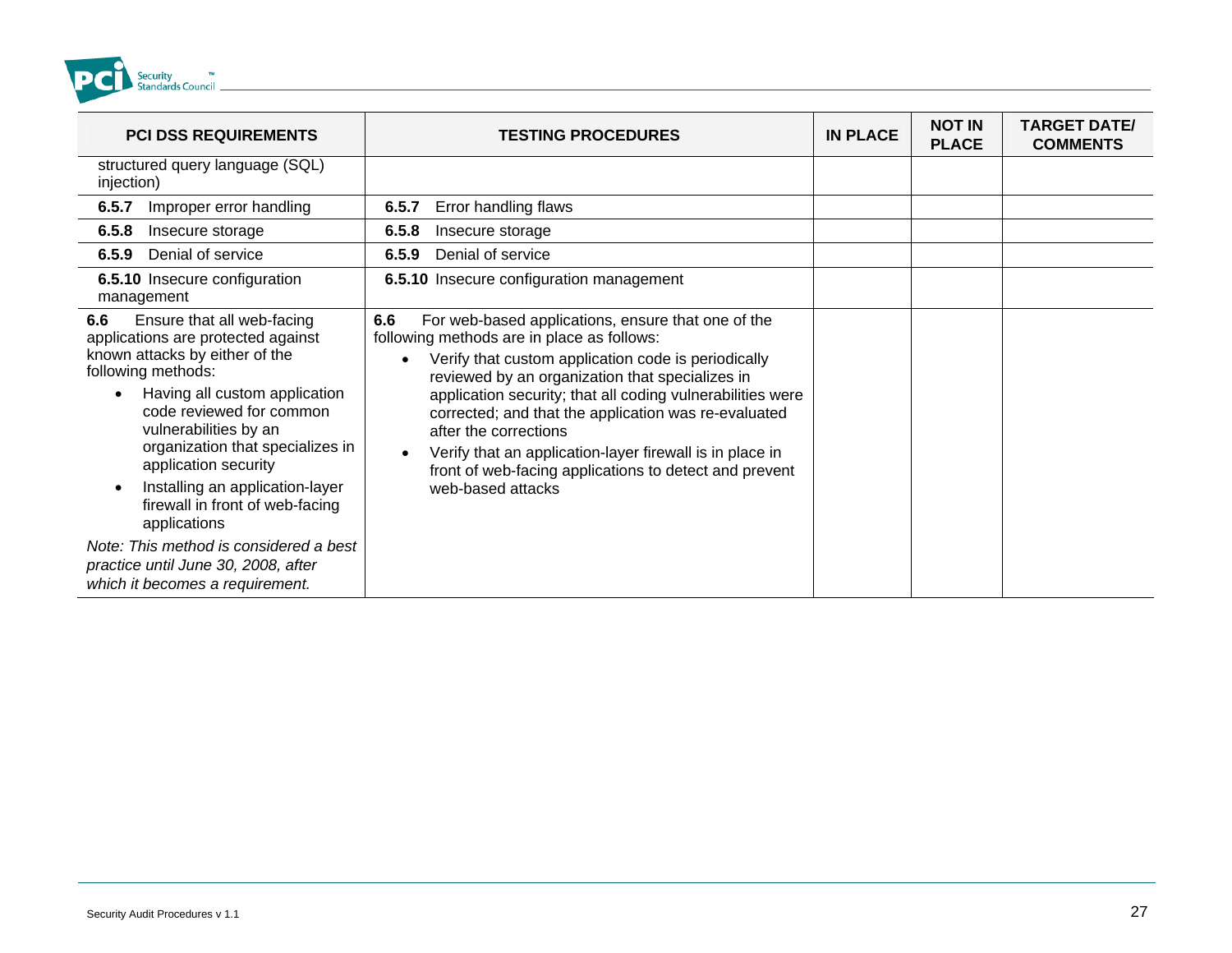| PCI DSS REQUIREMENTS | TESTING PROCEDURES | IN PLACE | NOT IN PLACE | TARGET DATE/ COMMENTS |
|---|---|---|---|---|
| structured query language (SQL) injection) | | | | |
| **6.5.7** Improper error handling | **6.5.7** Error handling flaws | | | |
| **6.5.8** Insecure storage | **6.5.8** Insecure storage | | | |
| **6.5.9** Denial of service | **6.5.9** Denial of service | | | |
| **6.5.10** Insecure configuration management | **6.5.10** Insecure configuration management | | | |
| **6.6** Ensure that all web-facing applications are protected against known attacks by either of the following methods:<br>• Having all custom application code reviewed for common vulnerabilities by an organization that specializes in application security<br>• Installing an application-layer firewall in front of web-facing applications<br>*Note: This method is considered a best practice until June 30, 2008, after which it becomes a requirement.* | **6.6** For web-based applications, ensure that one of the following methods are in place as follows:<br>• Verify that custom application code is periodically reviewed by an organization that specializes in application security; that all coding vulnerabilities were corrected; and that the application was re-evaluated after the corrections<br>• Verify that an application-layer firewall is in place in front of web-facing applications to detect and prevent web-based attacks | | | |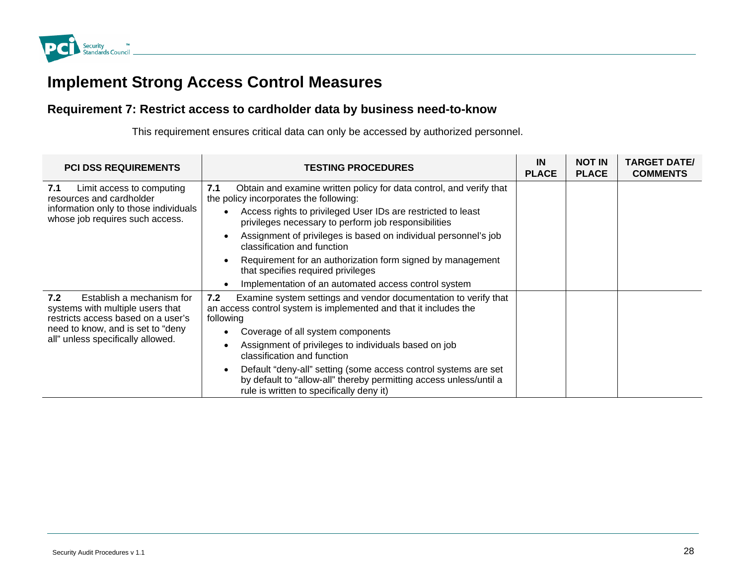# Implement Strong Access Control Measures

## Requirement 7: Restrict access to cardholder data by business need-to-know

This requirement ensures critical data can only be accessed by authorized personnel.

| PCI DSS REQUIREMENTS | TESTING PROCEDURES | IN PLACE | NOT IN PLACE | TARGET DATE/ COMMENTS |
|---|---|---|---|---|
| **7.1** Limit access to computing resources and cardholder information only to those individuals whose job requires such access. | **7.1** Obtain and examine written policy for data control, and verify that the policy incorporates the following:<br>• Access rights to privileged User IDs are restricted to least privileges necessary to perform job responsibilities<br>• Assignment of privileges is based on individual personnel's job classification and function<br>• Requirement for an authorization form signed by management that specifies required privileges<br>• Implementation of an automated access control system | | | |
| **7.2** Establish a mechanism for systems with multiple users that restricts access based on a user's need to know, and is set to "deny all" unless specifically allowed. | **7.2** Examine system settings and vendor documentation to verify that an access control system is implemented and that it includes the following<br>• Coverage of all system components<br>• Assignment of privileges to individuals based on job classification and function<br>• Default "deny-all" setting (some access control systems are set by default to "allow-all" thereby permitting access unless/until a rule is written to specifically deny it) | | | |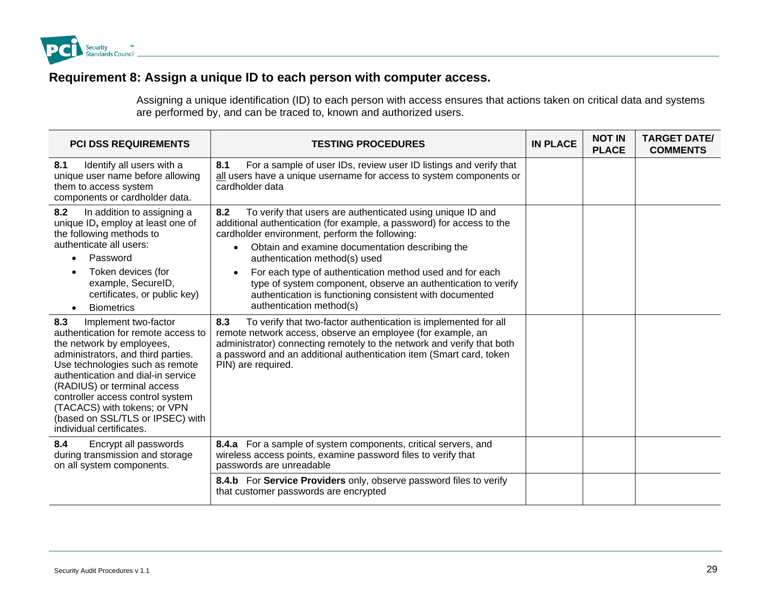## Requirement 8: Assign a unique ID to each person with computer access.

Assigning a unique identification (ID) to each person with access ensures that actions taken on critical data and systems are performed by, and can be traced to, known and authorized users.

| PCI DSS REQUIREMENTS | TESTING PROCEDURES | IN PLACE | NOT IN PLACE | TARGET DATE/ COMMENTS |
|---|---|---|---|---|
| **8.1** Identify all users with a unique user name before allowing them to access system components or cardholder data. | **8.1** For a sample of user IDs, review user ID listings and verify that all users have a unique username for access to system components or cardholder data | | | |
| **8.2** In addition to assigning a unique ID**,** employ at least one of the following methods to authenticate all users:<br>• Password<br>• Token devices (for example, SecureID, certificates, or public key)<br>• Biometrics | **8.2** To verify that users are authenticated using unique ID and additional authentication (for example, a password) for access to the cardholder environment, perform the following:<br>• Obtain and examine documentation describing the authentication method(s) used<br>• For each type of authentication method used and for each type of system component, observe an authentication to verify authentication is functioning consistent with documented authentication method(s) | | | |
| **8.3** Implement two-factor authentication for remote access to the network by employees, administrators, and third parties. Use technologies such as remote authentication and dial-in service (RADIUS) or terminal access controller access control system (TACACS) with tokens; or VPN (based on SSL/TLS or IPSEC) with individual certificates. | **8.3** To verify that two-factor authentication is implemented for all remote network access, observe an employee (for example, an administrator) connecting remotely to the network and verify that both a password and an additional authentication item (Smart card, token PIN) are required. | | | |
| **8.4** Encrypt all passwords during transmission and storage on all system components. | **8.4.a** For a sample of system components, critical servers, and wireless access points, examine password files to verify that passwords are unreadable | | | |
| | **8.4.b** For **Service Providers** only, observe password files to verify that customer passwords are encrypted | | | |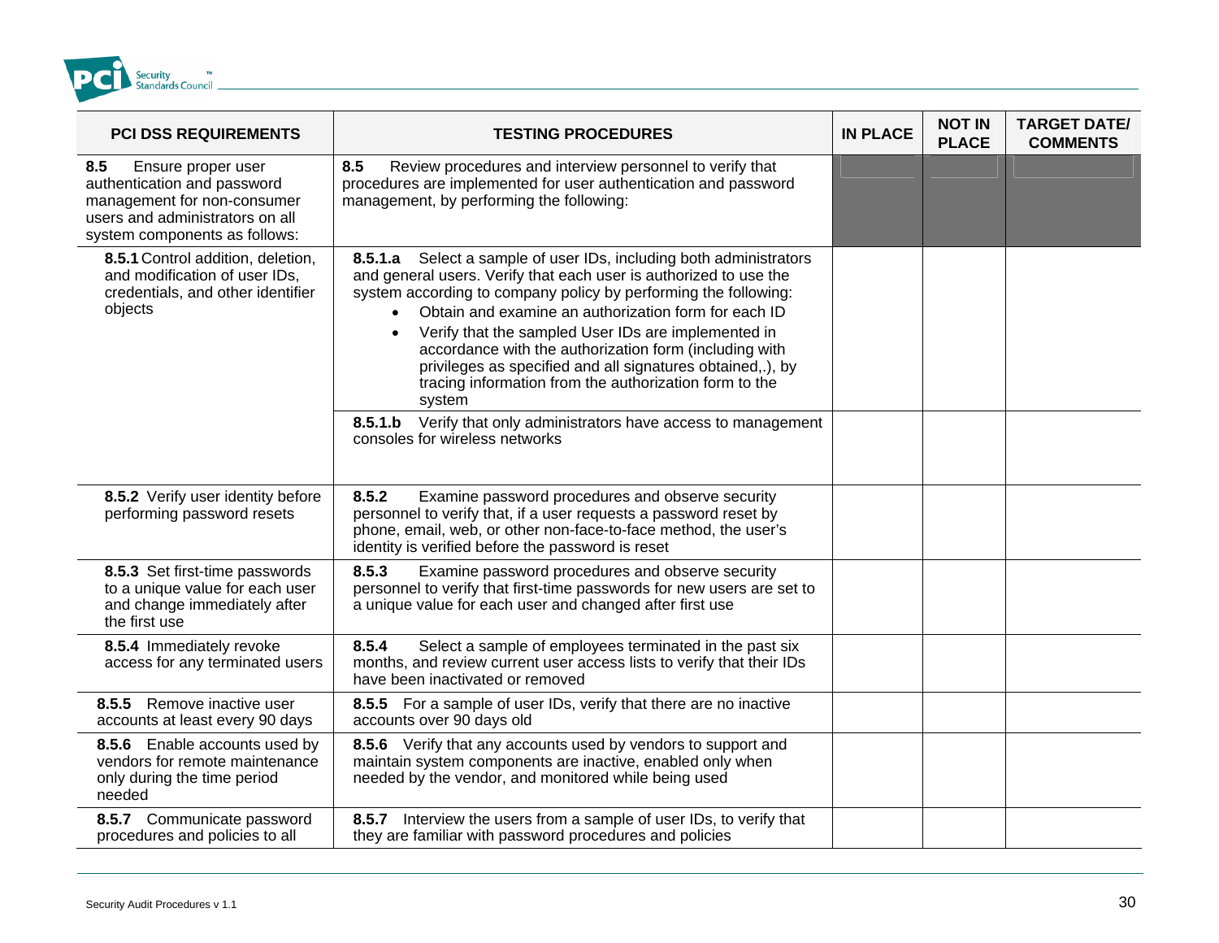| PCI DSS REQUIREMENTS | TESTING PROCEDURES | IN PLACE | NOT IN PLACE | TARGET DATE/ COMMENTS |
|---|---|---|---|---|
| **8.5** Ensure proper user authentication and password management for non-consumer users and administrators on all system components as follows: | **8.5** Review procedures and interview personnel to verify that procedures are implemented for user authentication and password management, by performing the following: | | | |
| **8.5.1** Control addition, deletion, and modification of user IDs, credentials, and other identifier objects | **8.5.1.a** Select a sample of user IDs, including both administrators and general users. Verify that each user is authorized to use the system according to company policy by performing the following:<br>• Obtain and examine an authorization form for each ID<br>• Verify that the sampled User IDs are implemented in accordance with the authorization form (including with privileges as specified and all signatures obtained,.), by tracing information from the authorization form to the system | | | |
| | **8.5.1.b** Verify that only administrators have access to management consoles for wireless networks | | | |
| **8.5.2** Verify user identity before performing password resets | **8.5.2** Examine password procedures and observe security personnel to verify that, if a user requests a password reset by phone, email, web, or other non-face-to-face method, the user's identity is verified before the password is reset | | | |
| **8.5.3** Set first-time passwords to a unique value for each user and change immediately after the first use | **8.5.3** Examine password procedures and observe security personnel to verify that first-time passwords for new users are set to a unique value for each user and changed after first use | | | |
| **8.5.4** Immediately revoke access for any terminated users | **8.5.4** Select a sample of employees terminated in the past six months, and review current user access lists to verify that their IDs have been inactivated or removed | | | |
| **8.5.5** Remove inactive user accounts at least every 90 days | **8.5.5** For a sample of user IDs, verify that there are no inactive accounts over 90 days old | | | |
| **8.5.6** Enable accounts used by vendors for remote maintenance only during the time period needed | **8.5.6** Verify that any accounts used by vendors to support and maintain system components are inactive, enabled only when needed by the vendor, and monitored while being used | | | |
| **8.5.7** Communicate password procedures and policies to all | **8.5.7** Interview the users from a sample of user IDs, to verify that they are familiar with password procedures and policies | | | |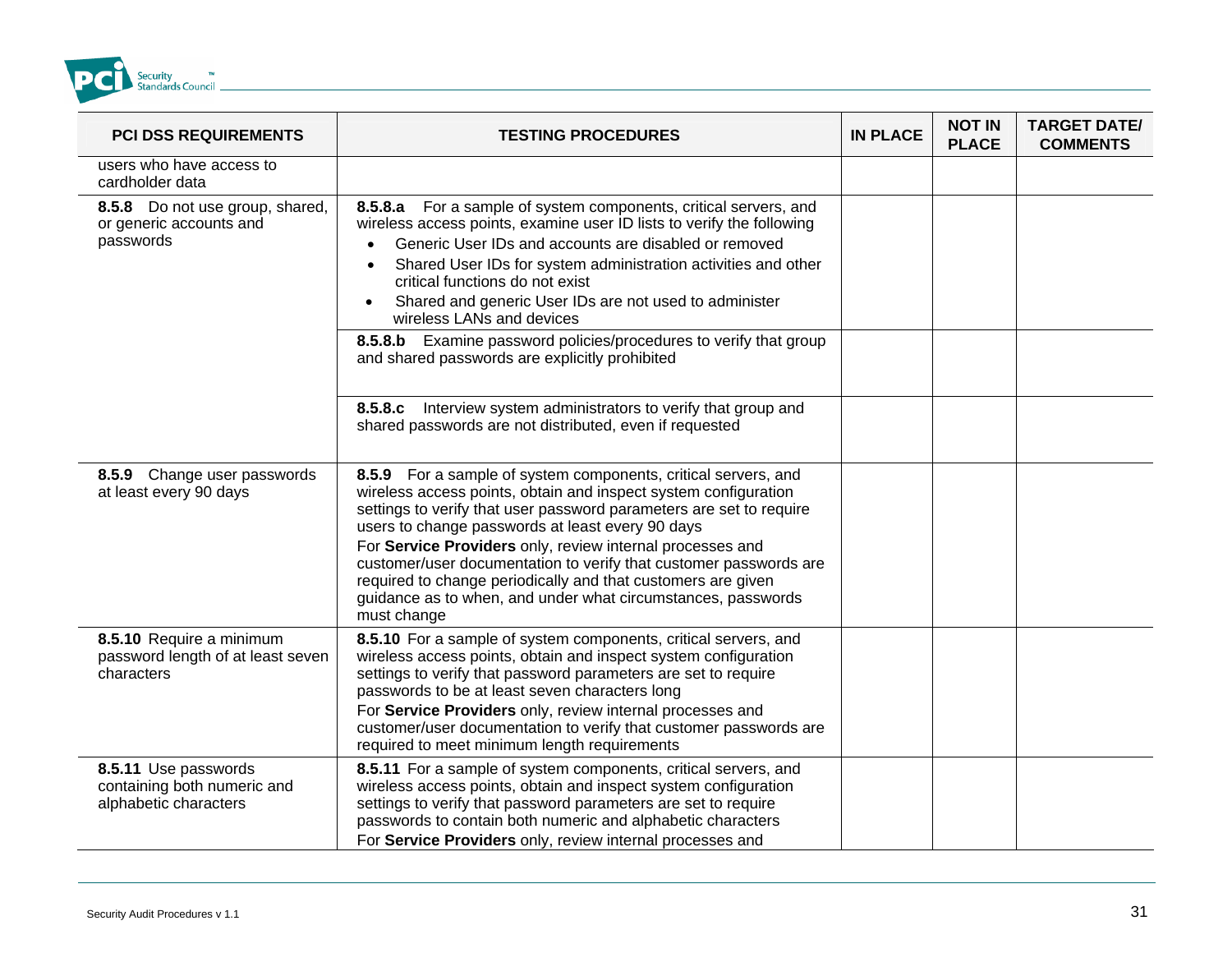| PCI DSS REQUIREMENTS | TESTING PROCEDURES | IN PLACE | NOT IN PLACE | TARGET DATE/ COMMENTS |
|---|---|---|---|---|
| users who have access to cardholder data | | | | |
| **8.5.8** Do not use group, shared, or generic accounts and passwords | **8.5.8.a** For a sample of system components, critical servers, and wireless access points, examine user ID lists to verify the following<br>• Generic User IDs and accounts are disabled or removed<br>• Shared User IDs for system administration activities and other critical functions do not exist<br>• Shared and generic User IDs are not used to administer wireless LANs and devices | | | |
| | **8.5.8.b** Examine password policies/procedures to verify that group and shared passwords are explicitly prohibited | | | |
| | **8.5.8.c** Interview system administrators to verify that group and shared passwords are not distributed, even if requested | | | |
| **8.5.9** Change user passwords at least every 90 days | **8.5.9** For a sample of system components, critical servers, and wireless access points, obtain and inspect system configuration settings to verify that user password parameters are set to require users to change passwords at least every 90 days<br>For **Service Providers** only, review internal processes and customer/user documentation to verify that customer passwords are required to change periodically and that customers are given guidance as to when, and under what circumstances, passwords must change | | | |
| **8.5.10** Require a minimum password length of at least seven characters | **8.5.10** For a sample of system components, critical servers, and wireless access points, obtain and inspect system configuration settings to verify that password parameters are set to require passwords to be at least seven characters long<br>For **Service Providers** only, review internal processes and customer/user documentation to verify that customer passwords are required to meet minimum length requirements | | | |
| **8.5.11** Use passwords containing both numeric and alphabetic characters | **8.5.11** For a sample of system components, critical servers, and wireless access points, obtain and inspect system configuration settings to verify that password parameters are set to require passwords to contain both numeric and alphabetic characters<br>For **Service Providers** only, review internal processes and | | | |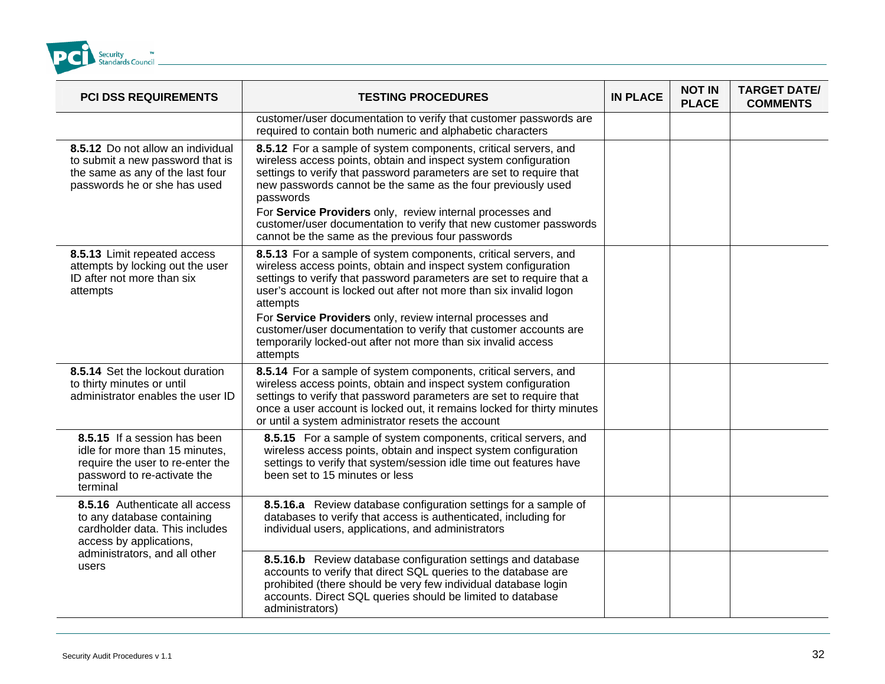| PCI DSS REQUIREMENTS | TESTING PROCEDURES | IN PLACE | NOT IN PLACE | TARGET DATE/ COMMENTS |
|---|---|---|---|---|
| | customer/user documentation to verify that customer passwords are required to contain both numeric and alphabetic characters | | | |
| **8.5.12** Do not allow an individual to submit a new password that is the same as any of the last four passwords he or she has used | **8.5.12** For a sample of system components, critical servers, and wireless access points, obtain and inspect system configuration settings to verify that password parameters are set to require that new passwords cannot be the same as the four previously used passwords<br>For **Service Providers** only, review internal processes and customer/user documentation to verify that new customer passwords cannot be the same as the previous four passwords | | | |
| **8.5.13** Limit repeated access attempts by locking out the user ID after not more than six attempts | **8.5.13** For a sample of system components, critical servers, and wireless access points, obtain and inspect system configuration settings to verify that password parameters are set to require that a user's account is locked out after not more than six invalid logon attempts<br>For **Service Providers** only, review internal processes and customer/user documentation to verify that customer accounts are temporarily locked-out after not more than six invalid access attempts | | | |
| **8.5.14** Set the lockout duration to thirty minutes or until administrator enables the user ID | **8.5.14** For a sample of system components, critical servers, and wireless access points, obtain and inspect system configuration settings to verify that password parameters are set to require that once a user account is locked out, it remains locked for thirty minutes or until a system administrator resets the account | | | |
| **8.5.15** If a session has been idle for more than 15 minutes, require the user to re-enter the password to re-activate the terminal | **8.5.15** For a sample of system components, critical servers, and wireless access points, obtain and inspect system configuration settings to verify that system/session idle time out features have been set to 15 minutes or less | | | |
| **8.5.16** Authenticate all access to any database containing cardholder data. This includes access by applications, administrators, and all other users | **8.5.16.a** Review database configuration settings for a sample of databases to verify that access is authenticated, including for individual users, applications, and administrators | | | |
| | **8.5.16.b** Review database configuration settings and database accounts to verify that direct SQL queries to the database are prohibited (there should be very few individual database login accounts. Direct SQL queries should be limited to database administrators) | | | |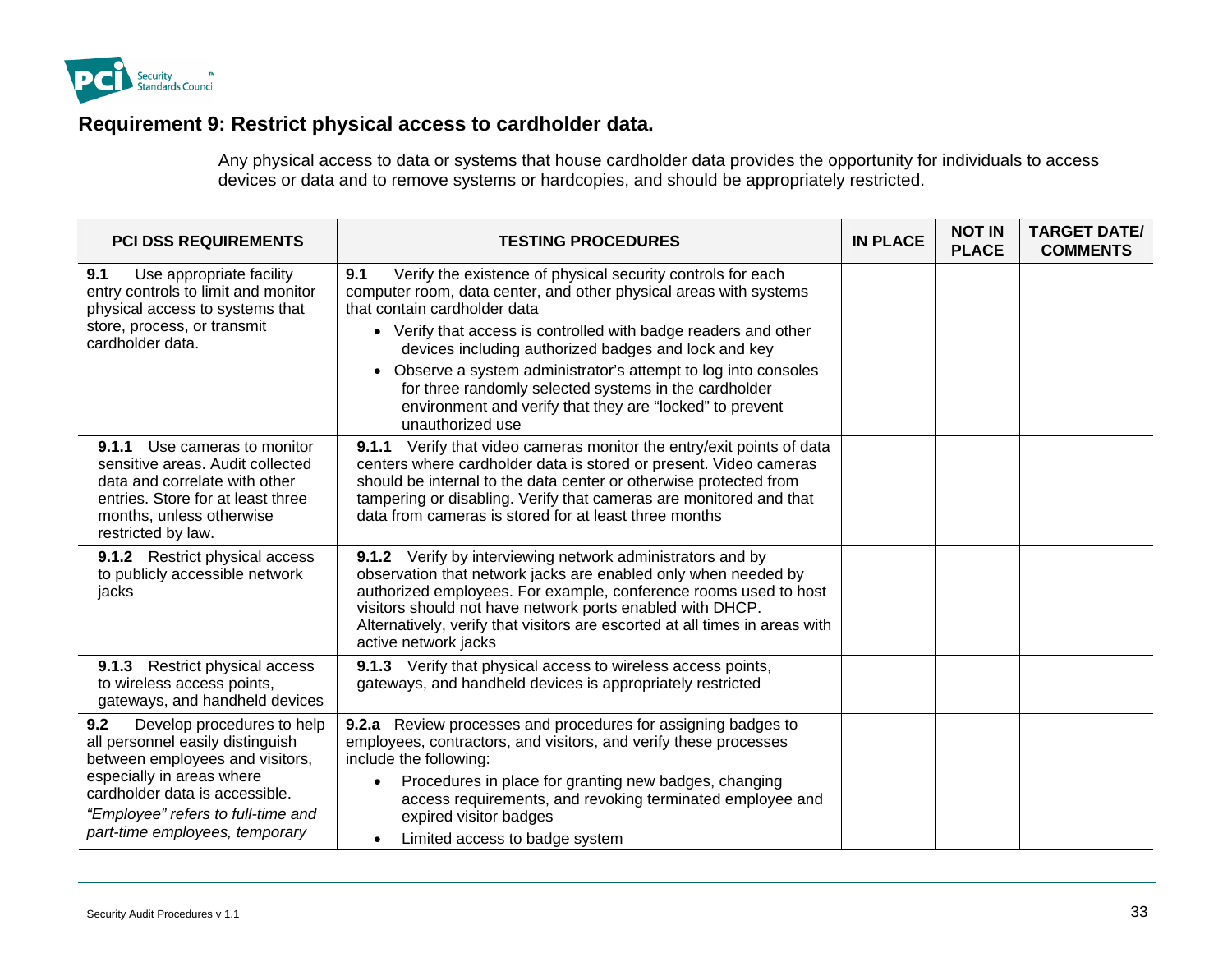## Requirement 9: Restrict physical access to cardholder data.

Any physical access to data or systems that house cardholder data provides the opportunity for individuals to access devices or data and to remove systems or hardcopies, and should be appropriately restricted.

| PCI DSS REQUIREMENTS | TESTING PROCEDURES | IN PLACE | NOT IN PLACE | TARGET DATE/ COMMENTS |
|---|---|---|---|---|
| **9.1** Use appropriate facility entry controls to limit and monitor physical access to systems that store, process, or transmit cardholder data. | **9.1** Verify the existence of physical security controls for each computer room, data center, and other physical areas with systems that contain cardholder data<br>• Verify that access is controlled with badge readers and other devices including authorized badges and lock and key<br>• Observe a system administrator's attempt to log into consoles for three randomly selected systems in the cardholder environment and verify that they are "locked" to prevent unauthorized use | | | |
| **9.1.1** Use cameras to monitor sensitive areas. Audit collected data and correlate with other entries. Store for at least three months, unless otherwise restricted by law. | **9.1.1** Verify that video cameras monitor the entry/exit points of data centers where cardholder data is stored or present. Video cameras should be internal to the data center or otherwise protected from tampering or disabling. Verify that cameras are monitored and that data from cameras is stored for at least three months | | | |
| **9.1.2** Restrict physical access to publicly accessible network jacks | **9.1.2** Verify by interviewing network administrators and by observation that network jacks are enabled only when needed by authorized employees. For example, conference rooms used to host visitors should not have network ports enabled with DHCP. Alternatively, verify that visitors are escorted at all times in areas with active network jacks | | | |
| **9.1.3** Restrict physical access to wireless access points, gateways, and handheld devices | **9.1.3** Verify that physical access to wireless access points, gateways, and handheld devices is appropriately restricted | | | |
| **9.2** Develop procedures to help all personnel easily distinguish between employees and visitors, especially in areas where cardholder data is accessible.<br>*"Employee" refers to full-time and part-time employees, temporary* | **9.2.a** Review processes and procedures for assigning badges to employees, contractors, and visitors, and verify these processes include the following:<br>• Procedures in place for granting new badges, changing access requirements, and revoking terminated employee and expired visitor badges<br>• Limited access to badge system | | | |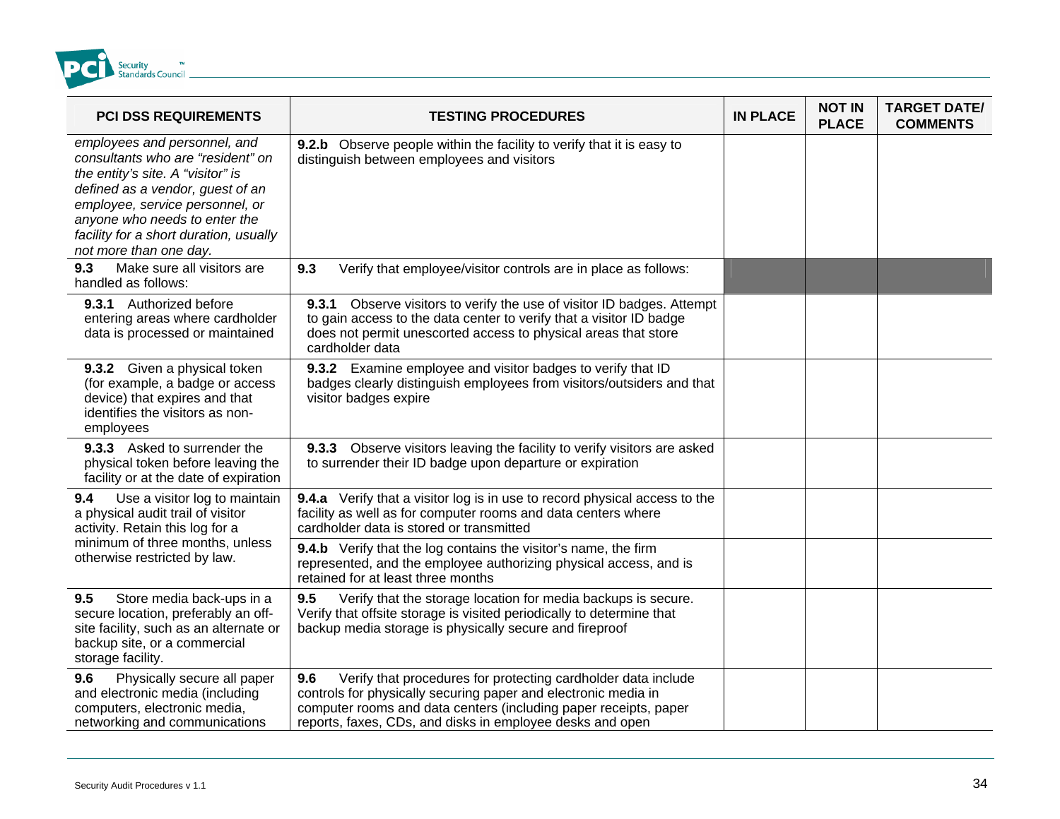| PCI DSS REQUIREMENTS | TESTING PROCEDURES | IN PLACE | NOT IN PLACE | TARGET DATE/ COMMENTS |
|---|---|---|---|---|
| *employees and personnel, and consultants who are "resident" on the entity's site. A "visitor" is defined as a vendor, guest of an employee, service personnel, or anyone who needs to enter the facility for a short duration, usually not more than one day.* | **9.2.b** Observe people within the facility to verify that it is easy to distinguish between employees and visitors | | | |
| **9.3** Make sure all visitors are handled as follows: | **9.3** Verify that employee/visitor controls are in place as follows: | | | |
| **9.3.1** Authorized before entering areas where cardholder data is processed or maintained | **9.3.1** Observe visitors to verify the use of visitor ID badges. Attempt to gain access to the data center to verify that a visitor ID badge does not permit unescorted access to physical areas that store cardholder data | | | |
| **9.3.2** Given a physical token (for example, a badge or access device) that expires and that identifies the visitors as non-employees | **9.3.2** Examine employee and visitor badges to verify that ID badges clearly distinguish employees from visitors/outsiders and that visitor badges expire | | | |
| **9.3.3** Asked to surrender the physical token before leaving the facility or at the date of expiration | **9.3.3** Observe visitors leaving the facility to verify visitors are asked to surrender their ID badge upon departure or expiration | | | |
| **9.4** Use a visitor log to maintain a physical audit trail of visitor activity. Retain this log for a minimum of three months, unless otherwise restricted by law. | **9.4.a** Verify that a visitor log is in use to record physical access to the facility as well as for computer rooms and data centers where cardholder data is stored or transmitted | | | |
| | **9.4.b** Verify that the log contains the visitor's name, the firm represented, and the employee authorizing physical access, and is retained for at least three months | | | |
| **9.5** Store media back-ups in a secure location, preferably an off-site facility, such as an alternate or backup site, or a commercial storage facility. | **9.5** Verify that the storage location for media backups is secure. Verify that offsite storage is visited periodically to determine that backup media storage is physically secure and fireproof | | | |
| **9.6** Physically secure all paper and electronic media (including computers, electronic media, networking and communications | **9.6** Verify that procedures for protecting cardholder data include controls for physically securing paper and electronic media in computer rooms and data centers (including paper receipts, paper reports, faxes, CDs, and disks in employee desks and open | | | |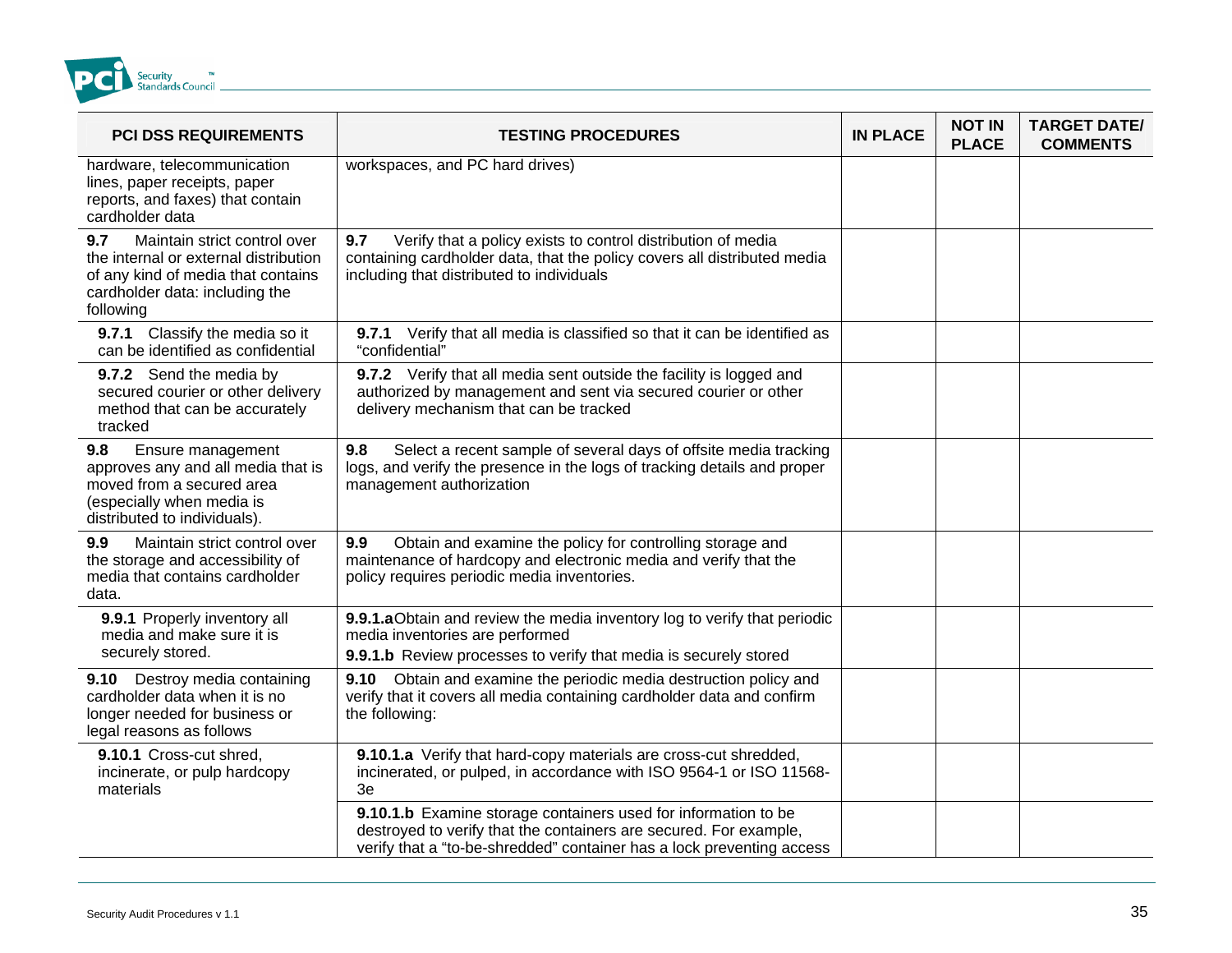| PCI DSS REQUIREMENTS | TESTING PROCEDURES | IN PLACE | NOT IN PLACE | TARGET DATE/ COMMENTS |
|---|---|---|---|---|
| hardware, telecommunication lines, paper receipts, paper reports, and faxes) that contain cardholder data | workspaces, and PC hard drives) | | | |
| **9.7** Maintain strict control over the internal or external distribution of any kind of media that contains cardholder data: including the following | **9.7** Verify that a policy exists to control distribution of media containing cardholder data, that the policy covers all distributed media including that distributed to individuals | | | |
| **9.7.1** Classify the media so it can be identified as confidential | **9.7.1** Verify that all media is classified so that it can be identified as "confidential" | | | |
| **9.7.2** Send the media by secured courier or other delivery method that can be accurately tracked | **9.7.2** Verify that all media sent outside the facility is logged and authorized by management and sent via secured courier or other delivery mechanism that can be tracked | | | |
| **9.8** Ensure management approves any and all media that is moved from a secured area (especially when media is distributed to individuals). | **9.8** Select a recent sample of several days of offsite media tracking logs, and verify the presence in the logs of tracking details and proper management authorization | | | |
| **9.9** Maintain strict control over the storage and accessibility of media that contains cardholder data. | **9.9** Obtain and examine the policy for controlling storage and maintenance of hardcopy and electronic media and verify that the policy requires periodic media inventories. | | | |
| **9.9.1** Properly inventory all media and make sure it is securely stored. | **9.9.1.a** Obtain and review the media inventory log to verify that periodic media inventories are performed<br>**9.9.1.b** Review processes to verify that media is securely stored | | | |
| **9.10** Destroy media containing cardholder data when it is no longer needed for business or legal reasons as follows | **9.10** Obtain and examine the periodic media destruction policy and verify that it covers all media containing cardholder data and confirm the following: | | | |
| **9.10.1** Cross-cut shred, incinerate, or pulp hardcopy materials | **9.10.1.a** Verify that hard-copy materials are cross-cut shredded, incinerated, or pulped, in accordance with ISO 9564-1 or ISO 11568-3e | | | |
| | **9.10.1.b** Examine storage containers used for information to be destroyed to verify that the containers are secured. For example, verify that a "to-be-shredded" container has a lock preventing access | | | |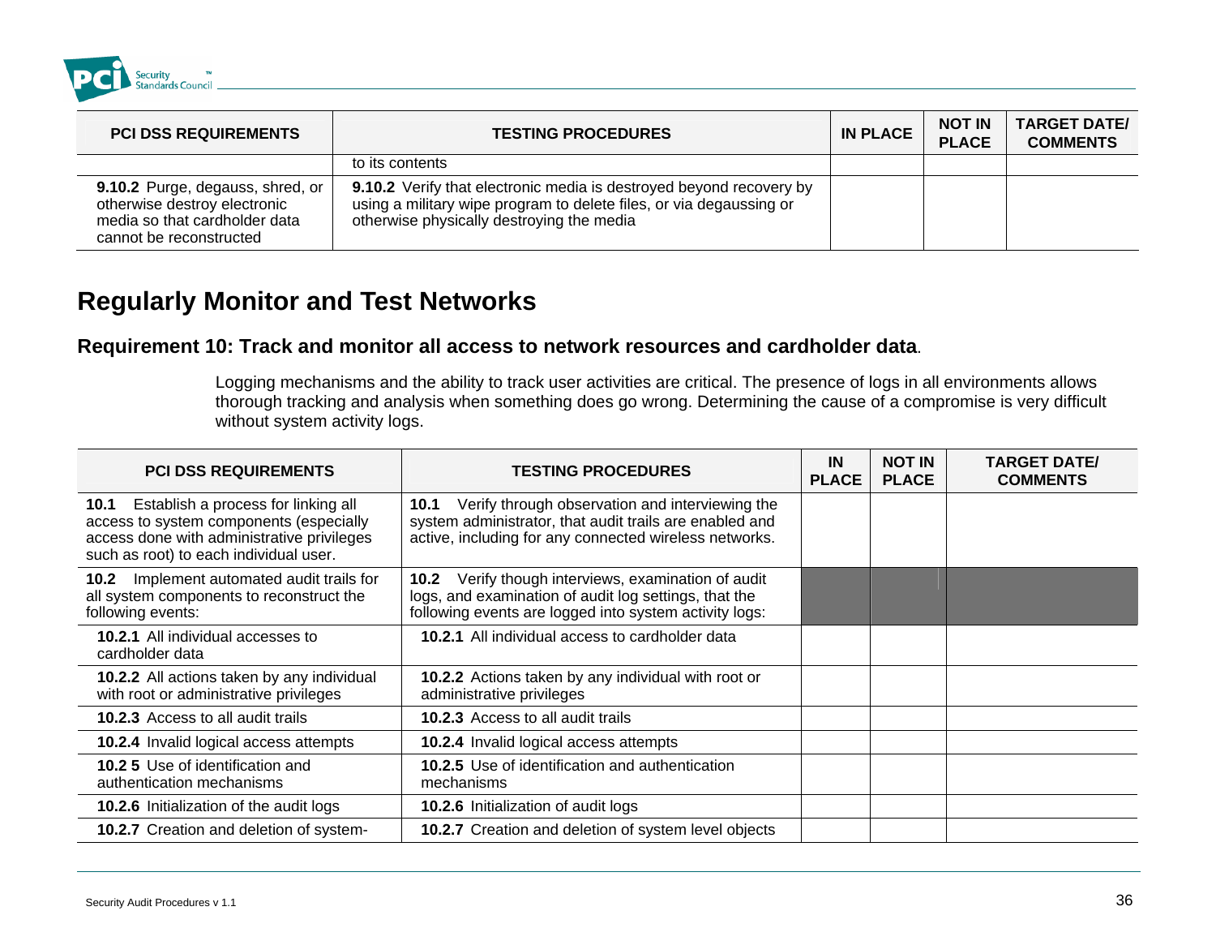| PCI DSS REQUIREMENTS | TESTING PROCEDURES | IN PLACE | NOT IN PLACE | TARGET DATE/ COMMENTS |
|---|---|---|---|---|
| | to its contents | | | |
| **9.10.2** Purge, degauss, shred, or otherwise destroy electronic media so that cardholder data cannot be reconstructed | **9.10.2** Verify that electronic media is destroyed beyond recovery by using a military wipe program to delete files, or via degaussing or otherwise physically destroying the media | | | |

## Regularly Monitor and Test Networks

### Requirement 10: Track and monitor all access to network resources and cardholder data.

Logging mechanisms and the ability to track user activities are critical. The presence of logs in all environments allows thorough tracking and analysis when something does go wrong. Determining the cause of a compromise is very difficult without system activity logs.

| PCI DSS REQUIREMENTS | TESTING PROCEDURES | IN PLACE | NOT IN PLACE | TARGET DATE/ COMMENTS |
|---|---|---|---|---|
| **10.1** Establish a process for linking all access to system components (especially access done with administrative privileges such as root) to each individual user. | **10.1** Verify through observation and interviewing the system administrator, that audit trails are enabled and active, including for any connected wireless networks. | | | |
| **10.2** Implement automated audit trails for all system components to reconstruct the following events: | **10.2** Verify though interviews, examination of audit logs, and examination of audit log settings, that the following events are logged into system activity logs: | | | |
| **10.2.1** All individual accesses to cardholder data | **10.2.1** All individual access to cardholder data | | | |
| **10.2.2** All actions taken by any individual with root or administrative privileges | **10.2.2** Actions taken by any individual with root or administrative privileges | | | |
| **10.2.3** Access to all audit trails | **10.2.3** Access to all audit trails | | | |
| **10.2.4** Invalid logical access attempts | **10.2.4** Invalid logical access attempts | | | |
| **10.2 5** Use of identification and authentication mechanisms | **10.2.5** Use of identification and authentication mechanisms | | | |
| **10.2.6** Initialization of the audit logs | **10.2.6** Initialization of audit logs | | | |
| **10.2.7** Creation and deletion of system- | **10.2.7** Creation and deletion of system level objects | | | |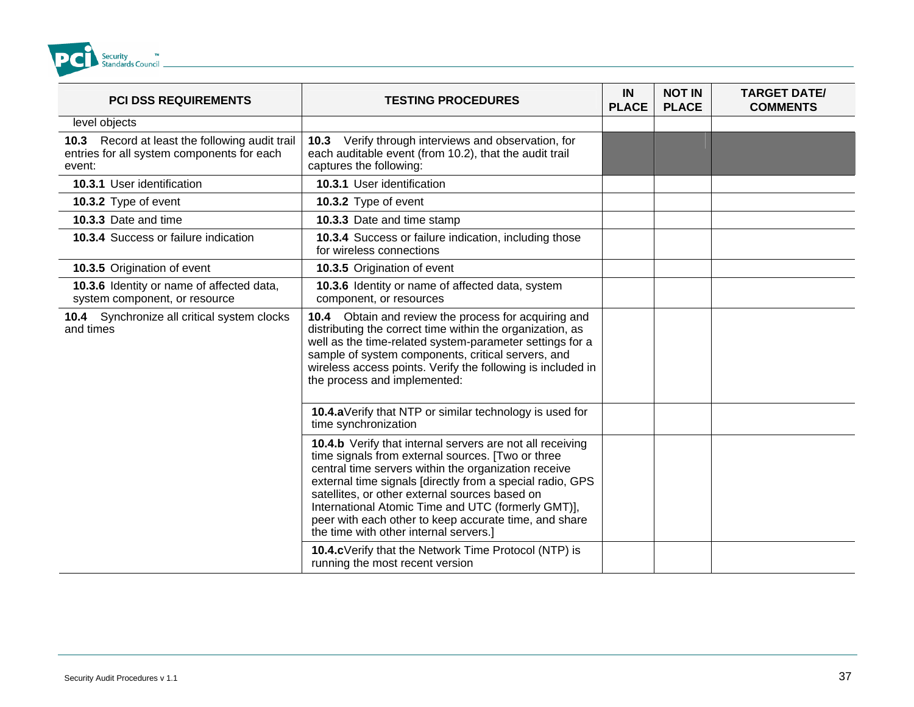| PCI DSS REQUIREMENTS | TESTING PROCEDURES | IN PLACE | NOT IN PLACE | TARGET DATE/ COMMENTS |
|---|---|---|---|---|
| level objects | | | | |
| **10.3** Record at least the following audit trail entries for all system components for each event: | **10.3** Verify through interviews and observation, for each auditable event (from 10.2), that the audit trail captures the following: | | | |
| **10.3.1** User identification | **10.3.1** User identification | | | |
| **10.3.2** Type of event | **10.3.2** Type of event | | | |
| **10.3.3** Date and time | **10.3.3** Date and time stamp | | | |
| **10.3.4** Success or failure indication | **10.3.4** Success or failure indication, including those for wireless connections | | | |
| **10.3.5** Origination of event | **10.3.5** Origination of event | | | |
| **10.3.6** Identity or name of affected data, system component, or resource | **10.3.6** Identity or name of affected data, system component, or resources | | | |
| **10.4** Synchronize all critical system clocks and times | **10.4** Obtain and review the process for acquiring and distributing the correct time within the organization, as well as the time-related system-parameter settings for a sample of system components, critical servers, and wireless access points. Verify the following is included in the process and implemented: | | | |
| | **10.4.a** Verify that NTP or similar technology is used for time synchronization | | | |
| | **10.4.b** Verify that internal servers are not all receiving time signals from external sources. [Two or three central time servers within the organization receive external time signals [directly from a special radio, GPS satellites, or other external sources based on International Atomic Time and UTC (formerly GMT)], peer with each other to keep accurate time, and share the time with other internal servers.] | | | |
| | **10.4.c** Verify that the Network Time Protocol (NTP) is running the most recent version | | | |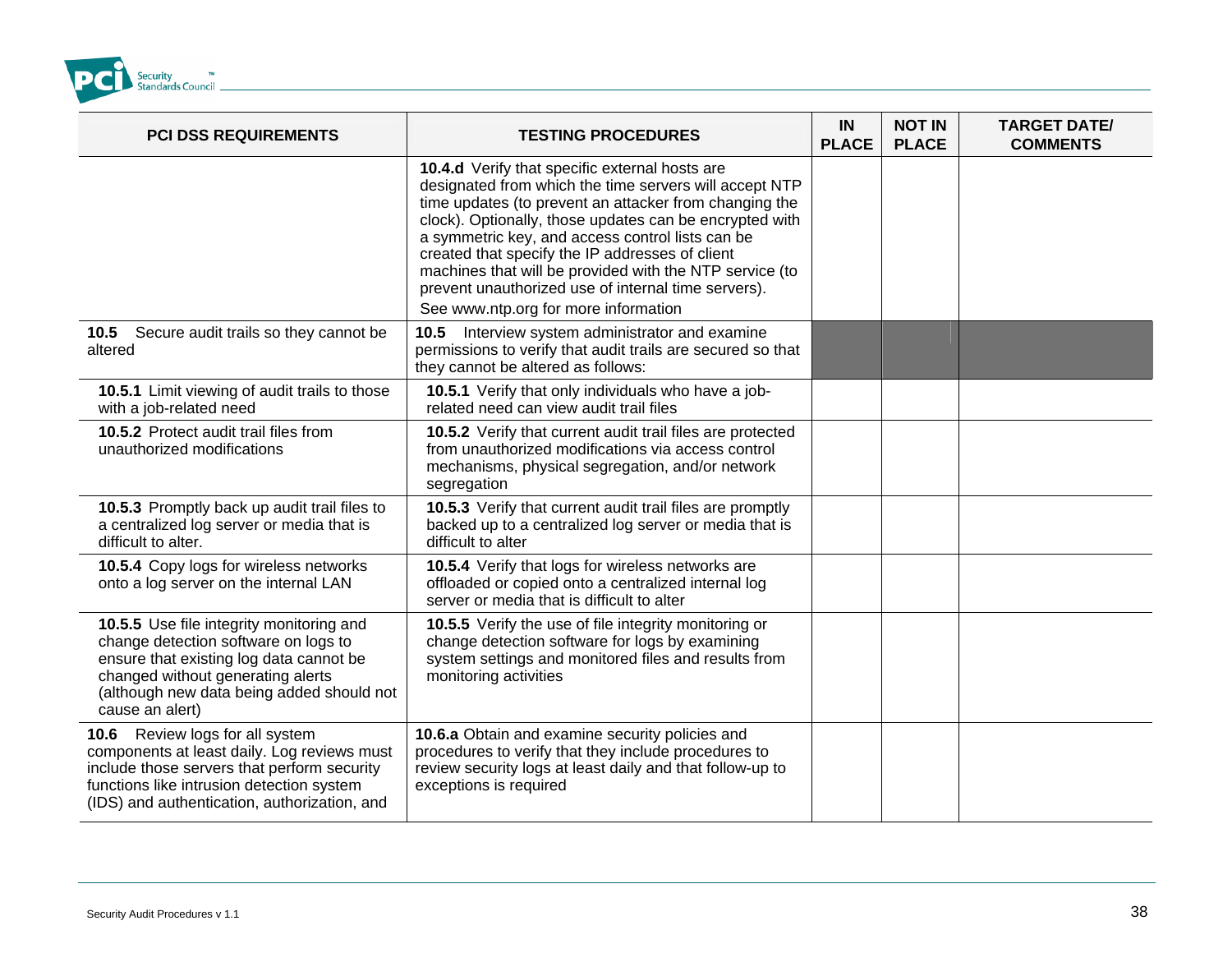| PCI DSS REQUIREMENTS | TESTING PROCEDURES | IN PLACE | NOT IN PLACE | TARGET DATE/ COMMENTS |
|---|---|---|---|---|
| | **10.4.d** Verify that specific external hosts are designated from which the time servers will accept NTP time updates (to prevent an attacker from changing the clock). Optionally, those updates can be encrypted with a symmetric key, and access control lists can be created that specify the IP addresses of client machines that will be provided with the NTP service (to prevent unauthorized use of internal time servers).<br>See www.ntp.org for more information | | | |
| **10.5** Secure audit trails so they cannot be altered | **10.5** Interview system administrator and examine permissions to verify that audit trails are secured so that they cannot be altered as follows: | | | |
| **10.5.1** Limit viewing of audit trails to those with a job-related need | **10.5.1** Verify that only individuals who have a job-related need can view audit trail files | | | |
| **10.5.2** Protect audit trail files from unauthorized modifications | **10.5.2** Verify that current audit trail files are protected from unauthorized modifications via access control mechanisms, physical segregation, and/or network segregation | | | |
| **10.5.3** Promptly back up audit trail files to a centralized log server or media that is difficult to alter. | **10.5.3** Verify that current audit trail files are promptly backed up to a centralized log server or media that is difficult to alter | | | |
| **10.5.4** Copy logs for wireless networks onto a log server on the internal LAN | **10.5.4** Verify that logs for wireless networks are offloaded or copied onto a centralized internal log server or media that is difficult to alter | | | |
| **10.5.5** Use file integrity monitoring and change detection software on logs to ensure that existing log data cannot be changed without generating alerts (although new data being added should not cause an alert) | **10.5.5** Verify the use of file integrity monitoring or change detection software for logs by examining system settings and monitored files and results from monitoring activities | | | |
| **10.6** Review logs for all system components at least daily. Log reviews must include those servers that perform security functions like intrusion detection system (IDS) and authentication, authorization, and | **10.6.a** Obtain and examine security policies and procedures to verify that they include procedures to review security logs at least daily and that follow-up to exceptions is required | | | |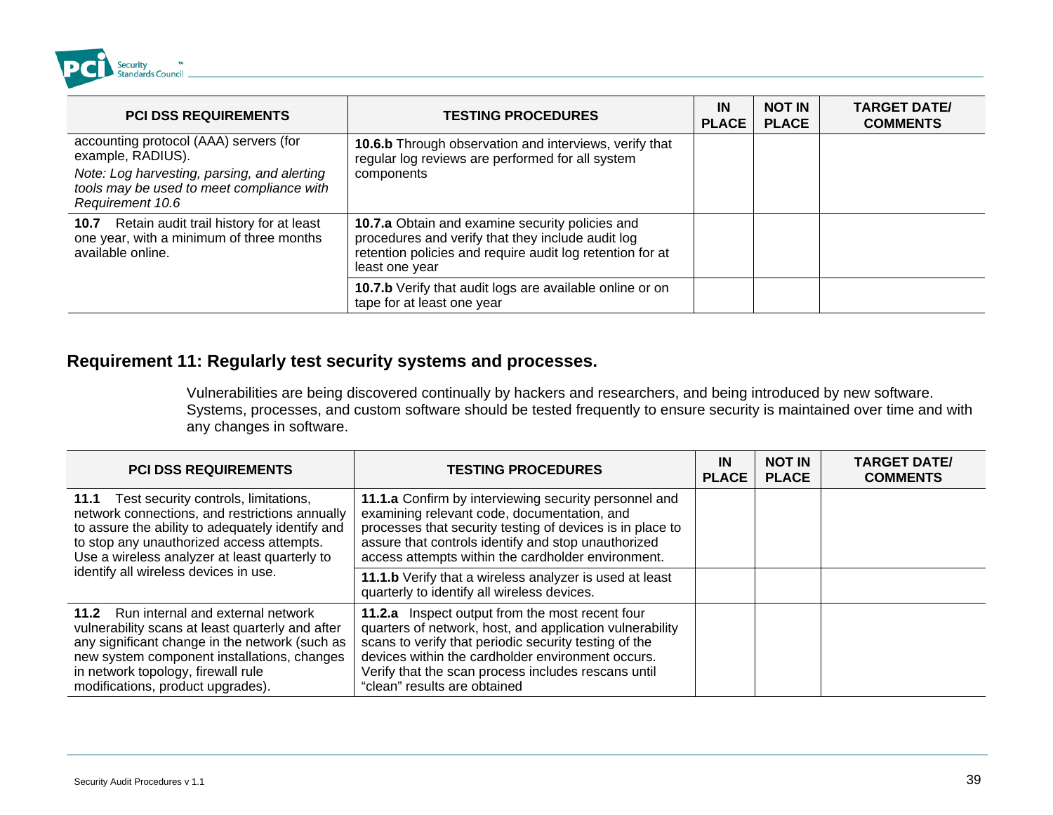| PCI DSS REQUIREMENTS | TESTING PROCEDURES | IN PLACE | NOT IN PLACE | TARGET DATE/ COMMENTS |
|---|---|---|---|---|
| accounting protocol (AAA) servers (for example, RADIUS). *Note: Log harvesting, parsing, and alerting tools may be used to meet compliance with Requirement 10.6* | **10.6.b** Through observation and interviews, verify that regular log reviews are performed for all system components | | | |
| **10.7** Retain audit trail history for at least one year, with a minimum of three months available online. | **10.7.a** Obtain and examine security policies and procedures and verify that they include audit log retention policies and require audit log retention for at least one year | | | |
| | **10.7.b** Verify that audit logs are available online or on tape for at least one year | | | |

## Requirement 11: Regularly test security systems and processes.

Vulnerabilities are being discovered continually by hackers and researchers, and being introduced by new software. Systems, processes, and custom software should be tested frequently to ensure security is maintained over time and with any changes in software.

| PCI DSS REQUIREMENTS | TESTING PROCEDURES | IN PLACE | NOT IN PLACE | TARGET DATE/ COMMENTS |
|---|---|---|---|---|
| **11.1** Test security controls, limitations, network connections, and restrictions annually to assure the ability to adequately identify and to stop any unauthorized access attempts. Use a wireless analyzer at least quarterly to identify all wireless devices in use. | **11.1.a** Confirm by interviewing security personnel and examining relevant code, documentation, and processes that security testing of devices is in place to assure that controls identify and stop unauthorized access attempts within the cardholder environment. | | | |
| | **11.1.b** Verify that a wireless analyzer is used at least quarterly to identify all wireless devices. | | | |
| **11.2** Run internal and external network vulnerability scans at least quarterly and after any significant change in the network (such as new system component installations, changes in network topology, firewall rule modifications, product upgrades). | **11.2.a** Inspect output from the most recent four quarters of network, host, and application vulnerability scans to verify that periodic security testing of the devices within the cardholder environment occurs. Verify that the scan process includes rescans until "clean" results are obtained | | | |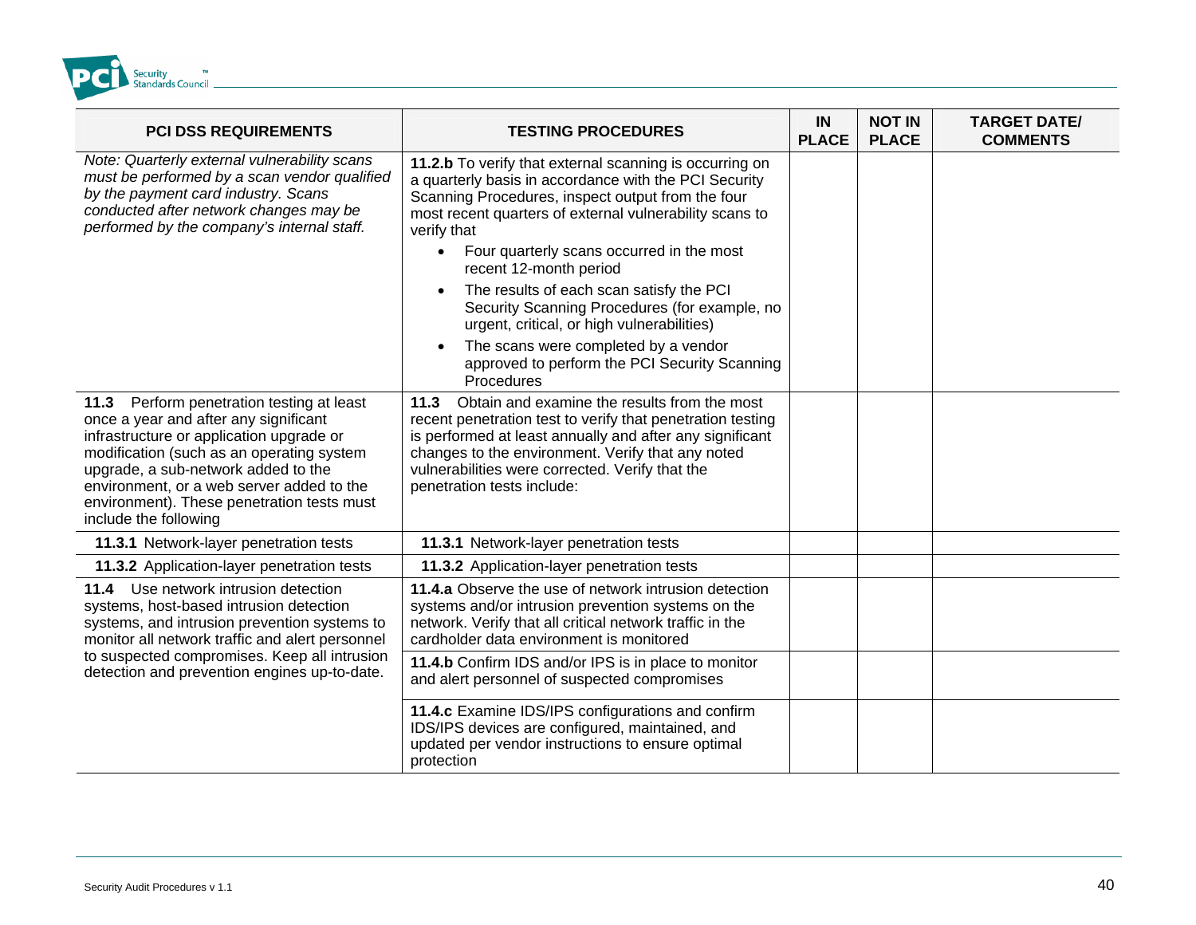| PCI DSS REQUIREMENTS | TESTING PROCEDURES | IN PLACE | NOT IN PLACE | TARGET DATE/ COMMENTS |
|---|---|---|---|---|
| *Note: Quarterly external vulnerability scans must be performed by a scan vendor qualified by the payment card industry. Scans conducted after network changes may be performed by the company's internal staff.* | **11.2.b** To verify that external scanning is occurring on a quarterly basis in accordance with the PCI Security Scanning Procedures, inspect output from the four most recent quarters of external vulnerability scans to verify that <br>• Four quarterly scans occurred in the most recent 12-month period <br>• The results of each scan satisfy the PCI Security Scanning Procedures (for example, no urgent, critical, or high vulnerabilities) <br>• The scans were completed by a vendor approved to perform the PCI Security Scanning Procedures | | | |
| **11.3** Perform penetration testing at least once a year and after any significant infrastructure or application upgrade or modification (such as an operating system upgrade, a sub-network added to the environment, or a web server added to the environment). These penetration tests must include the following | **11.3** Obtain and examine the results from the most recent penetration test to verify that penetration testing is performed at least annually and after any significant changes to the environment. Verify that any noted vulnerabilities were corrected. Verify that the penetration tests include: | | | |
| **11.3.1** Network-layer penetration tests | **11.3.1** Network-layer penetration tests | | | |
| **11.3.2** Application-layer penetration tests | **11.3.2** Application-layer penetration tests | | | |
| **11.4** Use network intrusion detection systems, host-based intrusion detection systems, and intrusion prevention systems to monitor all network traffic and alert personnel to suspected compromises. Keep all intrusion detection and prevention engines up-to-date. | **11.4.a** Observe the use of network intrusion detection systems and/or intrusion prevention systems on the network. Verify that all critical network traffic in the cardholder data environment is monitored | | | |
| | **11.4.b** Confirm IDS and/or IPS is in place to monitor and alert personnel of suspected compromises | | | |
| | **11.4.c** Examine IDS/IPS configurations and confirm IDS/IPS devices are configured, maintained, and updated per vendor instructions to ensure optimal protection | | | |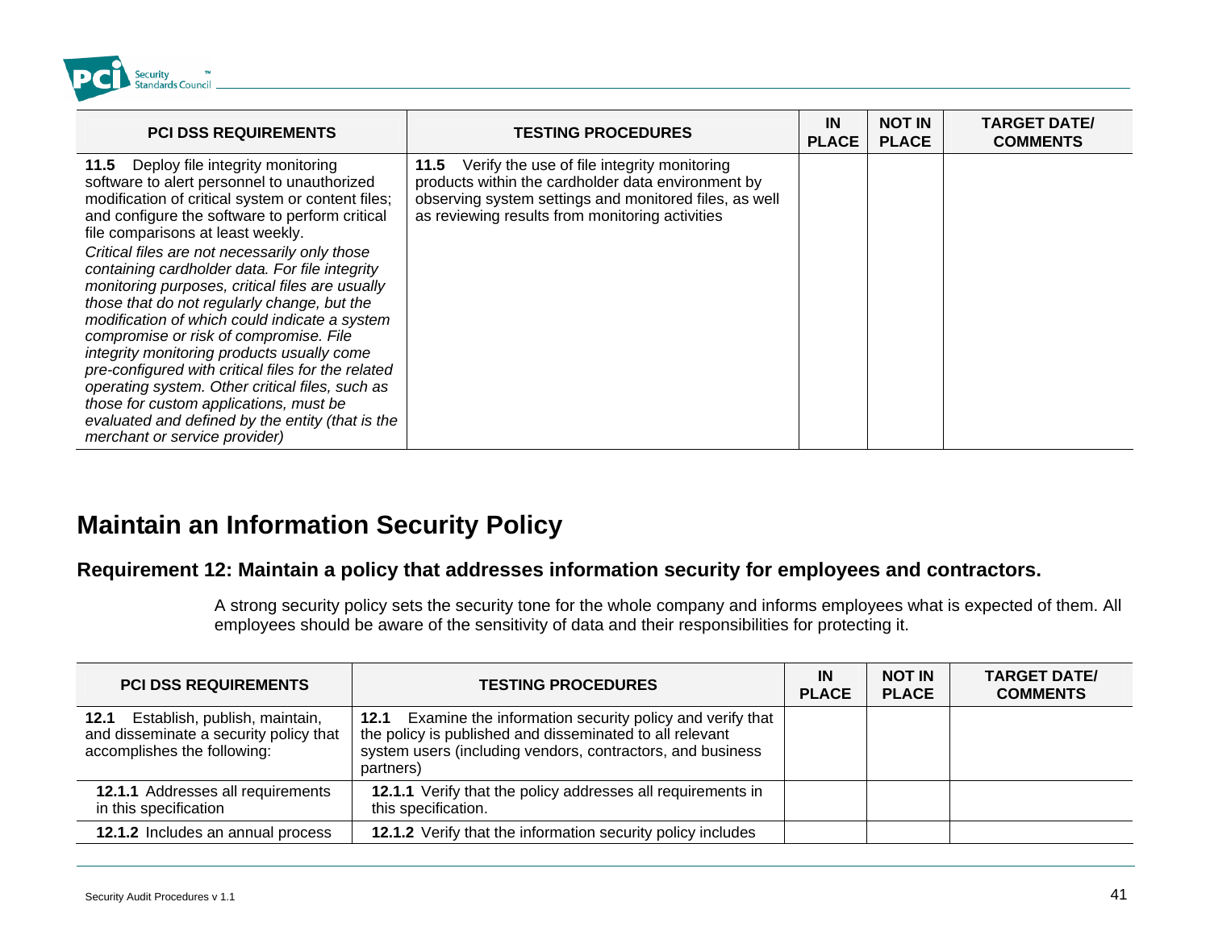| PCI DSS REQUIREMENTS | TESTING PROCEDURES | IN PLACE | NOT IN PLACE | TARGET DATE/ COMMENTS |
|---|---|---|---|---|
| **11.5** Deploy file integrity monitoring software to alert personnel to unauthorized modification of critical system or content files; and configure the software to perform critical file comparisons at least weekly. *Critical files are not necessarily only those containing cardholder data. For file integrity monitoring purposes, critical files are usually those that do not regularly change, but the modification of which could indicate a system compromise or risk of compromise. File integrity monitoring products usually come pre-configured with critical files for the related operating system. Other critical files, such as those for custom applications, must be evaluated and defined by the entity (that is the merchant or service provider)* | **11.5** Verify the use of file integrity monitoring products within the cardholder data environment by observing system settings and monitored files, as well as reviewing results from monitoring activities | | | |

## Maintain an Information Security Policy

### Requirement 12: Maintain a policy that addresses information security for employees and contractors.

A strong security policy sets the security tone for the whole company and informs employees what is expected of them. All employees should be aware of the sensitivity of data and their responsibilities for protecting it.

| PCI DSS REQUIREMENTS | TESTING PROCEDURES | IN PLACE | NOT IN PLACE | TARGET DATE/ COMMENTS |
|---|---|---|---|---|
| **12.1** Establish, publish, maintain, and disseminate a security policy that accomplishes the following: | **12.1** Examine the information security policy and verify that the policy is published and disseminated to all relevant system users (including vendors, contractors, and business partners) | | | |
| **12.1.1** Addresses all requirements in this specification | **12.1.1** Verify that the policy addresses all requirements in this specification. | | | |
| **12.1.2** Includes an annual process | **12.1.2** Verify that the information security policy includes | | | |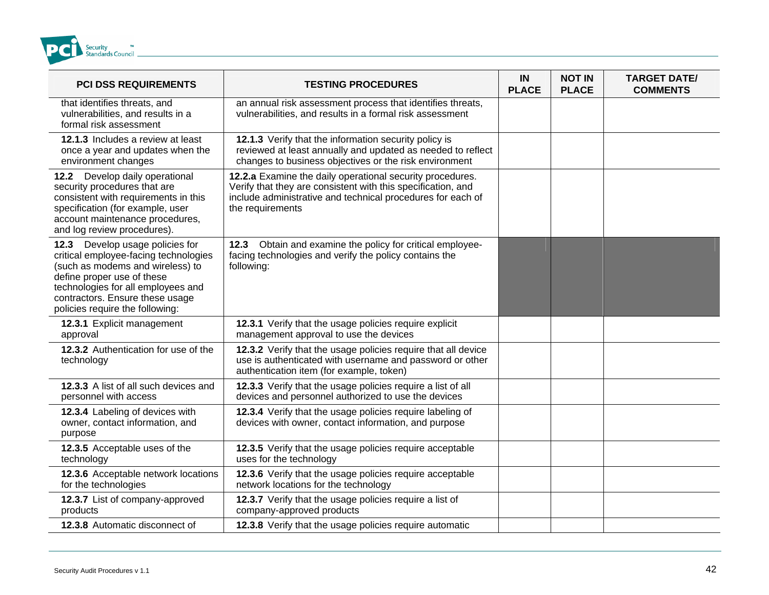| PCI DSS REQUIREMENTS | TESTING PROCEDURES | IN PLACE | NOT IN PLACE | TARGET DATE/ COMMENTS |
|---|---|---|---|---|
| that identifies threats, and vulnerabilities, and results in a formal risk assessment | an annual risk assessment process that identifies threats, vulnerabilities, and results in a formal risk assessment | | | |
| **12.1.3** Includes a review at least once a year and updates when the environment changes | **12.1.3** Verify that the information security policy is reviewed at least annually and updated as needed to reflect changes to business objectives or the risk environment | | | |
| **12.2** Develop daily operational security procedures that are consistent with requirements in this specification (for example, user account maintenance procedures, and log review procedures). | **12.2.a** Examine the daily operational security procedures. Verify that they are consistent with this specification, and include administrative and technical procedures for each of the requirements | | | |
| **12.3** Develop usage policies for critical employee-facing technologies (such as modems and wireless) to define proper use of these technologies for all employees and contractors. Ensure these usage policies require the following: | **12.3** Obtain and examine the policy for critical employee-facing technologies and verify the policy contains the following: | | | |
| **12.3.1** Explicit management approval | **12.3.1** Verify that the usage policies require explicit management approval to use the devices | | | |
| **12.3.2** Authentication for use of the technology | **12.3.2** Verify that the usage policies require that all device use is authenticated with username and password or other authentication item (for example, token) | | | |
| **12.3.3** A list of all such devices and personnel with access | **12.3.3** Verify that the usage policies require a list of all devices and personnel authorized to use the devices | | | |
| **12.3.4** Labeling of devices with owner, contact information, and purpose | **12.3.4** Verify that the usage policies require labeling of devices with owner, contact information, and purpose | | | |
| **12.3.5** Acceptable uses of the technology | **12.3.5** Verify that the usage policies require acceptable uses for the technology | | | |
| **12.3.6** Acceptable network locations for the technologies | **12.3.6** Verify that the usage policies require acceptable network locations for the technology | | | |
| **12.3.7** List of company-approved products | **12.3.7** Verify that the usage policies require a list of company-approved products | | | |
| **12.3.8** Automatic disconnect of | **12.3.8** Verify that the usage policies require automatic | | | |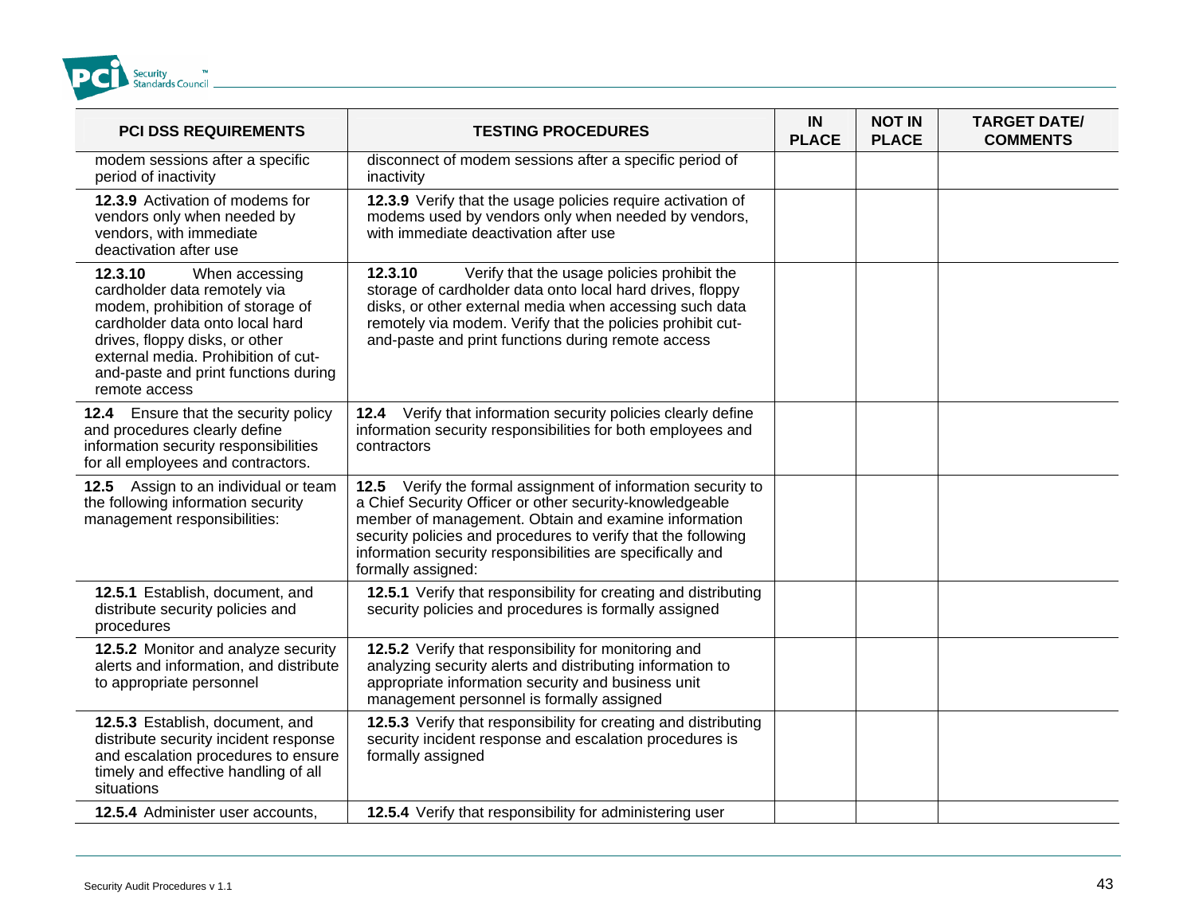| PCI DSS REQUIREMENTS | TESTING PROCEDURES | IN PLACE | NOT IN PLACE | TARGET DATE/ COMMENTS |
|---|---|---|---|---|
| modem sessions after a specific period of inactivity | disconnect of modem sessions after a specific period of inactivity | | | |
| **12.3.9** Activation of modems for vendors only when needed by vendors, with immediate deactivation after use | **12.3.9** Verify that the usage policies require activation of modems used by vendors only when needed by vendors, with immediate deactivation after use | | | |
| **12.3.10** When accessing cardholder data remotely via modem, prohibition of storage of cardholder data onto local hard drives, floppy disks, or other external media. Prohibition of cut-and-paste and print functions during remote access | **12.3.10** Verify that the usage policies prohibit the storage of cardholder data onto local hard drives, floppy disks, or other external media when accessing such data remotely via modem. Verify that the policies prohibit cut-and-paste and print functions during remote access | | | |
| **12.4** Ensure that the security policy and procedures clearly define information security responsibilities for all employees and contractors. | **12.4** Verify that information security policies clearly define information security responsibilities for both employees and contractors | | | |
| **12.5** Assign to an individual or team the following information security management responsibilities: | **12.5** Verify the formal assignment of information security to a Chief Security Officer or other security-knowledgeable member of management. Obtain and examine information security policies and procedures to verify that the following information security responsibilities are specifically and formally assigned: | | | |
| **12.5.1** Establish, document, and distribute security policies and procedures | **12.5.1** Verify that responsibility for creating and distributing security policies and procedures is formally assigned | | | |
| **12.5.2** Monitor and analyze security alerts and information, and distribute to appropriate personnel | **12.5.2** Verify that responsibility for monitoring and analyzing security alerts and distributing information to appropriate information security and business unit management personnel is formally assigned | | | |
| **12.5.3** Establish, document, and distribute security incident response and escalation procedures to ensure timely and effective handling of all situations | **12.5.3** Verify that responsibility for creating and distributing security incident response and escalation procedures is formally assigned | | | |
| **12.5.4** Administer user accounts, | **12.5.4** Verify that responsibility for administering user | | | |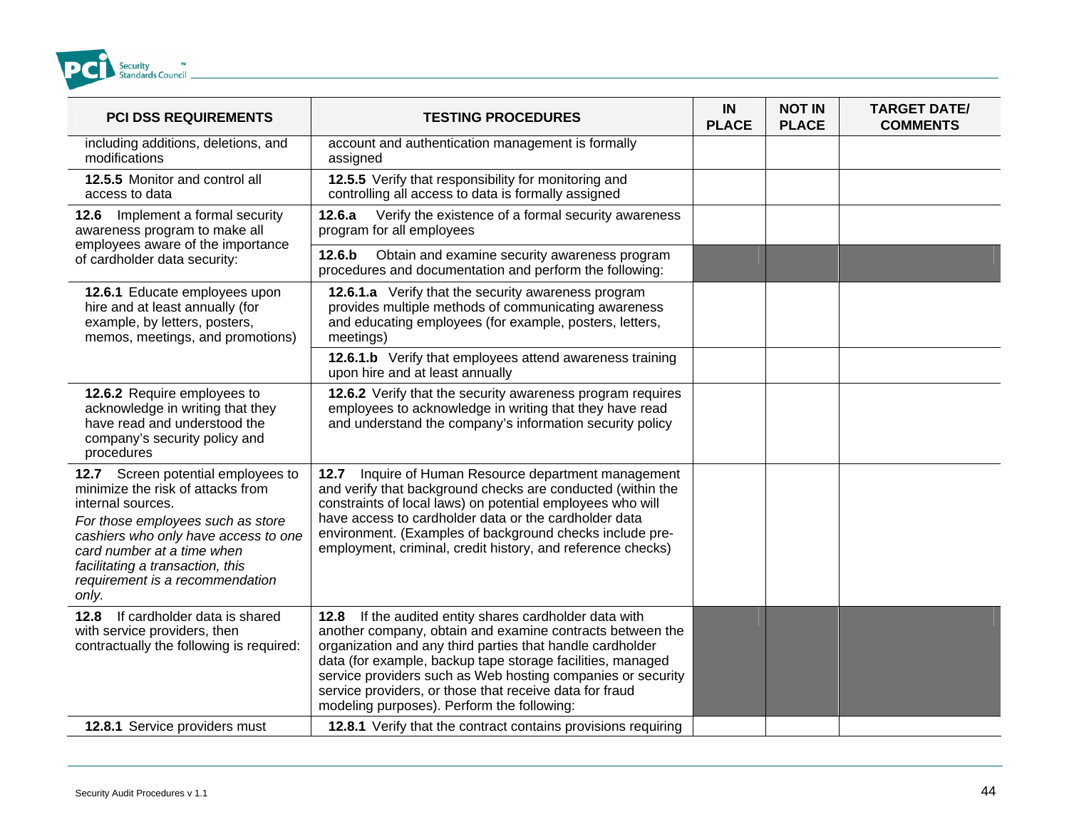| PCI DSS REQUIREMENTS | TESTING PROCEDURES | IN PLACE | NOT IN PLACE | TARGET DATE/ COMMENTS |
|---|---|---|---|---|
| including additions, deletions, and modifications | account and authentication management is formally assigned | | | |
| **12.5.5** Monitor and control all access to data | **12.5.5** Verify that responsibility for monitoring and controlling all access to data is formally assigned | | | |
| **12.6** Implement a formal security awareness program to make all employees aware of the importance of cardholder data security: | **12.6.a** Verify the existence of a formal security awareness program for all employees | | | |
| | **12.6.b** Obtain and examine security awareness program procedures and documentation and perform the following: | | | |
| **12.6.1** Educate employees upon hire and at least annually (for example, by letters, posters, memos, meetings, and promotions) | **12.6.1.a** Verify that the security awareness program provides multiple methods of communicating awareness and educating employees (for example, posters, letters, meetings) | | | |
| | **12.6.1.b** Verify that employees attend awareness training upon hire and at least annually | | | |
| **12.6.2** Require employees to acknowledge in writing that they have read and understood the company's security policy and procedures | **12.6.2** Verify that the security awareness program requires employees to acknowledge in writing that they have read and understand the company's information security policy | | | |
| **12.7** Screen potential employees to minimize the risk of attacks from internal sources.<br>*For those employees such as store cashiers who only have access to one card number at a time when facilitating a transaction, this requirement is a recommendation only.* | **12.7** Inquire of Human Resource department management and verify that background checks are conducted (within the constraints of local laws) on potential employees who will have access to cardholder data or the cardholder data environment. (Examples of background checks include pre-employment, criminal, credit history, and reference checks) | | | |
| **12.8** If cardholder data is shared with service providers, then contractually the following is required: | **12.8** If the audited entity shares cardholder data with another company, obtain and examine contracts between the organization and any third parties that handle cardholder data (for example, backup tape storage facilities, managed service providers such as Web hosting companies or security service providers, or those that receive data for fraud modeling purposes). Perform the following: | | | |
| **12.8.1** Service providers must | **12.8.1** Verify that the contract contains provisions requiring | | | |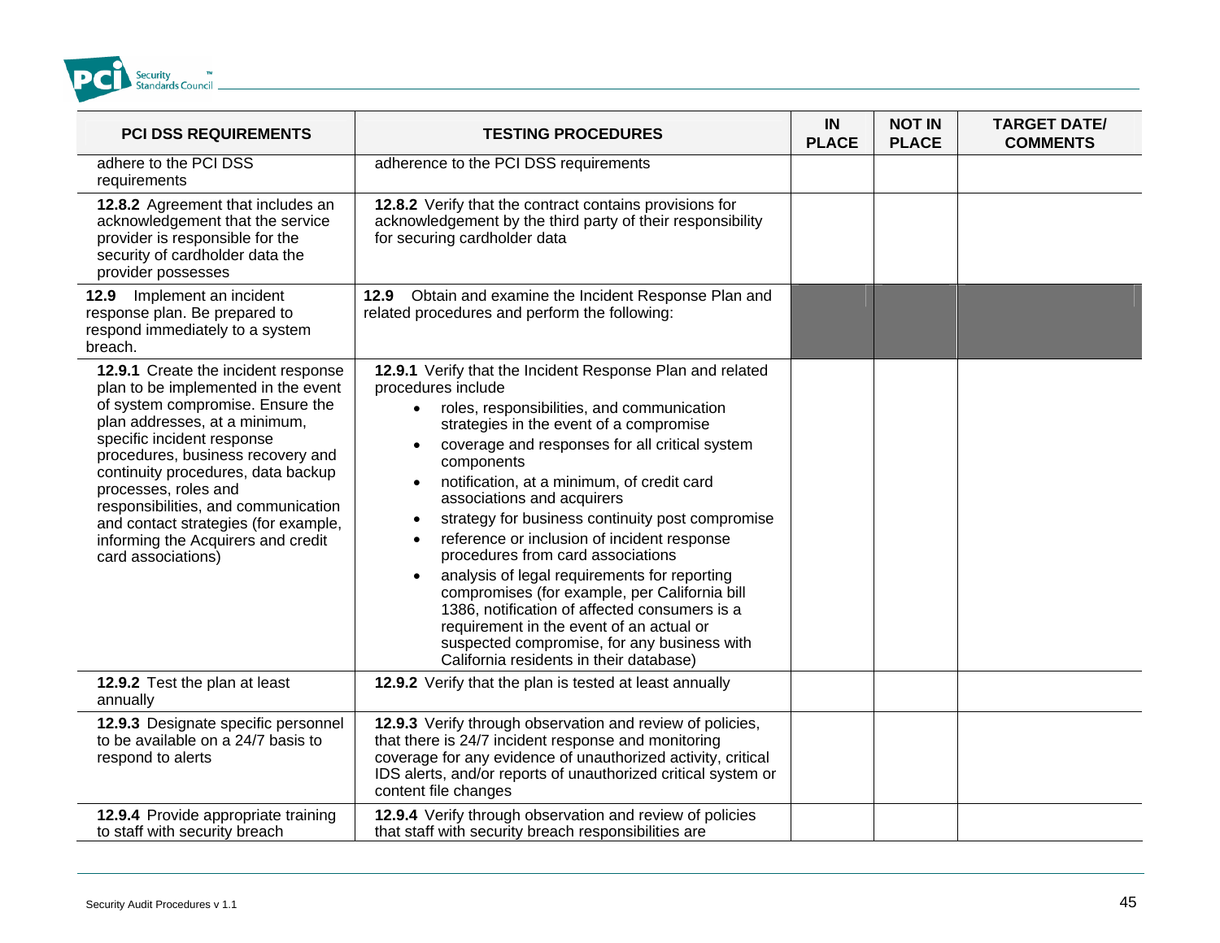| PCI DSS REQUIREMENTS | TESTING PROCEDURES | IN PLACE | NOT IN PLACE | TARGET DATE/ COMMENTS |
|---|---|---|---|---|
| adhere to the PCI DSS requirements | adherence to the PCI DSS requirements | | | |
| **12.8.2** Agreement that includes an acknowledgement that the service provider is responsible for the security of cardholder data the provider possesses | **12.8.2** Verify that the contract contains provisions for acknowledgement by the third party of their responsibility for securing cardholder data | | | |
| **12.9** Implement an incident response plan. Be prepared to respond immediately to a system breach. | **12.9** Obtain and examine the Incident Response Plan and related procedures and perform the following: | | | |
| **12.9.1** Create the incident response plan to be implemented in the event of system compromise. Ensure the plan addresses, at a minimum, specific incident response procedures, business recovery and continuity procedures, data backup processes, roles and responsibilities, and communication and contact strategies (for example, informing the Acquirers and credit card associations) | **12.9.1** Verify that the Incident Response Plan and related procedures include<br>• roles, responsibilities, and communication strategies in the event of a compromise<br>• coverage and responses for all critical system components<br>• notification, at a minimum, of credit card associations and acquirers<br>• strategy for business continuity post compromise<br>• reference or inclusion of incident response procedures from card associations<br>• analysis of legal requirements for reporting compromises (for example, per California bill 1386, notification of affected consumers is a requirement in the event of an actual or suspected compromise, for any business with California residents in their database) | | | |
| **12.9.2** Test the plan at least annually | **12.9.2** Verify that the plan is tested at least annually | | | |
| **12.9.3** Designate specific personnel to be available on a 24/7 basis to respond to alerts | **12.9.3** Verify through observation and review of policies, that there is 24/7 incident response and monitoring coverage for any evidence of unauthorized activity, critical IDS alerts, and/or reports of unauthorized critical system or content file changes | | | |
| **12.9.4** Provide appropriate training to staff with security breach | **12.9.4** Verify through observation and review of policies that staff with security breach responsibilities are | | | |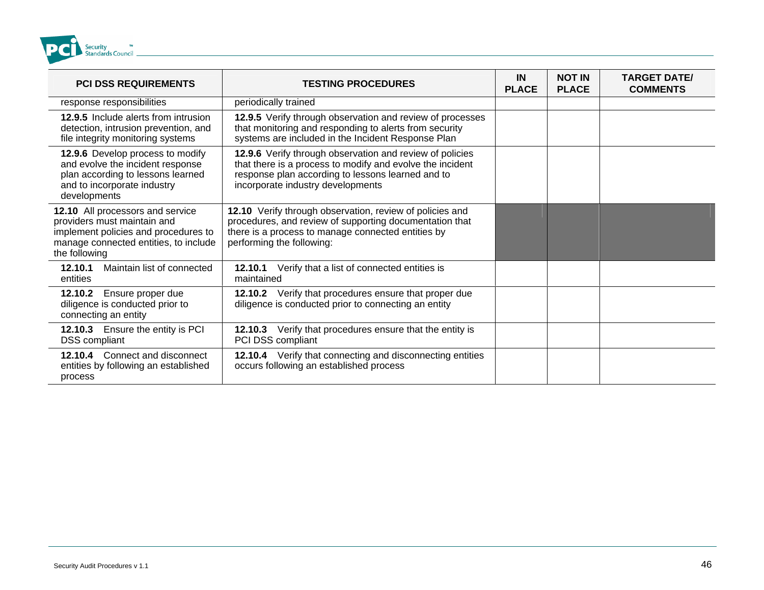| PCI DSS REQUIREMENTS | TESTING PROCEDURES | IN PLACE | NOT IN PLACE | TARGET DATE/ COMMENTS |
|---|---|---|---|---|
| response responsibilities | periodically trained | | | |
| **12.9.5** Include alerts from intrusion detection, intrusion prevention, and file integrity monitoring systems | **12.9.5** Verify through observation and review of processes that monitoring and responding to alerts from security systems are included in the Incident Response Plan | | | |
| **12.9.6** Develop process to modify and evolve the incident response plan according to lessons learned and to incorporate industry developments | **12.9.6** Verify through observation and review of policies that there is a process to modify and evolve the incident response plan according to lessons learned and to incorporate industry developments | | | |
| **12.10** All processors and service providers must maintain and implement policies and procedures to manage connected entities, to include the following | **12.10** Verify through observation, review of policies and procedures, and review of supporting documentation that there is a process to manage connected entities by performing the following: | | | |
| **12.10.1** Maintain list of connected entities | **12.10.1** Verify that a list of connected entities is maintained | | | |
| **12.10.2** Ensure proper due diligence is conducted prior to connecting an entity | **12.10.2** Verify that procedures ensure that proper due diligence is conducted prior to connecting an entity | | | |
| **12.10.3** Ensure the entity is PCI DSS compliant | **12.10.3** Verify that procedures ensure that the entity is PCI DSS compliant | | | |
| **12.10.4** Connect and disconnect entities by following an established process | **12.10.4** Verify that connecting and disconnecting entities occurs following an established process | | | |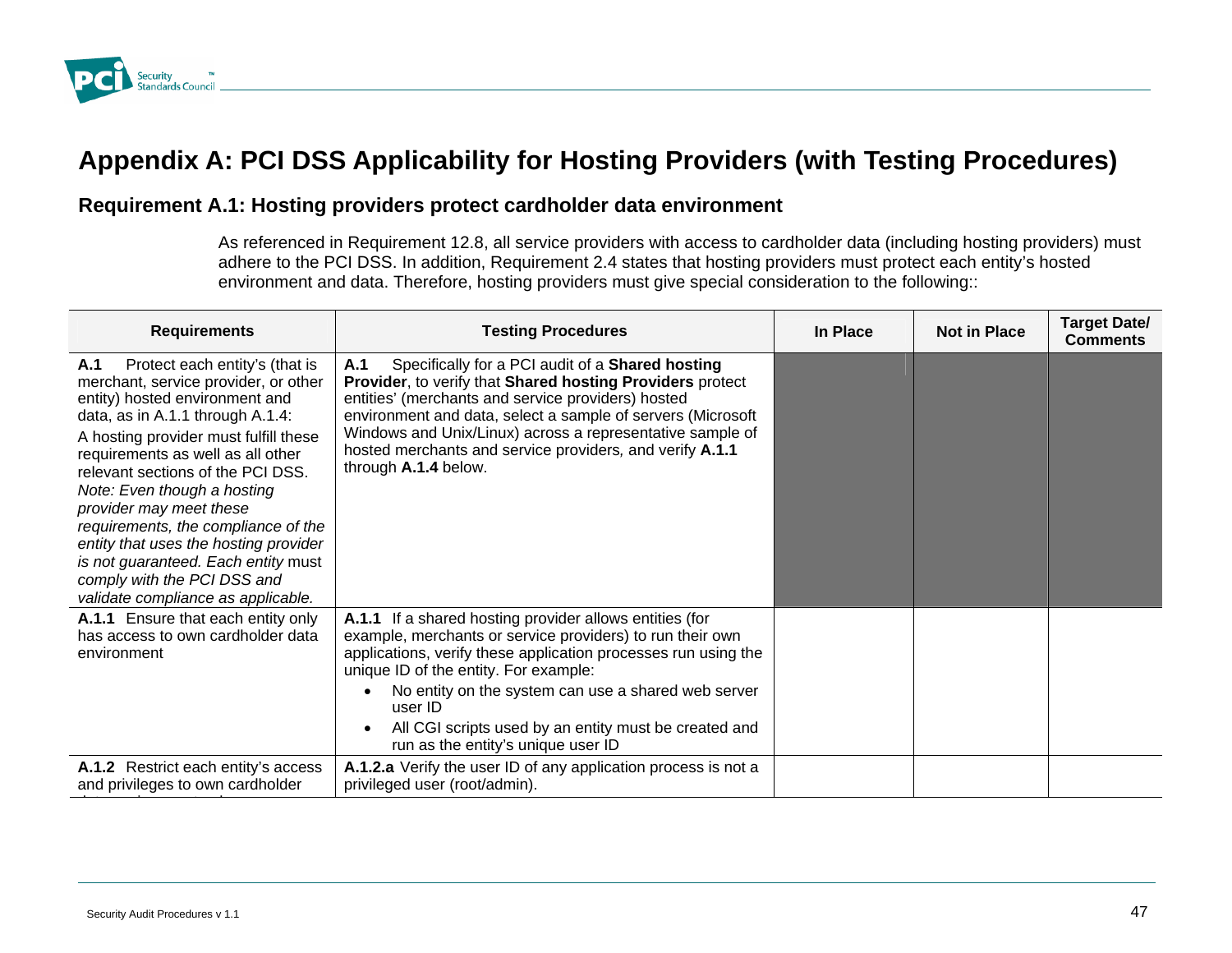# Appendix A: PCI DSS Applicability for Hosting Providers (with Testing Procedures)

## Requirement A.1: Hosting providers protect cardholder data environment

As referenced in Requirement 12.8, all service providers with access to cardholder data (including hosting providers) must adhere to the PCI DSS. In addition, Requirement 2.4 states that hosting providers must protect each entity's hosted environment and data. Therefore, hosting providers must give special consideration to the following::

| Requirements | Testing Procedures | In Place | Not in Place | Target Date/ Comments |
|---|---|---|---|---|
| **A.1** Protect each entity's (that is merchant, service provider, or other entity) hosted environment and data, as in A.1.1 through A.1.4:<br>A hosting provider must fulfill these requirements as well as all other relevant sections of the PCI DSS.<br>*Note: Even though a hosting provider may meet these requirements, the compliance of the entity that uses the hosting provider is not guaranteed. Each entity* must *comply with the PCI DSS and validate compliance as applicable.* | **A.1** Specifically for a PCI audit of a **Shared hosting Provider**, to verify that **Shared hosting Providers** protect entities' (merchants and service providers) hosted environment and data, select a sample of servers (Microsoft Windows and Unix/Linux) across a representative sample of hosted merchants and service providers*,* and verify **A.1.1** through **A.1.4** below. | | | |
| **A.1.1** Ensure that each entity only has access to own cardholder data environment | **A.1.1** If a shared hosting provider allows entities (for example, merchants or service providers) to run their own applications, verify these application processes run using the unique ID of the entity. For example:<br>• No entity on the system can use a shared web server user ID<br>• All CGI scripts used by an entity must be created and run as the entity's unique user ID | | | |
| **A.1.2** Restrict each entity's access and privileges to own cardholder | **A.1.2.a** Verify the user ID of any application process is not a privileged user (root/admin). | | | |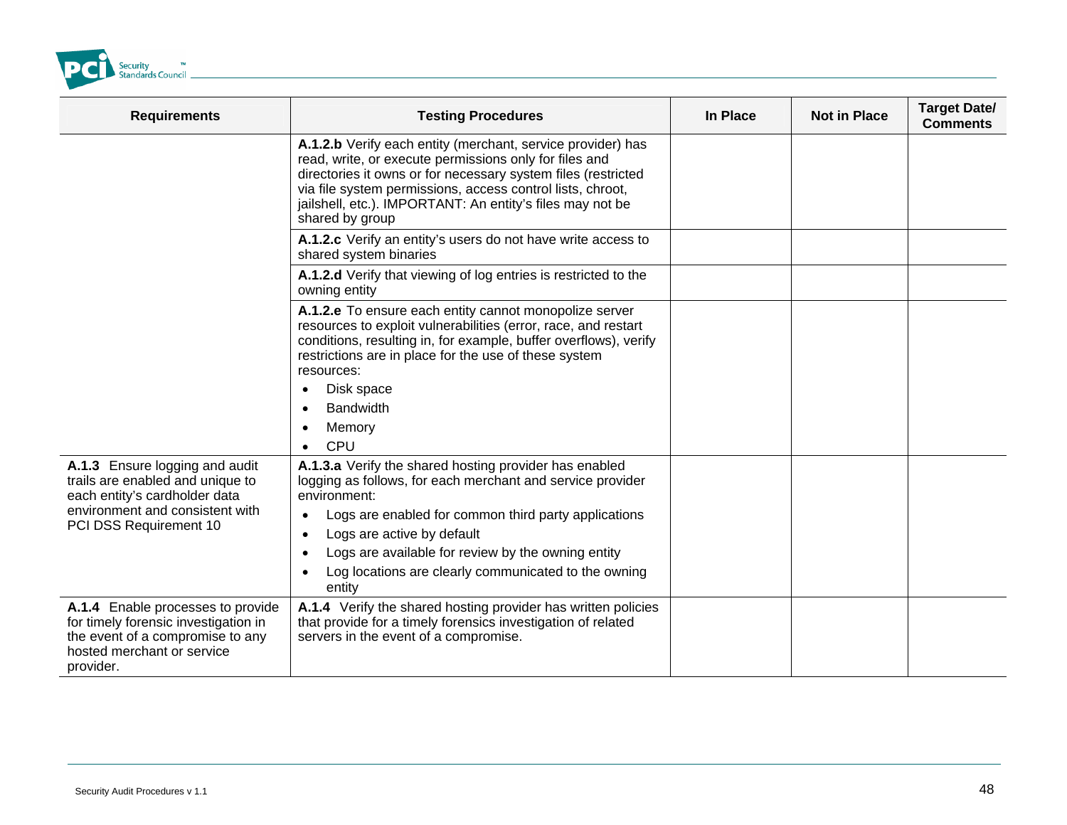| Requirements | Testing Procedures | In Place | Not in Place | Target Date/ Comments |
|---|---|---|---|---|
| | **A.1.2.b** Verify each entity (merchant, service provider) has read, write, or execute permissions only for files and directories it owns or for necessary system files (restricted via file system permissions, access control lists, chroot, jailshell, etc.). IMPORTANT: An entity's files may not be shared by group | | | |
| | **A.1.2.c** Verify an entity's users do not have write access to shared system binaries | | | |
| | **A.1.2.d** Verify that viewing of log entries is restricted to the owning entity | | | |
| | **A.1.2.e** To ensure each entity cannot monopolize server resources to exploit vulnerabilities (error, race, and restart conditions, resulting in, for example, buffer overflows), verify restrictions are in place for the use of these system resources:<br>• Disk space<br>• Bandwidth<br>• Memory<br>• CPU | | | |
| **A.1.3** Ensure logging and audit trails are enabled and unique to each entity's cardholder data environment and consistent with PCI DSS Requirement 10 | **A.1.3.a** Verify the shared hosting provider has enabled logging as follows, for each merchant and service provider environment:<br>• Logs are enabled for common third party applications<br>• Logs are active by default<br>• Logs are available for review by the owning entity<br>• Log locations are clearly communicated to the owning entity | | | |
| **A.1.4** Enable processes to provide for timely forensic investigation in the event of a compromise to any hosted merchant or service provider. | **A.1.4** Verify the shared hosting provider has written policies that provide for a timely forensics investigation of related servers in the event of a compromise. | | | |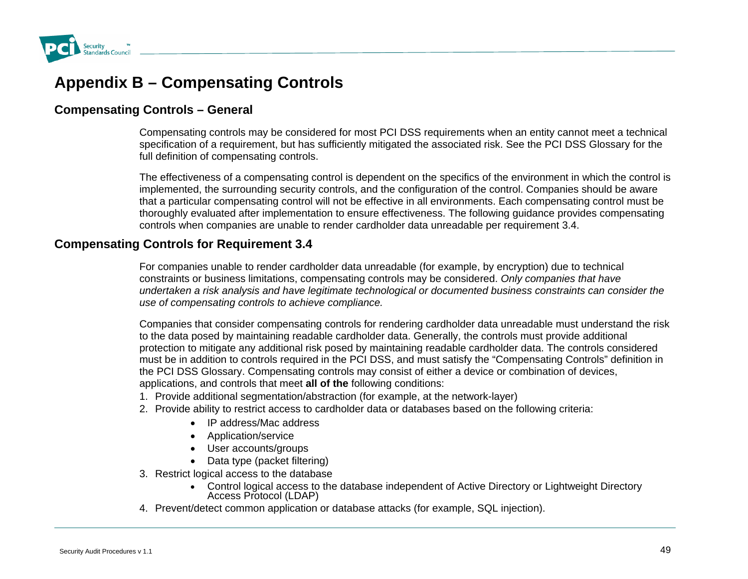# Appendix B – Compensating Controls

## Compensating Controls – General

Compensating controls may be considered for most PCI DSS requirements when an entity cannot meet a technical specification of a requirement, but has sufficiently mitigated the associated risk. See the PCI DSS Glossary for the full definition of compensating controls.

The effectiveness of a compensating control is dependent on the specifics of the environment in which the control is implemented, the surrounding security controls, and the configuration of the control. Companies should be aware that a particular compensating control will not be effective in all environments. Each compensating control must be thoroughly evaluated after implementation to ensure effectiveness. The following guidance provides compensating controls when companies are unable to render cardholder data unreadable per requirement 3.4.

## Compensating Controls for Requirement 3.4

For companies unable to render cardholder data unreadable (for example, by encryption) due to technical constraints or business limitations, compensating controls may be considered. *Only companies that have undertaken a risk analysis and have legitimate technological or documented business constraints can consider the use of compensating controls to achieve compliance.*

Companies that consider compensating controls for rendering cardholder data unreadable must understand the risk to the data posed by maintaining readable cardholder data. Generally, the controls must provide additional protection to mitigate any additional risk posed by maintaining readable cardholder data. The controls considered must be in addition to controls required in the PCI DSS, and must satisfy the "Compensating Controls" definition in the PCI DSS Glossary. Compensating controls may consist of either a device or combination of devices, applications, and controls that meet **all of the** following conditions:

1. Provide additional segmentation/abstraction (for example, at the network-layer)
2. Provide ability to restrict access to cardholder data or databases based on the following criteria:
   - IP address/Mac address
   - Application/service
   - User accounts/groups
   - Data type (packet filtering)
3. Restrict logical access to the database
   - Control logical access to the database independent of Active Directory or Lightweight Directory Access Protocol (LDAP)
4. Prevent/detect common application or database attacks (for example, SQL injection).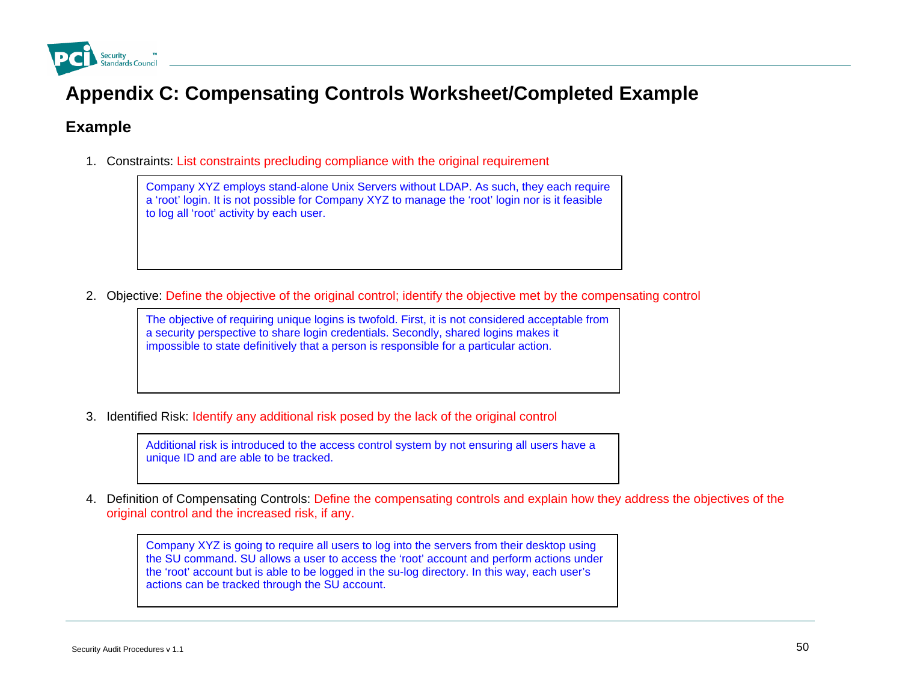# Appendix C: Compensating Controls Worksheet/Completed Example

## Example

1. Constraints: List constraints precluding compliance with the original requirement

   Company XYZ employs stand-alone Unix Servers without LDAP. As such, they each require a 'root' login. It is not possible for Company XYZ to manage the 'root' login nor is it feasible to log all 'root' activity by each user.

2. Objective: Define the objective of the original control; identify the objective met by the compensating control

   The objective of requiring unique logins is twofold. First, it is not considered acceptable from a security perspective to share login credentials. Secondly, shared logins makes it impossible to state definitively that a person is responsible for a particular action.

3. Identified Risk: Identify any additional risk posed by the lack of the original control

   Additional risk is introduced to the access control system by not ensuring all users have a unique ID and are able to be tracked.

4. Definition of Compensating Controls: Define the compensating controls and explain how they address the objectives of the original control and the increased risk, if any.

   Company XYZ is going to require all users to log into the servers from their desktop using the SU command. SU allows a user to access the 'root' account and perform actions under the 'root' account but is able to be logged in the su-log directory. In this way, each user's actions can be tracked through the SU account.